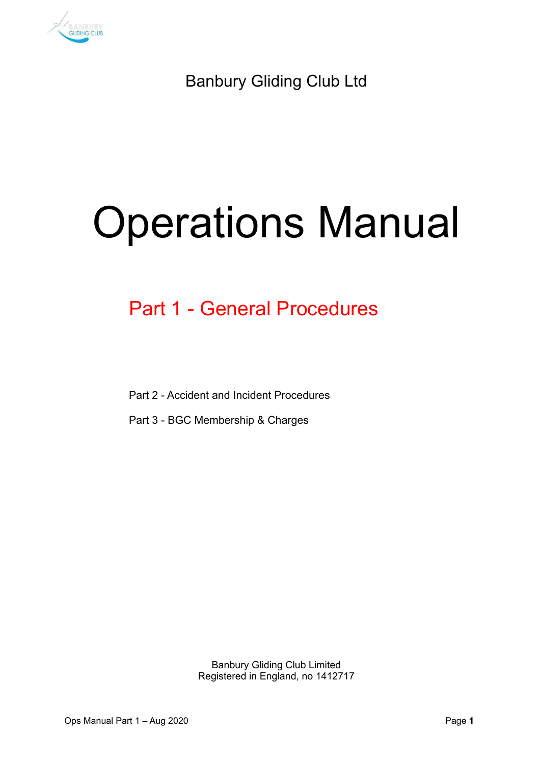Banbury Gliding Club Ltd

# Operations Manual

## Part 1 - General Procedures

Part 2 - Accident and Incident Procedures

Part 3 - BGC Membership & Charges

Banbury Gliding Club Limited
Registered in England, no 1412717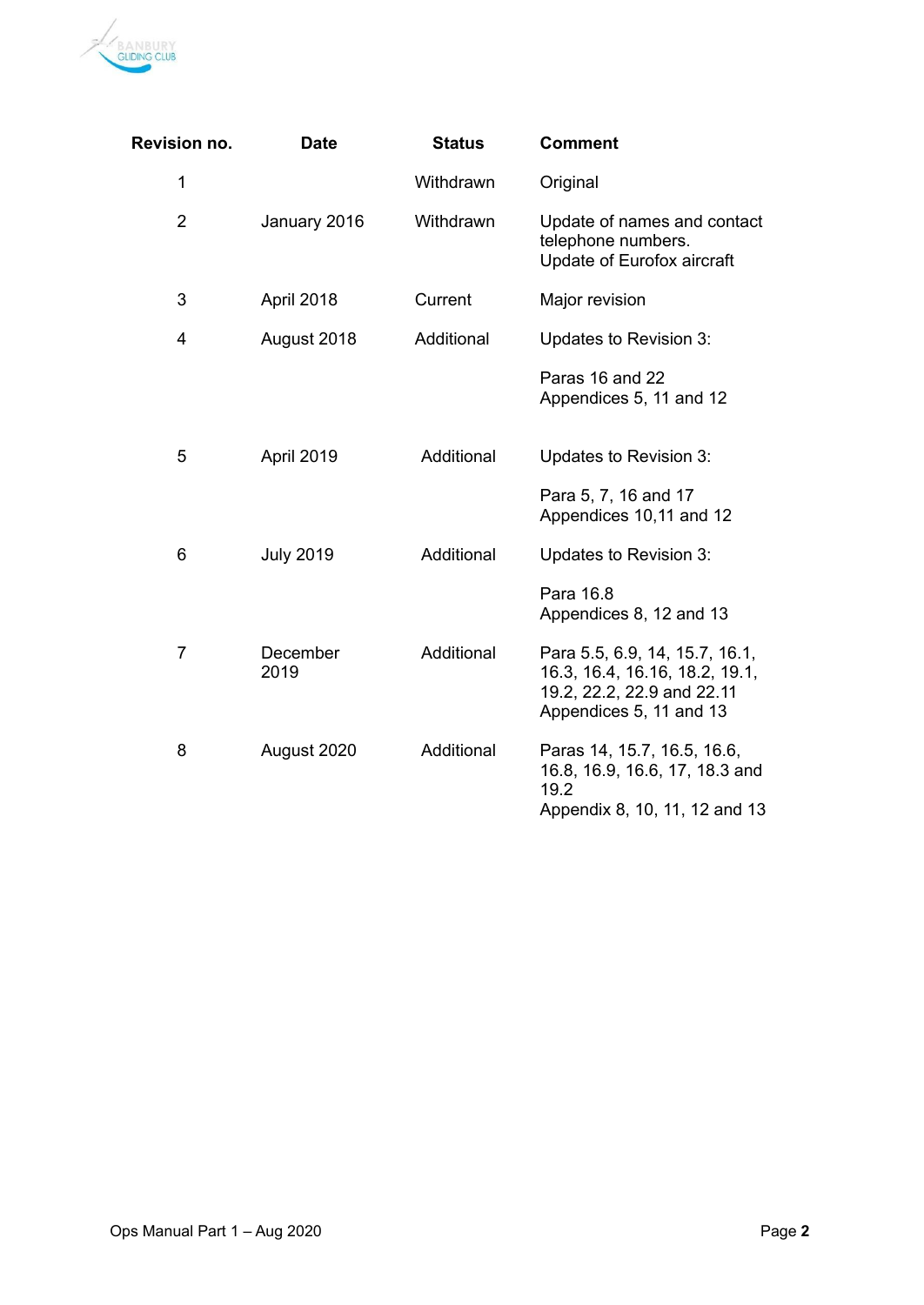| Revision no. | Date | Status | Comment |
|---|---|---|---|
| 1 | | Withdrawn | Original |
| 2 | January 2016 | Withdrawn | Update of names and contact telephone numbers.<br>Update of Eurofox aircraft |
| 3 | April 2018 | Current | Major revision |
| 4 | August 2018 | Additional | Updates to Revision 3:<br><br>Paras 16 and 22<br>Appendices 5, 11 and 12 |
| 5 | April 2019 | Additional | Updates to Revision 3:<br><br>Para 5, 7, 16 and 17<br>Appendices 10,11 and 12 |
| 6 | July 2019 | Additional | Updates to Revision 3:<br><br>Para 16.8<br>Appendices 8, 12 and 13 |
| 7 | December 2019 | Additional | Para 5.5, 6.9, 14, 15.7, 16.1, 16.3, 16.4, 16.16, 18.2, 19.1, 19.2, 22.2, 22.9 and 22.11<br>Appendices 5, 11 and 13 |
| 8 | August 2020 | Additional | Paras 14, 15.7, 16.5, 16.6, 16.8, 16.9, 16.6, 17, 18.3 and 19.2<br>Appendix 8, 10, 11, 12 and 13 |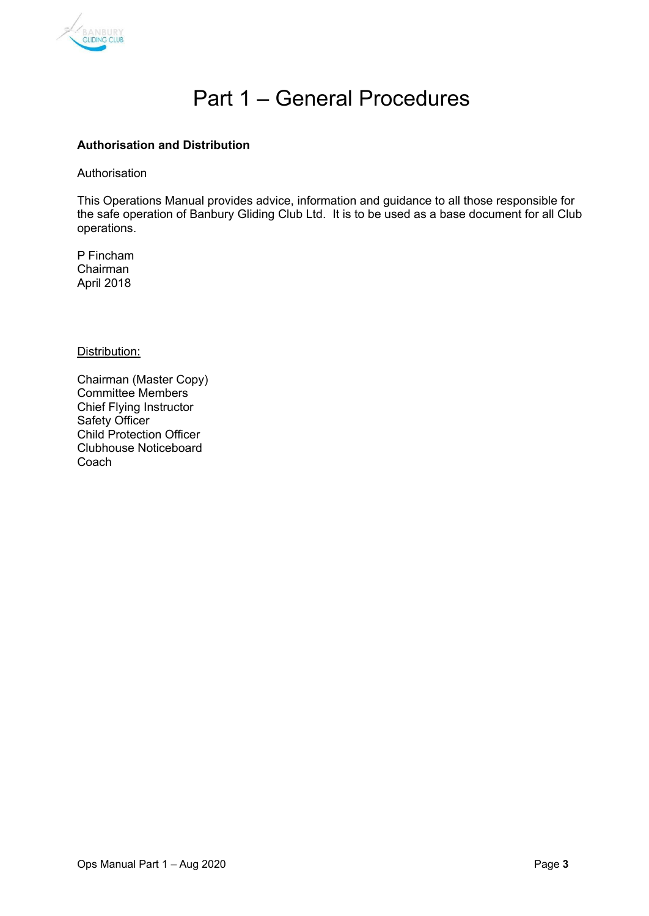# Part 1 – General Procedures

**Authorisation and Distribution**

Authorisation

This Operations Manual provides advice, information and guidance to all those responsible for the safe operation of Banbury Gliding Club Ltd. It is to be used as a base document for all Club operations.

P Fincham
Chairman
April 2018

Distribution:

Chairman (Master Copy)
Committee Members
Chief Flying Instructor
Safety Officer
Child Protection Officer
Clubhouse Noticeboard
Coach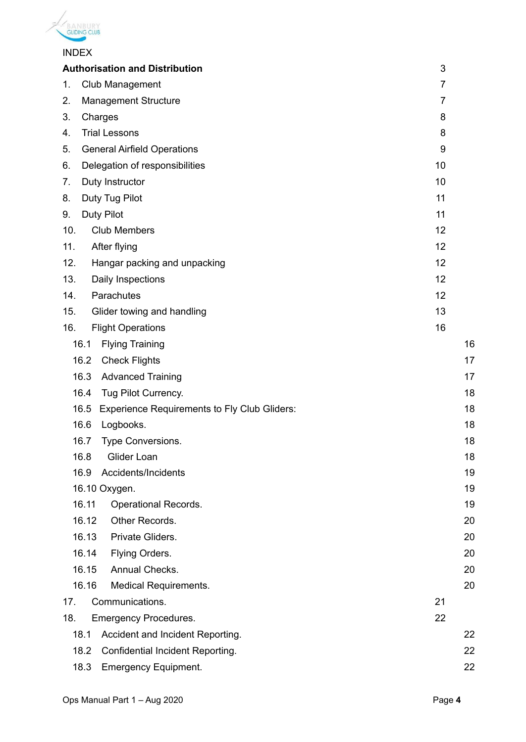INDEX

| | | | |
|---|---|---|---|
| **Authorisation and Distribution** | | 3 | |
| 1. | Club Management | 7 | |
| 2. | Management Structure | 7 | |
| 3. | Charges | 8 | |
| 4. | Trial Lessons | 8 | |
| 5. | General Airfield Operations | 9 | |
| 6. | Delegation of responsibilities | 10 | |
| 7. | Duty Instructor | 10 | |
| 8. | Duty Tug Pilot | 11 | |
| 9. | Duty Pilot | 11 | |
| 10. | Club Members | 12 | |
| 11. | After flying | 12 | |
| 12. | Hangar packing and unpacking | 12 | |
| 13. | Daily Inspections | 12 | |
| 14. | Parachutes | 12 | |
| 15. | Glider towing and handling | 13 | |
| 16. | Flight Operations | 16 | |
| 16.1 | Flying Training | | 16 |
| 16.2 | Check Flights | | 17 |
| 16.3 | Advanced Training | | 17 |
| 16.4 | Tug Pilot Currency. | | 18 |
| 16.5 | Experience Requirements to Fly Club Gliders: | | 18 |
| 16.6 | Logbooks. | | 18 |
| 16.7 | Type Conversions. | | 18 |
| 16.8 | Glider Loan | | 18 |
| 16.9 | Accidents/Incidents | | 19 |
| 16.10 | Oxygen. | | 19 |
| 16.11 | Operational Records. | | 19 |
| 16.12 | Other Records. | | 20 |
| 16.13 | Private Gliders. | | 20 |
| 16.14 | Flying Orders. | | 20 |
| 16.15 | Annual Checks. | | 20 |
| 16.16 | Medical Requirements. | | 20 |
| 17. | Communications. | 21 | |
| 18. | Emergency Procedures. | 22 | |
| 18.1 | Accident and Incident Reporting. | | 22 |
| 18.2 | Confidential Incident Reporting. | | 22 |
| 18.3 | Emergency Equipment. | | 22 |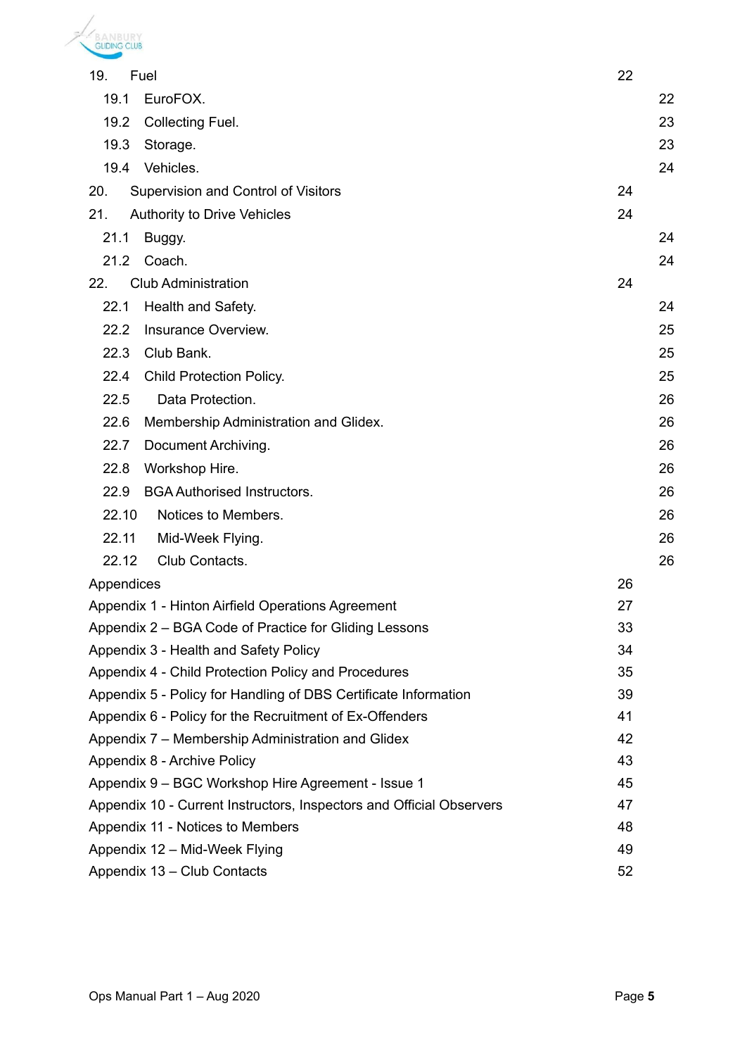| | | |
|---|---|---|
| 19. Fuel | 22 | |
| 19.1 EuroFOX. | | 22 |
| 19.2 Collecting Fuel. | | 23 |
| 19.3 Storage. | | 23 |
| 19.4 Vehicles. | | 24 |
| 20. Supervision and Control of Visitors | 24 | |
| 21. Authority to Drive Vehicles | 24 | |
| 21.1 Buggy. | | 24 |
| 21.2 Coach. | | 24 |
| 22. Club Administration | 24 | |
| 22.1 Health and Safety. | | 24 |
| 22.2 Insurance Overview. | | 25 |
| 22.3 Club Bank. | | 25 |
| 22.4 Child Protection Policy. | | 25 |
| 22.5 Data Protection. | | 26 |
| 22.6 Membership Administration and Glidex. | | 26 |
| 22.7 Document Archiving. | | 26 |
| 22.8 Workshop Hire. | | 26 |
| 22.9 BGA Authorised Instructors. | | 26 |
| 22.10 Notices to Members. | | 26 |
| 22.11 Mid-Week Flying. | | 26 |
| 22.12 Club Contacts. | | 26 |
| Appendices | 26 | |
| Appendix 1 - Hinton Airfield Operations Agreement | 27 | |
| Appendix 2 – BGA Code of Practice for Gliding Lessons | 33 | |
| Appendix 3 - Health and Safety Policy | 34 | |
| Appendix 4 - Child Protection Policy and Procedures | 35 | |
| Appendix 5 - Policy for Handling of DBS Certificate Information | 39 | |
| Appendix 6 - Policy for the Recruitment of Ex-Offenders | 41 | |
| Appendix 7 – Membership Administration and Glidex | 42 | |
| Appendix 8 - Archive Policy | 43 | |
| Appendix 9 – BGC Workshop Hire Agreement - Issue 1 | 45 | |
| Appendix 10 - Current Instructors, Inspectors and Official Observers | 47 | |
| Appendix 11 - Notices to Members | 48 | |
| Appendix 12 – Mid-Week Flying | 49 | |
| Appendix 13 – Club Contacts | 52 | |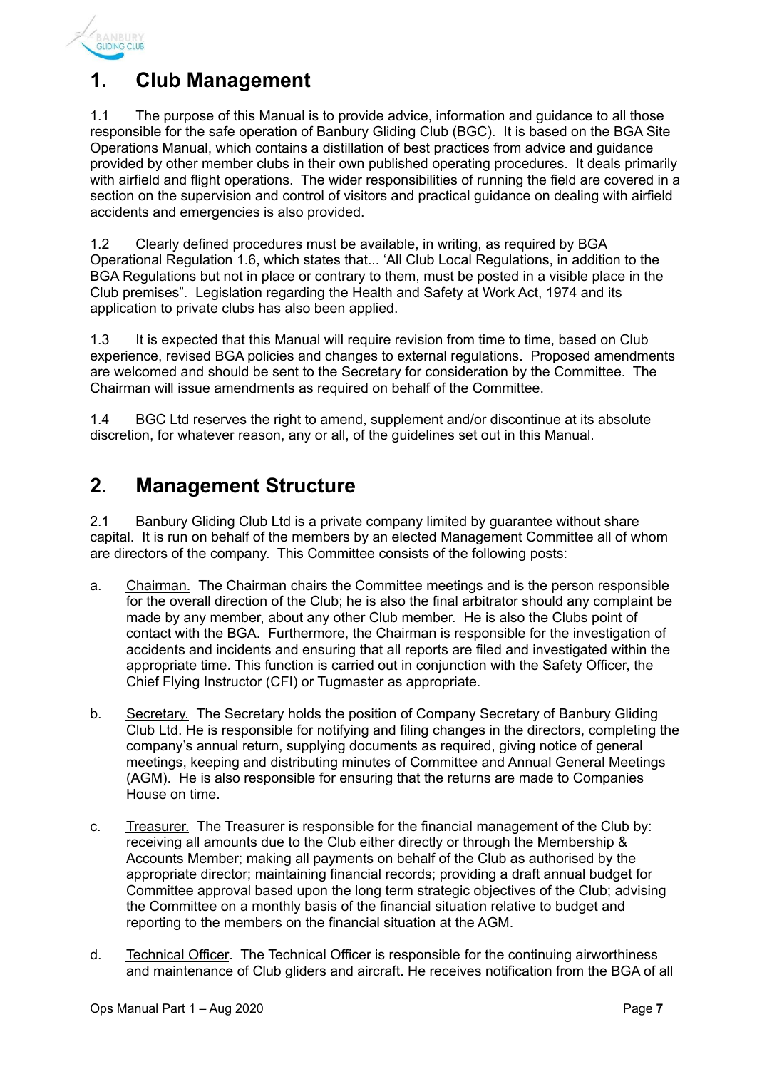# 1. Club Management

1.1 The purpose of this Manual is to provide advice, information and guidance to all those responsible for the safe operation of Banbury Gliding Club (BGC). It is based on the BGA Site Operations Manual, which contains a distillation of best practices from advice and guidance provided by other member clubs in their own published operating procedures. It deals primarily with airfield and flight operations. The wider responsibilities of running the field are covered in a section on the supervision and control of visitors and practical guidance on dealing with airfield accidents and emergencies is also provided.

1.2 Clearly defined procedures must be available, in writing, as required by BGA Operational Regulation 1.6, which states that... 'All Club Local Regulations, in addition to the BGA Regulations but not in place or contrary to them, must be posted in a visible place in the Club premises". Legislation regarding the Health and Safety at Work Act, 1974 and its application to private clubs has also been applied.

1.3 It is expected that this Manual will require revision from time to time, based on Club experience, revised BGA policies and changes to external regulations. Proposed amendments are welcomed and should be sent to the Secretary for consideration by the Committee. The Chairman will issue amendments as required on behalf of the Committee.

1.4 BGC Ltd reserves the right to amend, supplement and/or discontinue at its absolute discretion, for whatever reason, any or all, of the guidelines set out in this Manual.

# 2. Management Structure

2.1 Banbury Gliding Club Ltd is a private company limited by guarantee without share capital. It is run on behalf of the members by an elected Management Committee all of whom are directors of the company. This Committee consists of the following posts:

a. Chairman. The Chairman chairs the Committee meetings and is the person responsible for the overall direction of the Club; he is also the final arbitrator should any complaint be made by any member, about any other Club member. He is also the Clubs point of contact with the BGA. Furthermore, the Chairman is responsible for the investigation of accidents and incidents and ensuring that all reports are filed and investigated within the appropriate time. This function is carried out in conjunction with the Safety Officer, the Chief Flying Instructor (CFI) or Tugmaster as appropriate.

b. Secretary. The Secretary holds the position of Company Secretary of Banbury Gliding Club Ltd. He is responsible for notifying and filing changes in the directors, completing the company's annual return, supplying documents as required, giving notice of general meetings, keeping and distributing minutes of Committee and Annual General Meetings (AGM). He is also responsible for ensuring that the returns are made to Companies House on time.

c. Treasurer. The Treasurer is responsible for the financial management of the Club by: receiving all amounts due to the Club either directly or through the Membership & Accounts Member; making all payments on behalf of the Club as authorised by the appropriate director; maintaining financial records; providing a draft annual budget for Committee approval based upon the long term strategic objectives of the Club; advising the Committee on a monthly basis of the financial situation relative to budget and reporting to the members on the financial situation at the AGM.

d. Technical Officer. The Technical Officer is responsible for the continuing airworthiness and maintenance of Club gliders and aircraft. He receives notification from the BGA of all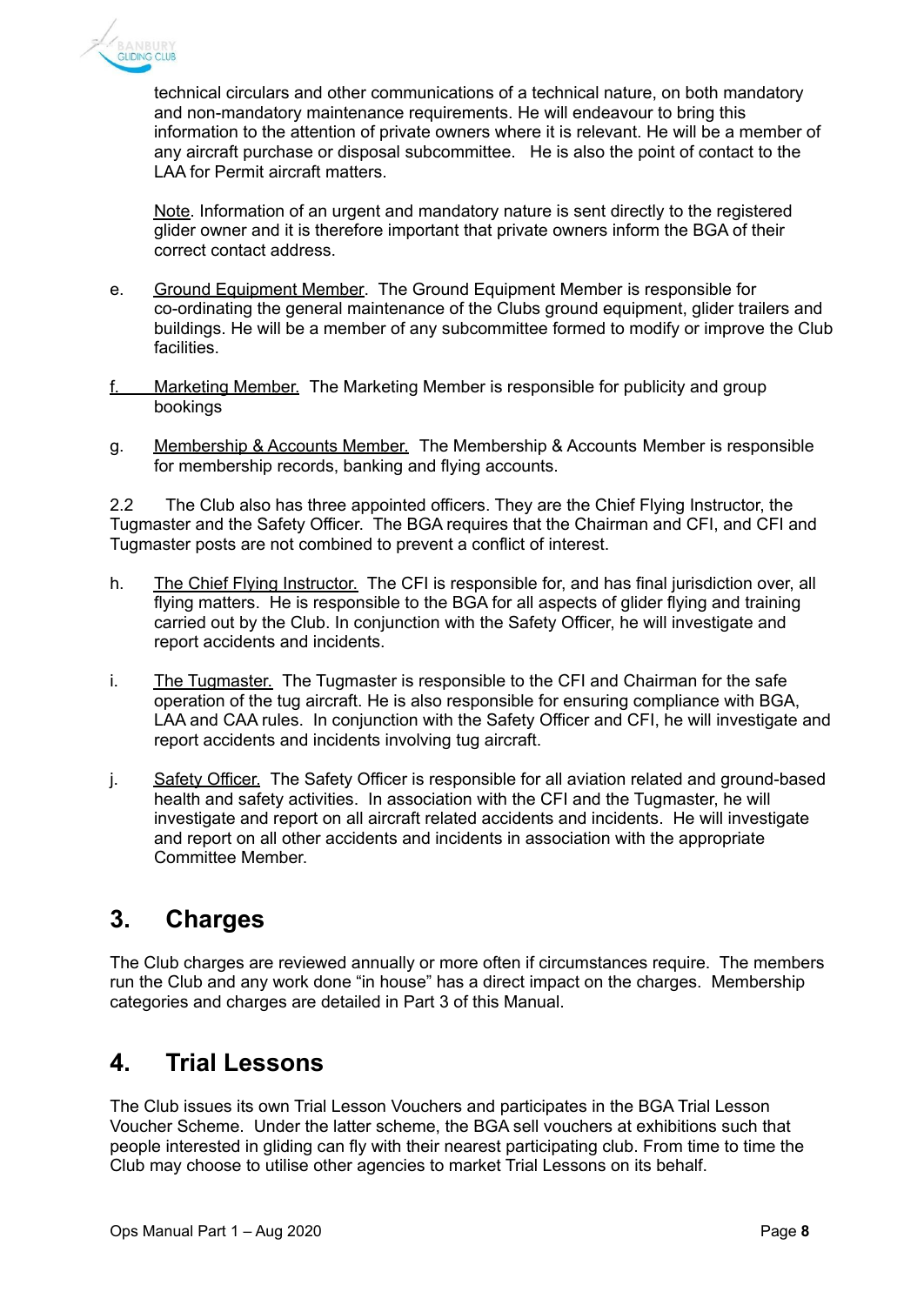technical circulars and other communications of a technical nature, on both mandatory and non-mandatory maintenance requirements. He will endeavour to bring this information to the attention of private owners where it is relevant. He will be a member of any aircraft purchase or disposal subcommittee. He is also the point of contact to the LAA for Permit aircraft matters.

Note. Information of an urgent and mandatory nature is sent directly to the registered glider owner and it is therefore important that private owners inform the BGA of their correct contact address.

e. Ground Equipment Member. The Ground Equipment Member is responsible for co-ordinating the general maintenance of the Clubs ground equipment, glider trailers and buildings. He will be a member of any subcommittee formed to modify or improve the Club facilities.

f. Marketing Member. The Marketing Member is responsible for publicity and group bookings

g. Membership & Accounts Member. The Membership & Accounts Member is responsible for membership records, banking and flying accounts.

2.2 The Club also has three appointed officers. They are the Chief Flying Instructor, the Tugmaster and the Safety Officer. The BGA requires that the Chairman and CFI, and CFI and Tugmaster posts are not combined to prevent a conflict of interest.

h. The Chief Flying Instructor. The CFI is responsible for, and has final jurisdiction over, all flying matters. He is responsible to the BGA for all aspects of glider flying and training carried out by the Club. In conjunction with the Safety Officer, he will investigate and report accidents and incidents.

i. The Tugmaster. The Tugmaster is responsible to the CFI and Chairman for the safe operation of the tug aircraft. He is also responsible for ensuring compliance with BGA, LAA and CAA rules. In conjunction with the Safety Officer and CFI, he will investigate and report accidents and incidents involving tug aircraft.

j. Safety Officer. The Safety Officer is responsible for all aviation related and ground-based health and safety activities. In association with the CFI and the Tugmaster, he will investigate and report on all aircraft related accidents and incidents. He will investigate and report on all other accidents and incidents in association with the appropriate Committee Member.

## 3. Charges

The Club charges are reviewed annually or more often if circumstances require. The members run the Club and any work done "in house" has a direct impact on the charges. Membership categories and charges are detailed in Part 3 of this Manual.

## 4. Trial Lessons

The Club issues its own Trial Lesson Vouchers and participates in the BGA Trial Lesson Voucher Scheme. Under the latter scheme, the BGA sell vouchers at exhibitions such that people interested in gliding can fly with their nearest participating club. From time to time the Club may choose to utilise other agencies to market Trial Lessons on its behalf.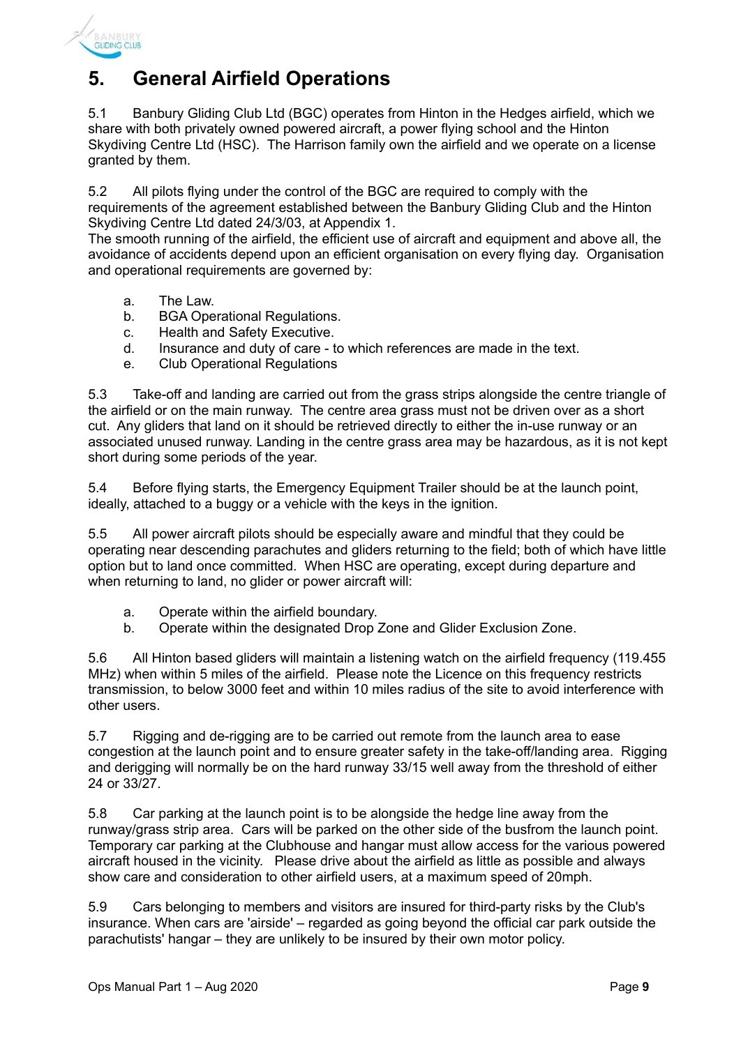# 5. General Airfield Operations

5.1 Banbury Gliding Club Ltd (BGC) operates from Hinton in the Hedges airfield, which we share with both privately owned powered aircraft, a power flying school and the Hinton Skydiving Centre Ltd (HSC). The Harrison family own the airfield and we operate on a license granted by them.

5.2 All pilots flying under the control of the BGC are required to comply with the requirements of the agreement established between the Banbury Gliding Club and the Hinton Skydiving Centre Ltd dated 24/3/03, at Appendix 1.
The smooth running of the airfield, the efficient use of aircraft and equipment and above all, the avoidance of accidents depend upon an efficient organisation on every flying day. Organisation and operational requirements are governed by:

a. The Law.
b. BGA Operational Regulations.
c. Health and Safety Executive.
d. Insurance and duty of care - to which references are made in the text.
e. Club Operational Regulations

5.3 Take-off and landing are carried out from the grass strips alongside the centre triangle of the airfield or on the main runway. The centre area grass must not be driven over as a short cut. Any gliders that land on it should be retrieved directly to either the in-use runway or an associated unused runway. Landing in the centre grass area may be hazardous, as it is not kept short during some periods of the year.

5.4 Before flying starts, the Emergency Equipment Trailer should be at the launch point, ideally, attached to a buggy or a vehicle with the keys in the ignition.

5.5 All power aircraft pilots should be especially aware and mindful that they could be operating near descending parachutes and gliders returning to the field; both of which have little option but to land once committed. When HSC are operating, except during departure and when returning to land, no glider or power aircraft will:

a. Operate within the airfield boundary.
b. Operate within the designated Drop Zone and Glider Exclusion Zone.

5.6 All Hinton based gliders will maintain a listening watch on the airfield frequency (119.455 MHz) when within 5 miles of the airfield. Please note the Licence on this frequency restricts transmission, to below 3000 feet and within 10 miles radius of the site to avoid interference with other users.

5.7 Rigging and de-rigging are to be carried out remote from the launch area to ease congestion at the launch point and to ensure greater safety in the take-off/landing area. Rigging and derigging will normally be on the hard runway 33/15 well away from the threshold of either 24 or 33/27.

5.8 Car parking at the launch point is to be alongside the hedge line away from the runway/grass strip area. Cars will be parked on the other side of the busfrom the launch point. Temporary car parking at the Clubhouse and hangar must allow access for the various powered aircraft housed in the vicinity. Please drive about the airfield as little as possible and always show care and consideration to other airfield users, at a maximum speed of 20mph.

5.9 Cars belonging to members and visitors are insured for third-party risks by the Club's insurance. When cars are 'airside' – regarded as going beyond the official car park outside the parachutists' hangar – they are unlikely to be insured by their own motor policy.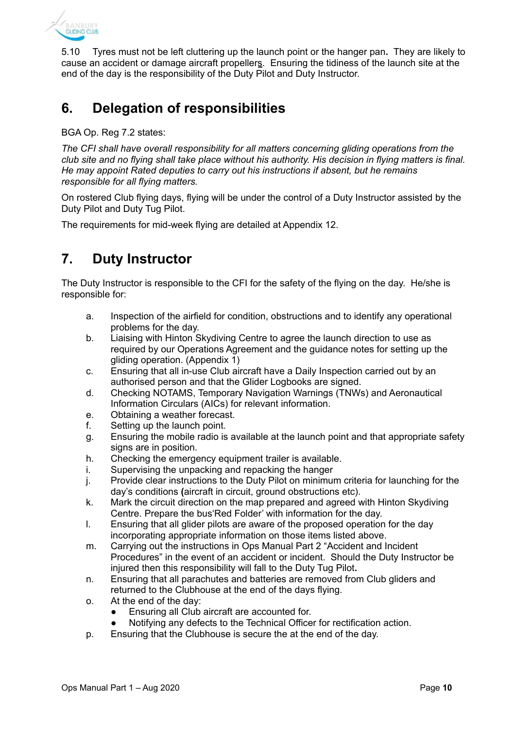5.10 Tyres must not be left cluttering up the launch point or the hanger pan**.** They are likely to cause an accident or damage aircraft propellers. Ensuring the tidiness of the launch site at the end of the day is the responsibility of the Duty Pilot and Duty Instructor.

## 6. Delegation of responsibilities

BGA Op. Reg 7.2 states:

*The CFI shall have overall responsibility for all matters concerning gliding operations from the club site and no flying shall take place without his authority. His decision in flying matters is final. He may appoint Rated deputies to carry out his instructions if absent, but he remains responsible for all flying matters.*

On rostered Club flying days, flying will be under the control of a Duty Instructor assisted by the Duty Pilot and Duty Tug Pilot.

The requirements for mid-week flying are detailed at Appendix 12.

## 7. Duty Instructor

The Duty Instructor is responsible to the CFI for the safety of the flying on the day. He/she is responsible for:

a. Inspection of the airfield for condition, obstructions and to identify any operational problems for the day.
b. Liaising with Hinton Skydiving Centre to agree the launch direction to use as required by our Operations Agreement and the guidance notes for setting up the gliding operation. (Appendix 1)
c. Ensuring that all in-use Club aircraft have a Daily Inspection carried out by an authorised person and that the Glider Logbooks are signed.
d. Checking NOTAMS, Temporary Navigation Warnings (TNWs) and Aeronautical Information Circulars (AICs) for relevant information.
e. Obtaining a weather forecast.
f. Setting up the launch point.
g. Ensuring the mobile radio is available at the launch point and that appropriate safety signs are in position.
h. Checking the emergency equipment trailer is available.
i. Supervising the unpacking and repacking the hanger
j. Provide clear instructions to the Duty Pilot on minimum criteria for launching for the day's conditions **(**aircraft in circuit, ground obstructions etc).
k. Mark the circuit direction on the map prepared and agreed with Hinton Skydiving Centre. Prepare the bus'Red Folder' with information for the day.
l. Ensuring that all glider pilots are aware of the proposed operation for the day incorporating appropriate information on those items listed above.
m. Carrying out the instructions in Ops Manual Part 2 "Accident and Incident Procedures" in the event of an accident or incident. Should the Duty Instructor be injured then this responsibility will fall to the Duty Tug Pilot**.**
n. Ensuring that all parachutes and batteries are removed from Club gliders and returned to the Clubhouse at the end of the days flying.
o. At the end of the day:
   - Ensuring all Club aircraft are accounted for.
   - Notifying any defects to the Technical Officer for rectification action.
p. Ensuring that the Clubhouse is secure the at the end of the day.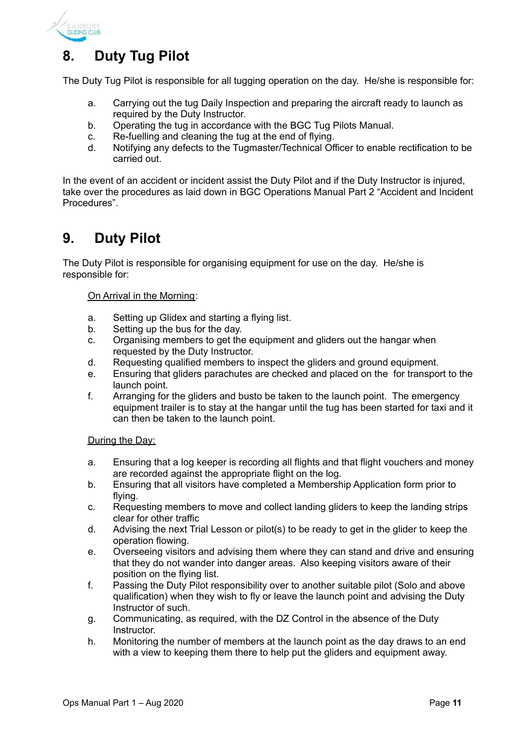## 8. Duty Tug Pilot

The Duty Tug Pilot is responsible for all tugging operation on the day. He/she is responsible for:

a. Carrying out the tug Daily Inspection and preparing the aircraft ready to launch as required by the Duty Instructor.
b. Operating the tug in accordance with the BGC Tug Pilots Manual.
c. Re-fuelling and cleaning the tug at the end of flying.
d. Notifying any defects to the Tugmaster/Technical Officer to enable rectification to be carried out.

In the event of an accident or incident assist the Duty Pilot and if the Duty Instructor is injured, take over the procedures as laid down in BGC Operations Manual Part 2 "Accident and Incident Procedures".

## 9. Duty Pilot

The Duty Pilot is responsible for organising equipment for use on the day. He/she is responsible for:

<u>On Arrival in the Morning</u>:

a. Setting up Glidex and starting a flying list.
b. Setting up the bus for the day.
c. Organising members to get the equipment and gliders out the hangar when requested by the Duty Instructor.
d. Requesting qualified members to inspect the gliders and ground equipment.
e. Ensuring that gliders parachutes are checked and placed on the  for transport to the launch point.
f. Arranging for the gliders and busto be taken to the launch point. The emergency equipment trailer is to stay at the hangar until the tug has been started for taxi and it can then be taken to the launch point.

<u>During the Day:</u>

a. Ensuring that a log keeper is recording all flights and that flight vouchers and money are recorded against the appropriate flight on the log.
b. Ensuring that all visitors have completed a Membership Application form prior to flying.
c. Requesting members to move and collect landing gliders to keep the landing strips clear for other traffic
d. Advising the next Trial Lesson or pilot(s) to be ready to get in the glider to keep the operation flowing.
e. Overseeing visitors and advising them where they can stand and drive and ensuring that they do not wander into danger areas. Also keeping visitors aware of their position on the flying list.
f. Passing the Duty Pilot responsibility over to another suitable pilot (Solo and above qualification) when they wish to fly or leave the launch point and advising the Duty Instructor of such.
g. Communicating, as required, with the DZ Control in the absence of the Duty Instructor.
h. Monitoring the number of members at the launch point as the day draws to an end with a view to keeping them there to help put the gliders and equipment away.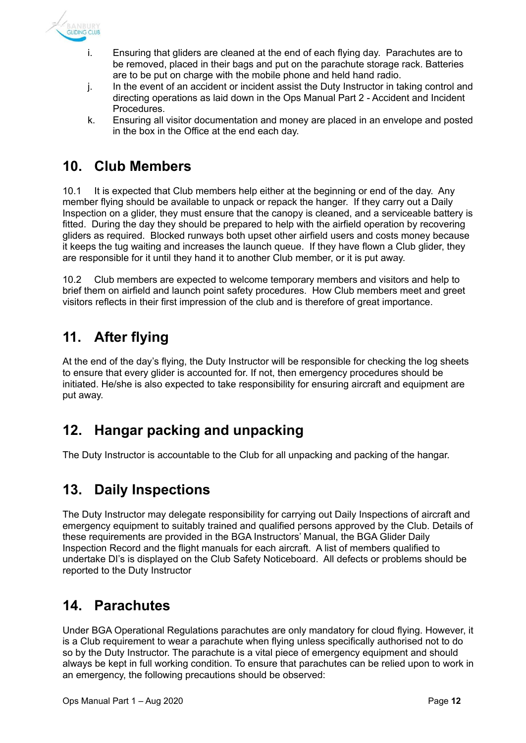i. Ensuring that gliders are cleaned at the end of each flying day. Parachutes are to be removed, placed in their bags and put on the parachute storage rack. Batteries are to be put on charge with the mobile phone and held hand radio.
j. In the event of an accident or incident assist the Duty Instructor in taking control and directing operations as laid down in the Ops Manual Part 2 - Accident and Incident Procedures.
k. Ensuring all visitor documentation and money are placed in an envelope and posted in the box in the Office at the end each day.

## 10. Club Members

10.1 It is expected that Club members help either at the beginning or end of the day. Any member flying should be available to unpack or repack the hanger. If they carry out a Daily Inspection on a glider, they must ensure that the canopy is cleaned, and a serviceable battery is fitted. During the day they should be prepared to help with the airfield operation by recovering gliders as required. Blocked runways both upset other airfield users and costs money because it keeps the tug waiting and increases the launch queue. If they have flown a Club glider, they are responsible for it until they hand it to another Club member, or it is put away.

10.2 Club members are expected to welcome temporary members and visitors and help to brief them on airfield and launch point safety procedures. How Club members meet and greet visitors reflects in their first impression of the club and is therefore of great importance.

## 11. After flying

At the end of the day's flying, the Duty Instructor will be responsible for checking the log sheets to ensure that every glider is accounted for. If not, then emergency procedures should be initiated. He/she is also expected to take responsibility for ensuring aircraft and equipment are put away.

## 12. Hangar packing and unpacking

The Duty Instructor is accountable to the Club for all unpacking and packing of the hangar.

## 13. Daily Inspections

The Duty Instructor may delegate responsibility for carrying out Daily Inspections of aircraft and emergency equipment to suitably trained and qualified persons approved by the Club. Details of these requirements are provided in the BGA Instructors' Manual, the BGA Glider Daily Inspection Record and the flight manuals for each aircraft. A list of members qualified to undertake DI's is displayed on the Club Safety Noticeboard. All defects or problems should be reported to the Duty Instructor

## 14. Parachutes

Under BGA Operational Regulations parachutes are only mandatory for cloud flying. However, it is a Club requirement to wear a parachute when flying unless specifically authorised not to do so by the Duty Instructor. The parachute is a vital piece of emergency equipment and should always be kept in full working condition. To ensure that parachutes can be relied upon to work in an emergency, the following precautions should be observed: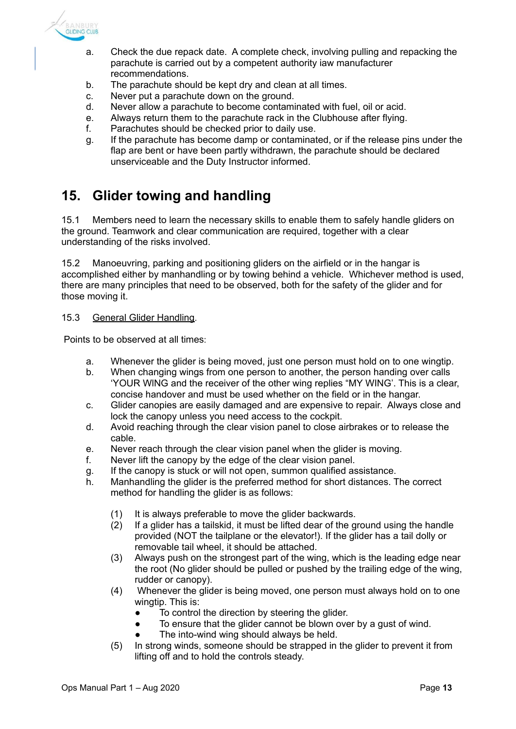a. Check the due repack date. A complete check, involving pulling and repacking the parachute is carried out by a competent authority iaw manufacturer recommendations.
b. The parachute should be kept dry and clean at all times.
c. Never put a parachute down on the ground.
d. Never allow a parachute to become contaminated with fuel, oil or acid.
e. Always return them to the parachute rack in the Clubhouse after flying.
f. Parachutes should be checked prior to daily use.
g. If the parachute has become damp or contaminated, or if the release pins under the flap are bent or have been partly withdrawn, the parachute should be declared unserviceable and the Duty Instructor informed.

# 15. Glider towing and handling

15.1 Members need to learn the necessary skills to enable them to safely handle gliders on the ground. Teamwork and clear communication are required, together with a clear understanding of the risks involved.

15.2 Manoeuvring, parking and positioning gliders on the airfield or in the hangar is accomplished either by manhandling or by towing behind a vehicle. Whichever method is used, there are many principles that need to be observed, both for the safety of the glider and for those moving it.

15.3 General Glider Handling.

Points to be observed at all times:

a. Whenever the glider is being moved, just one person must hold on to one wingtip.
b. When changing wings from one person to another, the person handing over calls 'YOUR WING and the receiver of the other wing replies "MY WING'. This is a clear, concise handover and must be used whether on the field or in the hangar.
c. Glider canopies are easily damaged and are expensive to repair. Always close and lock the canopy unless you need access to the cockpit.
d. Avoid reaching through the clear vision panel to close airbrakes or to release the cable.
e. Never reach through the clear vision panel when the glider is moving.
f. Never lift the canopy by the edge of the clear vision panel.
g. If the canopy is stuck or will not open, summon qualified assistance.
h. Manhandling the glider is the preferred method for short distances. The correct method for handling the glider is as follows:

   (1) It is always preferable to move the glider backwards.
   (2) If a glider has a tailskid, it must be lifted dear of the ground using the handle provided (NOT the tailplane or the elevator!). If the glider has a tail dolly or removable tail wheel, it should be attached.
   (3) Always push on the strongest part of the wing, which is the leading edge near the root (No glider should be pulled or pushed by the trailing edge of the wing, rudder or canopy).
   (4) Whenever the glider is being moved, one person must always hold on to one wingtip. This is:
      - To control the direction by steering the glider.
      - To ensure that the glider cannot be blown over by a gust of wind.
      - The into-wind wing should always be held.
   (5) In strong winds, someone should be strapped in the glider to prevent it from lifting off and to hold the controls steady.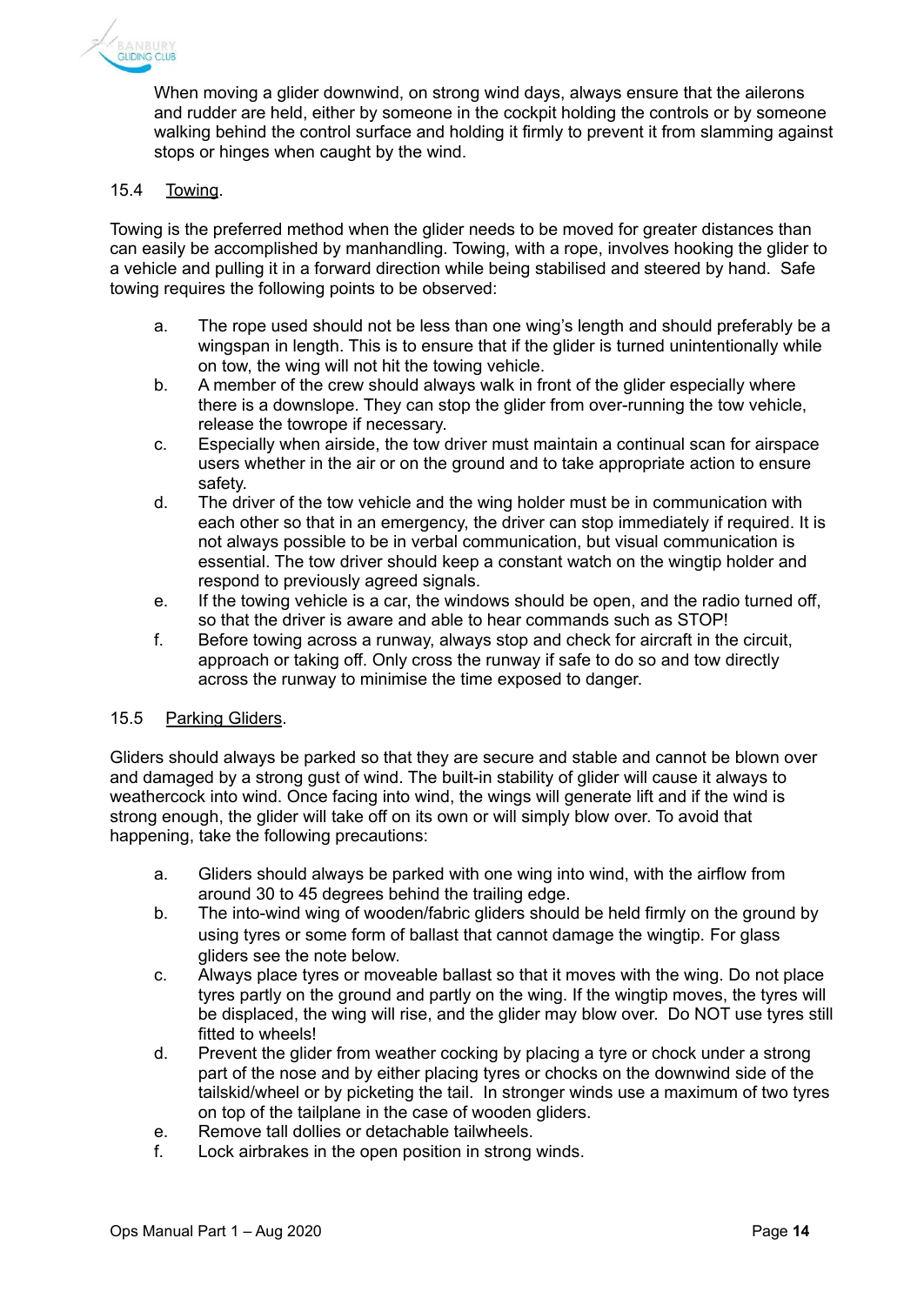When moving a glider downwind, on strong wind days, always ensure that the ailerons and rudder are held, either by someone in the cockpit holding the controls or by someone walking behind the control surface and holding it firmly to prevent it from slamming against stops or hinges when caught by the wind.

### 15.4 Towing.

Towing is the preferred method when the glider needs to be moved for greater distances than can easily be accomplished by manhandling. Towing, with a rope, involves hooking the glider to a vehicle and pulling it in a forward direction while being stabilised and steered by hand. Safe towing requires the following points to be observed:

a. The rope used should not be less than one wing's length and should preferably be a wingspan in length. This is to ensure that if the glider is turned unintentionally while on tow, the wing will not hit the towing vehicle.

b. A member of the crew should always walk in front of the glider especially where there is a downslope. They can stop the glider from over-running the tow vehicle, release the towrope if necessary.

c. Especially when airside, the tow driver must maintain a continual scan for airspace users whether in the air or on the ground and to take appropriate action to ensure safety.

d. The driver of the tow vehicle and the wing holder must be in communication with each other so that in an emergency, the driver can stop immediately if required. It is not always possible to be in verbal communication, but visual communication is essential. The tow driver should keep a constant watch on the wingtip holder and respond to previously agreed signals.

e. If the towing vehicle is a car, the windows should be open, and the radio turned off, so that the driver is aware and able to hear commands such as STOP!

f. Before towing across a runway, always stop and check for aircraft in the circuit, approach or taking off. Only cross the runway if safe to do so and tow directly across the runway to minimise the time exposed to danger.

### 15.5 Parking Gliders.

Gliders should always be parked so that they are secure and stable and cannot be blown over and damaged by a strong gust of wind. The built-in stability of glider will cause it always to weathercock into wind. Once facing into wind, the wings will generate lift and if the wind is strong enough, the glider will take off on its own or will simply blow over. To avoid that happening, take the following precautions:

a. Gliders should always be parked with one wing into wind, with the airflow from around 30 to 45 degrees behind the trailing edge.

b. The into-wind wing of wooden/fabric gliders should be held firmly on the ground by using tyres or some form of ballast that cannot damage the wingtip. For glass gliders see the note below.

c. Always place tyres or moveable ballast so that it moves with the wing. Do not place tyres partly on the ground and partly on the wing. If the wingtip moves, the tyres will be displaced, the wing will rise, and the glider may blow over. Do NOT use tyres still fitted to wheels!

d. Prevent the glider from weather cocking by placing a tyre or chock under a strong part of the nose and by either placing tyres or chocks on the downwind side of the tailskid/wheel or by picketing the tail. In stronger winds use a maximum of two tyres on top of the tailplane in the case of wooden gliders.

e. Remove tall dollies or detachable tailwheels.

f. Lock airbrakes in the open position in strong winds.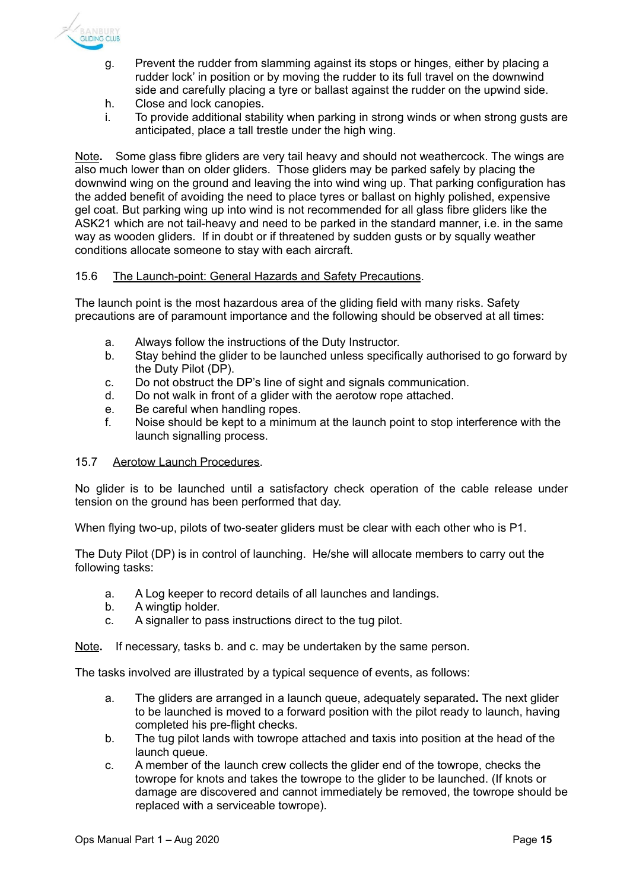g. Prevent the rudder from slamming against its stops or hinges, either by placing a rudder lock' in position or by moving the rudder to its full travel on the downwind side and carefully placing a tyre or ballast against the rudder on the upwind side.
h. Close and lock canopies.
i. To provide additional stability when parking in strong winds or when strong gusts are anticipated, place a tall trestle under the high wing.

<u>Note</u>**.** Some glass fibre gliders are very tail heavy and should not weathercock. The wings are also much lower than on older gliders. Those gliders may be parked safely by placing the downwind wing on the ground and leaving the into wind wing up. That parking configuration has the added benefit of avoiding the need to place tyres or ballast on highly polished, expensive gel coat. But parking wing up into wind is not recommended for all glass fibre gliders like the ASK21 which are not tail-heavy and need to be parked in the standard manner, i.e. in the same way as wooden gliders. If in doubt or if threatened by sudden gusts or by squally weather conditions allocate someone to stay with each aircraft.

15.6 <u>The Launch-point: General Hazards and Safety Precautions</u>.

The launch point is the most hazardous area of the gliding field with many risks. Safety precautions are of paramount importance and the following should be observed at all times:

a. Always follow the instructions of the Duty Instructor.
b. Stay behind the glider to be launched unless specifically authorised to go forward by the Duty Pilot (DP).
c. Do not obstruct the DP's line of sight and signals communication.
d. Do not walk in front of a glider with the aerotow rope attached.
e. Be careful when handling ropes.
f. Noise should be kept to a minimum at the launch point to stop interference with the launch signalling process.

15.7 <u>Aerotow Launch Procedures</u>.

No glider is to be launched until a satisfactory check operation of the cable release under tension on the ground has been performed that day.

When flying two-up, pilots of two-seater gliders must be clear with each other who is P1.

The Duty Pilot (DP) is in control of launching. He/she will allocate members to carry out the following tasks:

a. A Log keeper to record details of all launches and landings.
b. A wingtip holder.
c. A signaller to pass instructions direct to the tug pilot.

<u>Note</u>**.** If necessary, tasks b. and c. may be undertaken by the same person.

The tasks involved are illustrated by a typical sequence of events, as follows:

a. The gliders are arranged in a launch queue, adequately separated**.** The next glider to be launched is moved to a forward position with the pilot ready to launch, having completed his pre-flight checks.
b. The tug pilot lands with towrope attached and taxis into position at the head of the launch queue.
c. A member of the launch crew collects the glider end of the towrope, checks the towrope for knots and takes the towrope to the glider to be launched. (If knots or damage are discovered and cannot immediately be removed, the towrope should be replaced with a serviceable towrope).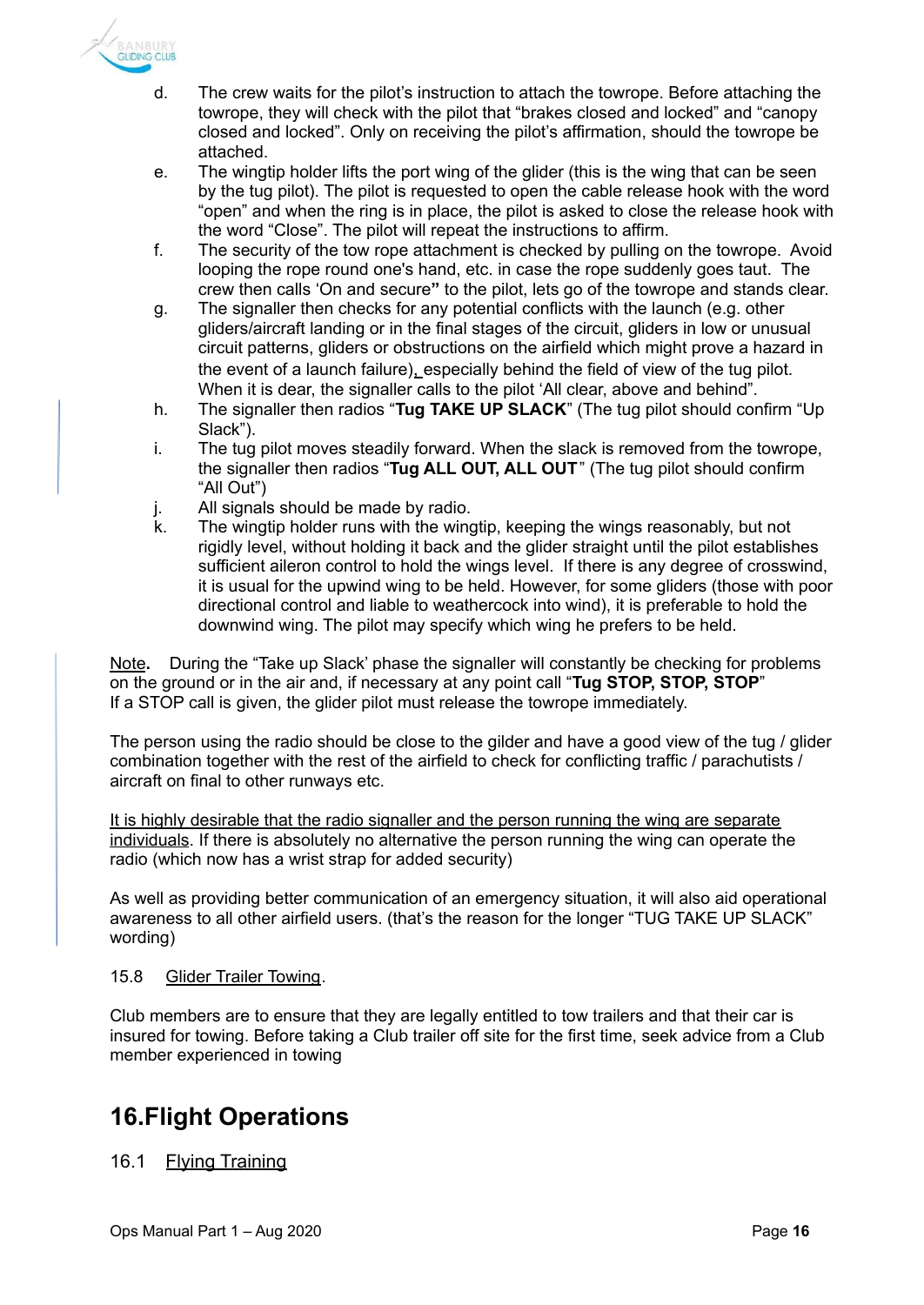d. The crew waits for the pilot's instruction to attach the towrope. Before attaching the towrope, they will check with the pilot that "brakes closed and locked" and "canopy closed and locked". Only on receiving the pilot's affirmation, should the towrope be attached.

e. The wingtip holder lifts the port wing of the glider (this is the wing that can be seen by the tug pilot). The pilot is requested to open the cable release hook with the word "open" and when the ring is in place, the pilot is asked to close the release hook with the word "Close". The pilot will repeat the instructions to affirm.

f. The security of the tow rope attachment is checked by pulling on the towrope. Avoid looping the rope round one's hand, etc. in case the rope suddenly goes taut. The crew then calls 'On and secure**"** to the pilot, lets go of the towrope and stands clear.

g. The signaller then checks for any potential conflicts with the launch (e.g. other gliders/aircraft landing or in the final stages of the circuit, gliders in low or unusual circuit patterns, gliders or obstructions on the airfield which might prove a hazard in the event of a launch failure), especially behind the field of view of the tug pilot. When it is dear, the signaller calls to the pilot 'All clear, above and behind".

h. The signaller then radios "**Tug TAKE UP SLACK**" (The tug pilot should confirm "Up Slack").

i. The tug pilot moves steadily forward. When the slack is removed from the towrope, the signaller then radios "**Tug ALL OUT, ALL OUT**" (The tug pilot should confirm "All Out")

j. All signals should be made by radio.

k. The wingtip holder runs with the wingtip, keeping the wings reasonably, but not rigidly level, without holding it back and the glider straight until the pilot establishes sufficient aileron control to hold the wings level. If there is any degree of crosswind, it is usual for the upwind wing to be held. However, for some gliders (those with poor directional control and liable to weathercock into wind), it is preferable to hold the downwind wing. The pilot may specify which wing he prefers to be held.

Note**.** During the "Take up Slack' phase the signaller will constantly be checking for problems on the ground or in the air and, if necessary at any point call "**Tug STOP, STOP, STOP**"
If a STOP call is given, the glider pilot must release the towrope immediately.

The person using the radio should be close to the gilder and have a good view of the tug / glider combination together with the rest of the airfield to check for conflicting traffic / parachutists / aircraft on final to other runways etc.

It is highly desirable that the radio signaller and the person running the wing are separate individuals. If there is absolutely no alternative the person running the wing can operate the radio (which now has a wrist strap for added security)

As well as providing better communication of an emergency situation, it will also aid operational awareness to all other airfield users. (that's the reason for the longer "TUG TAKE UP SLACK" wording)

15.8 Glider Trailer Towing.

Club members are to ensure that they are legally entitled to tow trailers and that their car is insured for towing. Before taking a Club trailer off site for the first time, seek advice from a Club member experienced in towing

# 16.Flight Operations

16.1 Flying Training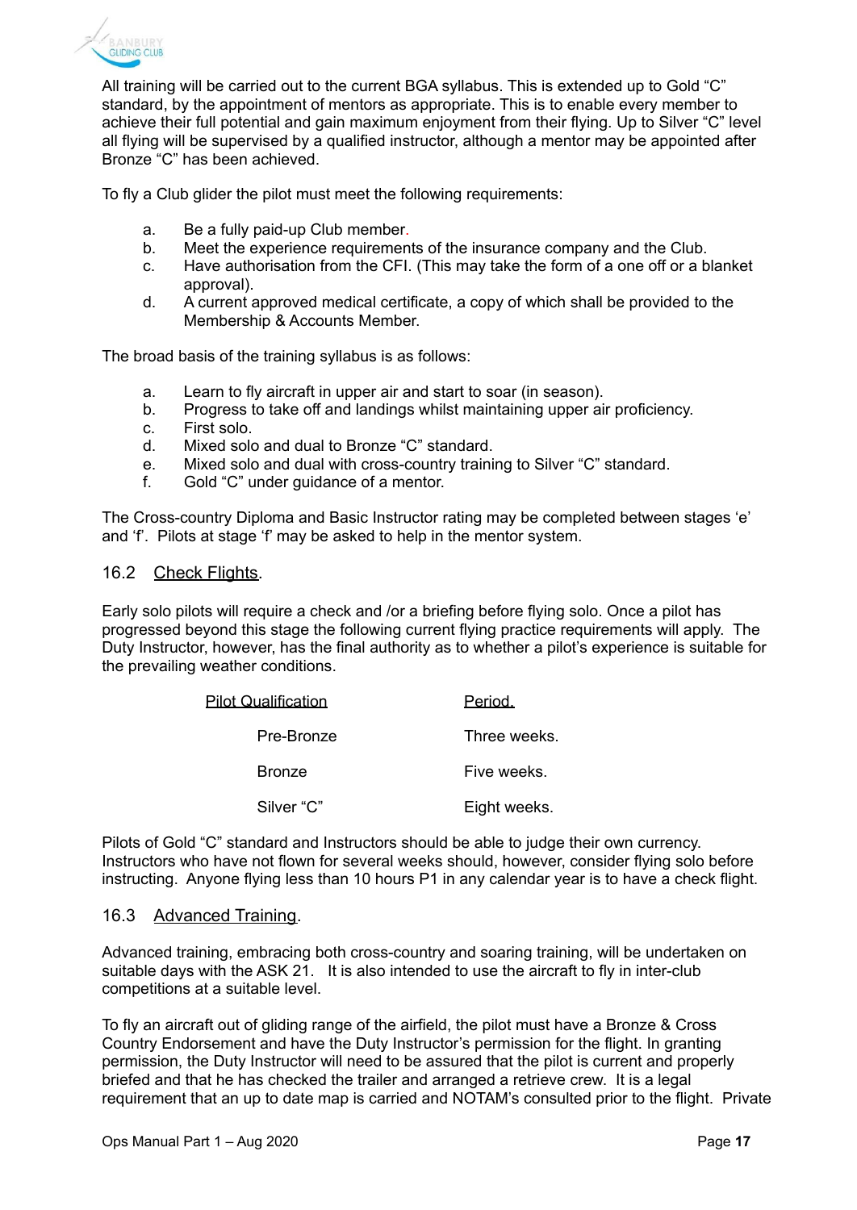All training will be carried out to the current BGA syllabus. This is extended up to Gold "C" standard, by the appointment of mentors as appropriate. This is to enable every member to achieve their full potential and gain maximum enjoyment from their flying. Up to Silver "C" level all flying will be supervised by a qualified instructor, although a mentor may be appointed after Bronze "C" has been achieved.

To fly a Club glider the pilot must meet the following requirements:

a. Be a fully paid-up Club member.
b. Meet the experience requirements of the insurance company and the Club.
c. Have authorisation from the CFI. (This may take the form of a one off or a blanket approval).
d. A current approved medical certificate, a copy of which shall be provided to the Membership & Accounts Member.

The broad basis of the training syllabus is as follows:

a. Learn to fly aircraft in upper air and start to soar (in season).
b. Progress to take off and landings whilst maintaining upper air proficiency.
c. First solo.
d. Mixed solo and dual to Bronze "C" standard.
e. Mixed solo and dual with cross-country training to Silver "C" standard.
f. Gold "C" under guidance of a mentor.

The Cross-country Diploma and Basic Instructor rating may be completed between stages 'e' and 'f'. Pilots at stage 'f' may be asked to help in the mentor system.

## 16.2 Check Flights.

Early solo pilots will require a check and /or a briefing before flying solo. Once a pilot has progressed beyond this stage the following current flying practice requirements will apply. The Duty Instructor, however, has the final authority as to whether a pilot's experience is suitable for the prevailing weather conditions.

| Pilot Qualification | Period. |
|---|---|
| Pre-Bronze | Three weeks. |
| Bronze | Five weeks. |
| Silver "C" | Eight weeks. |

Pilots of Gold "C" standard and Instructors should be able to judge their own currency. Instructors who have not flown for several weeks should, however, consider flying solo before instructing. Anyone flying less than 10 hours P1 in any calendar year is to have a check flight.

## 16.3 Advanced Training.

Advanced training, embracing both cross-country and soaring training, will be undertaken on suitable days with the ASK 21. It is also intended to use the aircraft to fly in inter-club competitions at a suitable level.

To fly an aircraft out of gliding range of the airfield, the pilot must have a Bronze & Cross Country Endorsement and have the Duty Instructor's permission for the flight. In granting permission, the Duty Instructor will need to be assured that the pilot is current and properly briefed and that he has checked the trailer and arranged a retrieve crew. It is a legal requirement that an up to date map is carried and NOTAM's consulted prior to the flight. Private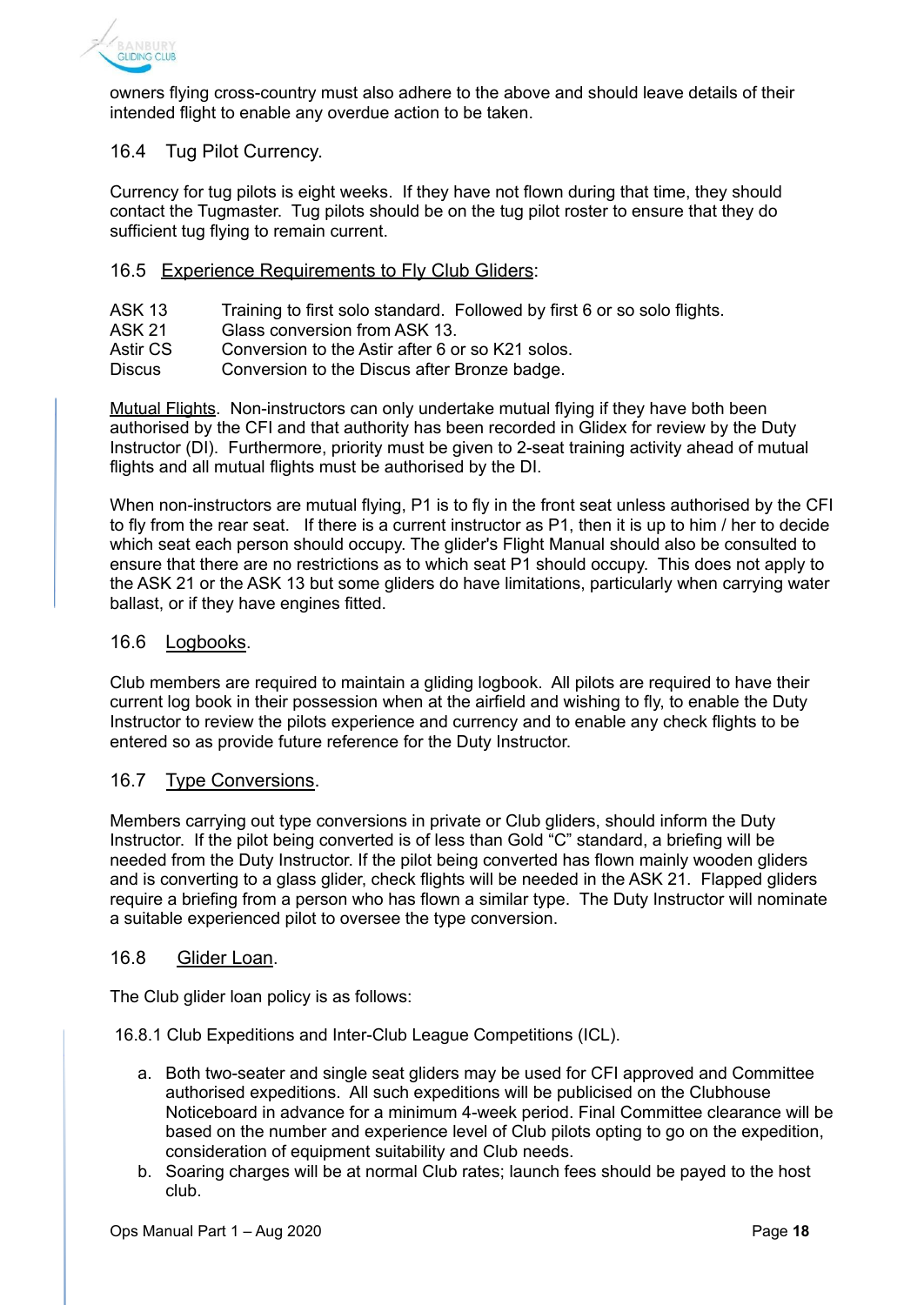owners flying cross-country must also adhere to the above and should leave details of their intended flight to enable any overdue action to be taken.

### 16.4 Tug Pilot Currency.

Currency for tug pilots is eight weeks. If they have not flown during that time, they should contact the Tugmaster. Tug pilots should be on the tug pilot roster to ensure that they do sufficient tug flying to remain current.

### 16.5 Experience Requirements to Fly Club Gliders:

| | |
|---|---|
| ASK 13 | Training to first solo standard. Followed by first 6 or so solo flights. |
| ASK 21 | Glass conversion from ASK 13. |
| Astir CS | Conversion to the Astir after 6 or so K21 solos. |
| Discus | Conversion to the Discus after Bronze badge. |

Mutual Flights. Non-instructors can only undertake mutual flying if they have both been authorised by the CFI and that authority has been recorded in Glidex for review by the Duty Instructor (DI). Furthermore, priority must be given to 2-seat training activity ahead of mutual flights and all mutual flights must be authorised by the DI.

When non-instructors are mutual flying, P1 is to fly in the front seat unless authorised by the CFI to fly from the rear seat. If there is a current instructor as P1, then it is up to him / her to decide which seat each person should occupy. The glider's Flight Manual should also be consulted to ensure that there are no restrictions as to which seat P1 should occupy. This does not apply to the ASK 21 or the ASK 13 but some gliders do have limitations, particularly when carrying water ballast, or if they have engines fitted.

### 16.6 Logbooks.

Club members are required to maintain a gliding logbook. All pilots are required to have their current log book in their possession when at the airfield and wishing to fly, to enable the Duty Instructor to review the pilots experience and currency and to enable any check flights to be entered so as provide future reference for the Duty Instructor.

### 16.7 Type Conversions.

Members carrying out type conversions in private or Club gliders, should inform the Duty Instructor. If the pilot being converted is of less than Gold "C" standard, a briefing will be needed from the Duty Instructor. If the pilot being converted has flown mainly wooden gliders and is converting to a glass glider, check flights will be needed in the ASK 21. Flapped gliders require a briefing from a person who has flown a similar type. The Duty Instructor will nominate a suitable experienced pilot to oversee the type conversion.

### 16.8 Glider Loan.

The Club glider loan policy is as follows:

16.8.1 Club Expeditions and Inter-Club League Competitions (ICL).

a. Both two-seater and single seat gliders may be used for CFI approved and Committee authorised expeditions. All such expeditions will be publicised on the Clubhouse Noticeboard in advance for a minimum 4-week period. Final Committee clearance will be based on the number and experience level of Club pilots opting to go on the expedition, consideration of equipment suitability and Club needs.
b. Soaring charges will be at normal Club rates; launch fees should be payed to the host club.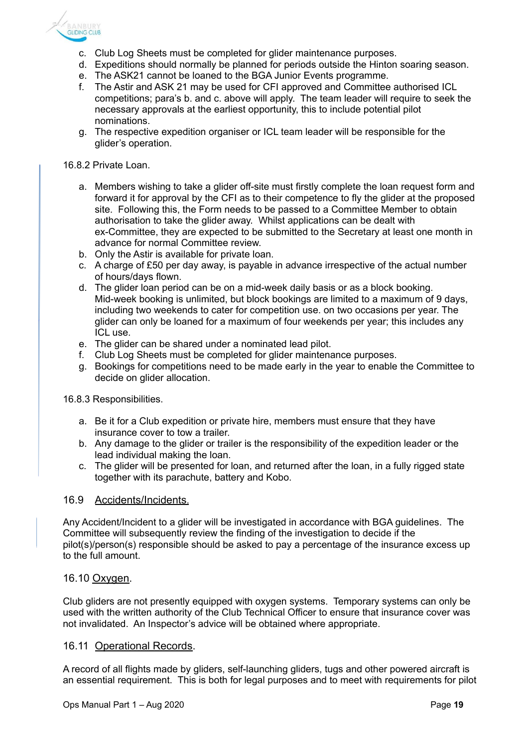c. Club Log Sheets must be completed for glider maintenance purposes.
d. Expeditions should normally be planned for periods outside the Hinton soaring season.
e. The ASK21 cannot be loaned to the BGA Junior Events programme.
f. The Astir and ASK 21 may be used for CFI approved and Committee authorised ICL competitions; para's b. and c. above will apply. The team leader will require to seek the necessary approvals at the earliest opportunity, this to include potential pilot nominations.
g. The respective expedition organiser or ICL team leader will be responsible for the glider's operation.

16.8.2 Private Loan.

a. Members wishing to take a glider off-site must firstly complete the loan request form and forward it for approval by the CFI as to their competence to fly the glider at the proposed site. Following this, the Form needs to be passed to a Committee Member to obtain authorisation to take the glider away. Whilst applications can be dealt with ex-Committee, they are expected to be submitted to the Secretary at least one month in advance for normal Committee review.
b. Only the Astir is available for private loan.
c. A charge of £50 per day away, is payable in advance irrespective of the actual number of hours/days flown.
d. The glider loan period can be on a mid-week daily basis or as a block booking. Mid-week booking is unlimited, but block bookings are limited to a maximum of 9 days, including two weekends to cater for competition use. on two occasions per year. The glider can only be loaned for a maximum of four weekends per year; this includes any ICL use.
e. The glider can be shared under a nominated lead pilot.
f. Club Log Sheets must be completed for glider maintenance purposes.
g. Bookings for competitions need to be made early in the year to enable the Committee to decide on glider allocation.

16.8.3 Responsibilities.

a. Be it for a Club expedition or private hire, members must ensure that they have insurance cover to tow a trailer.
b. Any damage to the glider or trailer is the responsibility of the expedition leader or the lead individual making the loan.
c. The glider will be presented for loan, and returned after the loan, in a fully rigged state together with its parachute, battery and Kobo.

## 16.9 Accidents/Incidents.

Any Accident/Incident to a glider will be investigated in accordance with BGA guidelines. The Committee will subsequently review the finding of the investigation to decide if the pilot(s)/person(s) responsible should be asked to pay a percentage of the insurance excess up to the full amount.

## 16.10 Oxygen.

Club gliders are not presently equipped with oxygen systems. Temporary systems can only be used with the written authority of the Club Technical Officer to ensure that insurance cover was not invalidated. An Inspector's advice will be obtained where appropriate.

## 16.11 Operational Records.

A record of all flights made by gliders, self-launching gliders, tugs and other powered aircraft is an essential requirement. This is both for legal purposes and to meet with requirements for pilot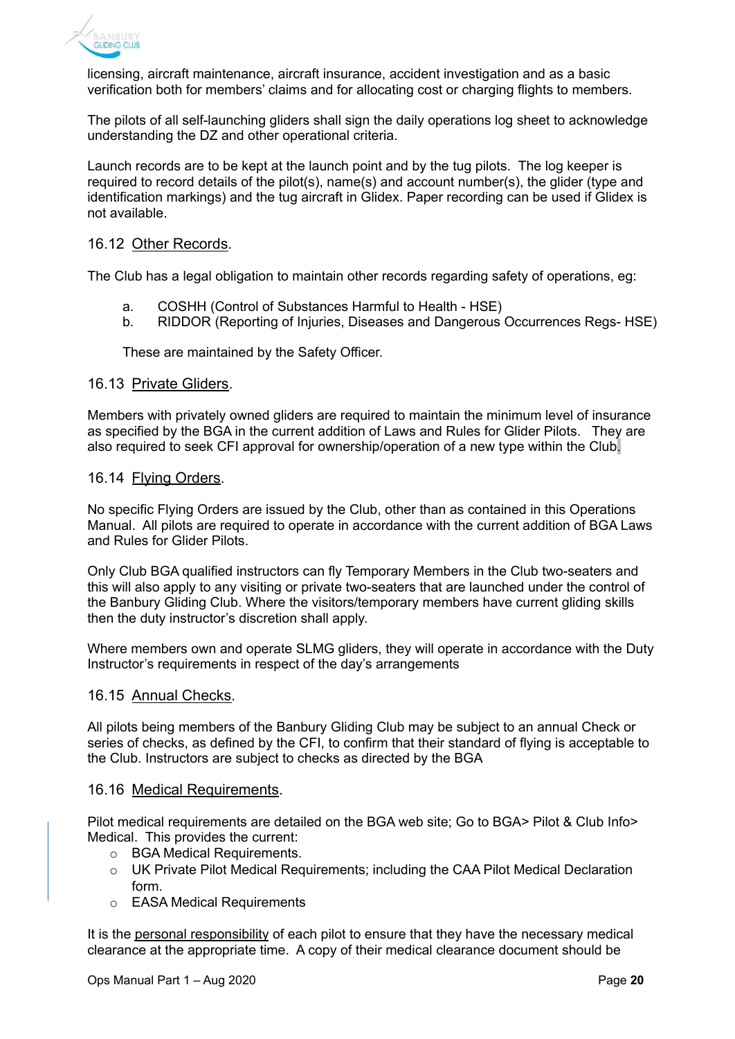licensing, aircraft maintenance, aircraft insurance, accident investigation and as a basic verification both for members' claims and for allocating cost or charging flights to members.

The pilots of all self-launching gliders shall sign the daily operations log sheet to acknowledge understanding the DZ and other operational criteria.

Launch records are to be kept at the launch point and by the tug pilots. The log keeper is required to record details of the pilot(s), name(s) and account number(s), the glider (type and identification markings) and the tug aircraft in Glidex. Paper recording can be used if Glidex is not available.

### 16.12 Other Records.

The Club has a legal obligation to maintain other records regarding safety of operations, eg:

a. COSHH (Control of Substances Harmful to Health - HSE)
b. RIDDOR (Reporting of Injuries, Diseases and Dangerous Occurrences Regs- HSE)

These are maintained by the Safety Officer.

### 16.13 Private Gliders.

Members with privately owned gliders are required to maintain the minimum level of insurance as specified by the BGA in the current addition of Laws and Rules for Glider Pilots. They are also required to seek CFI approval for ownership/operation of a new type within the Club.

### 16.14 Flying Orders.

No specific Flying Orders are issued by the Club, other than as contained in this Operations Manual. All pilots are required to operate in accordance with the current addition of BGA Laws and Rules for Glider Pilots.

Only Club BGA qualified instructors can fly Temporary Members in the Club two-seaters and this will also apply to any visiting or private two-seaters that are launched under the control of the Banbury Gliding Club. Where the visitors/temporary members have current gliding skills then the duty instructor's discretion shall apply.

Where members own and operate SLMG gliders, they will operate in accordance with the Duty Instructor's requirements in respect of the day's arrangements

### 16.15 Annual Checks.

All pilots being members of the Banbury Gliding Club may be subject to an annual Check or series of checks, as defined by the CFI, to confirm that their standard of flying is acceptable to the Club. Instructors are subject to checks as directed by the BGA

### 16.16 Medical Requirements.

Pilot medical requirements are detailed on the BGA web site; Go to BGA> Pilot & Club Info> Medical. This provides the current:

- BGA Medical Requirements.
- UK Private Pilot Medical Requirements; including the CAA Pilot Medical Declaration form.
- EASA Medical Requirements

It is the personal responsibility of each pilot to ensure that they have the necessary medical clearance at the appropriate time. A copy of their medical clearance document should be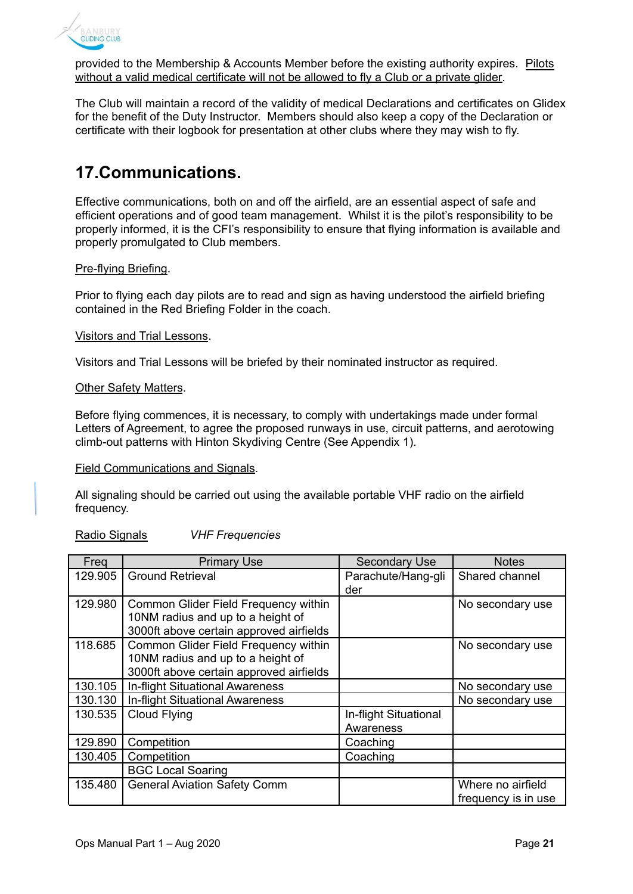provided to the Membership & Accounts Member before the existing authority expires. Pilots without a valid medical certificate will not be allowed to fly a Club or a private glider.

The Club will maintain a record of the validity of medical Declarations and certificates on Glidex for the benefit of the Duty Instructor. Members should also keep a copy of the Declaration or certificate with their logbook for presentation at other clubs where they may wish to fly.

## 17.Communications.

Effective communications, both on and off the airfield, are an essential aspect of safe and efficient operations and of good team management. Whilst it is the pilot's responsibility to be properly informed, it is the CFI's responsibility to ensure that flying information is available and properly promulgated to Club members.

Pre-flying Briefing.

Prior to flying each day pilots are to read and sign as having understood the airfield briefing contained in the Red Briefing Folder in the coach.

Visitors and Trial Lessons.

Visitors and Trial Lessons will be briefed by their nominated instructor as required.

Other Safety Matters.

Before flying commences, it is necessary, to comply with undertakings made under formal Letters of Agreement, to agree the proposed runways in use, circuit patterns, and aerotowing climb-out patterns with Hinton Skydiving Centre (See Appendix 1).

Field Communications and Signals.

All signaling should be carried out using the available portable VHF radio on the airfield frequency.

Radio Signals *VHF Frequencies*

| Freq | Primary Use | Secondary Use | Notes |
|---|---|---|---|
| 129.905 | Ground Retrieval | Parachute/Hang-glider | Shared channel |
| 129.980 | Common Glider Field Frequency within 10NM radius and up to a height of 3000ft above certain approved airfields | | No secondary use |
| 118.685 | Common Glider Field Frequency within 10NM radius and up to a height of 3000ft above certain approved airfields | | No secondary use |
| 130.105 | In-flight Situational Awareness | | No secondary use |
| 130.130 | In-flight Situational Awareness | | No secondary use |
| 130.535 | Cloud Flying | In-flight Situational Awareness | |
| 129.890 | Competition | Coaching | |
| 130.405 | Competition | Coaching | |
| | BGC Local Soaring | | |
| 135.480 | General Aviation Safety Comm | | Where no airfield frequency is in use |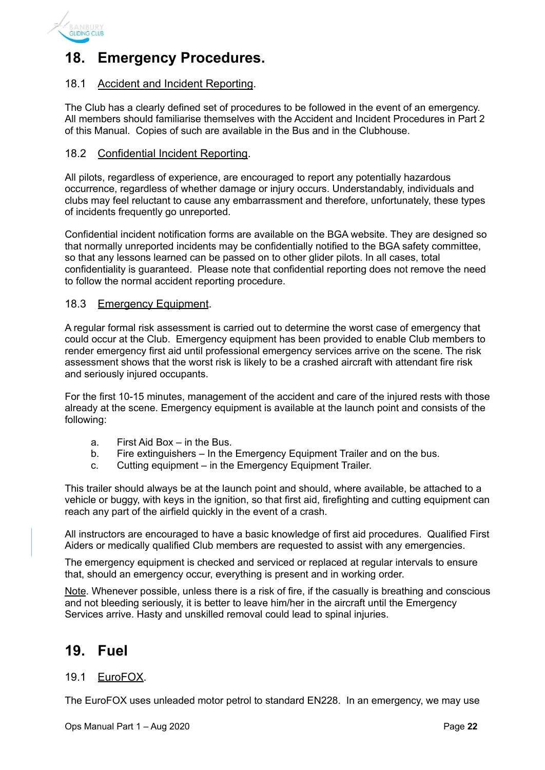# 18. Emergency Procedures.

## 18.1 Accident and Incident Reporting.

The Club has a clearly defined set of procedures to be followed in the event of an emergency. All members should familiarise themselves with the Accident and Incident Procedures in Part 2 of this Manual. Copies of such are available in the Bus and in the Clubhouse.

## 18.2 Confidential Incident Reporting.

All pilots, regardless of experience, are encouraged to report any potentially hazardous occurrence, regardless of whether damage or injury occurs. Understandably, individuals and clubs may feel reluctant to cause any embarrassment and therefore, unfortunately, these types of incidents frequently go unreported.

Confidential incident notification forms are available on the BGA website. They are designed so that normally unreported incidents may be confidentially notified to the BGA safety committee, so that any lessons learned can be passed on to other glider pilots. In all cases, total confidentiality is guaranteed. Please note that confidential reporting does not remove the need to follow the normal accident reporting procedure.

## 18.3 Emergency Equipment.

A regular formal risk assessment is carried out to determine the worst case of emergency that could occur at the Club. Emergency equipment has been provided to enable Club members to render emergency first aid until professional emergency services arrive on the scene. The risk assessment shows that the worst risk is likely to be a crashed aircraft with attendant fire risk and seriously injured occupants.

For the first 10-15 minutes, management of the accident and care of the injured rests with those already at the scene. Emergency equipment is available at the launch point and consists of the following:

a. First Aid Box – in the Bus.
b. Fire extinguishers – In the Emergency Equipment Trailer and on the bus.
c. Cutting equipment – in the Emergency Equipment Trailer.

This trailer should always be at the launch point and should, where available, be attached to a vehicle or buggy, with keys in the ignition, so that first aid, firefighting and cutting equipment can reach any part of the airfield quickly in the event of a crash.

All instructors are encouraged to have a basic knowledge of first aid procedures. Qualified First Aiders or medically qualified Club members are requested to assist with any emergencies.

The emergency equipment is checked and serviced or replaced at regular intervals to ensure that, should an emergency occur, everything is present and in working order.

Note. Whenever possible, unless there is a risk of fire, if the casually is breathing and conscious and not bleeding seriously, it is better to leave him/her in the aircraft until the Emergency Services arrive. Hasty and unskilled removal could lead to spinal injuries.

# 19. Fuel

## 19.1 EuroFOX.

The EuroFOX uses unleaded motor petrol to standard EN228. In an emergency, we may use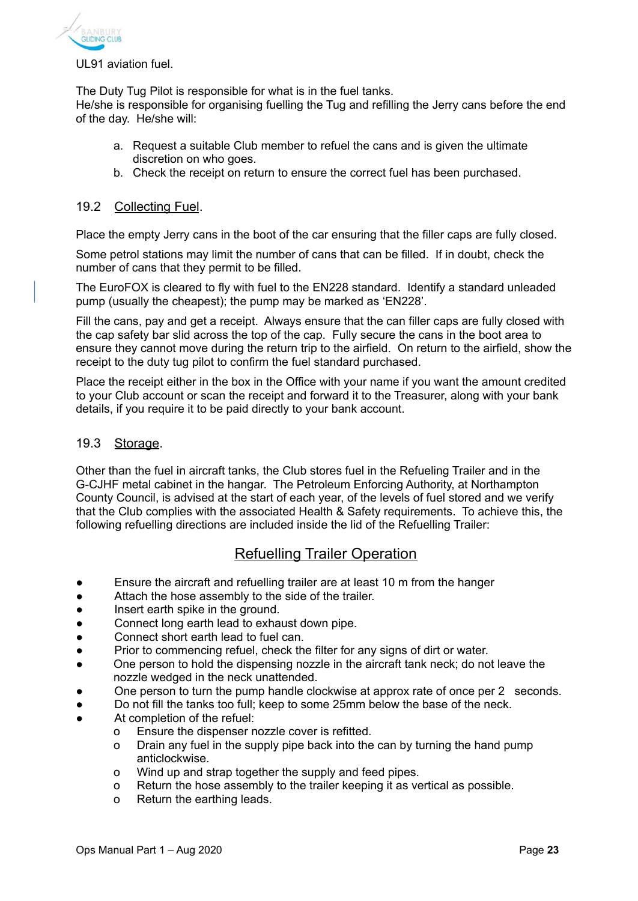UL91 aviation fuel.

The Duty Tug Pilot is responsible for what is in the fuel tanks.
He/she is responsible for organising fuelling the Tug and refilling the Jerry cans before the end of the day. He/she will:

a. Request a suitable Club member to refuel the cans and is given the ultimate discretion on who goes.
b. Check the receipt on return to ensure the correct fuel has been purchased.

### 19.2 Collecting Fuel.

Place the empty Jerry cans in the boot of the car ensuring that the filler caps are fully closed.

Some petrol stations may limit the number of cans that can be filled. If in doubt, check the number of cans that they permit to be filled.

The EuroFOX is cleared to fly with fuel to the EN228 standard. Identify a standard unleaded pump (usually the cheapest); the pump may be marked as 'EN228'.

Fill the cans, pay and get a receipt. Always ensure that the can filler caps are fully closed with the cap safety bar slid across the top of the cap. Fully secure the cans in the boot area to ensure they cannot move during the return trip to the airfield. On return to the airfield, show the receipt to the duty tug pilot to confirm the fuel standard purchased.

Place the receipt either in the box in the Office with your name if you want the amount credited to your Club account or scan the receipt and forward it to the Treasurer, along with your bank details, if you require it to be paid directly to your bank account.

### 19.3 Storage.

Other than the fuel in aircraft tanks, the Club stores fuel in the Refueling Trailer and in the G-CJHF metal cabinet in the hangar. The Petroleum Enforcing Authority, at Northampton County Council, is advised at the start of each year, of the levels of fuel stored and we verify that the Club complies with the associated Health & Safety requirements. To achieve this, the following refuelling directions are included inside the lid of the Refuelling Trailer:

## Refuelling Trailer Operation

- Ensure the aircraft and refuelling trailer are at least 10 m from the hanger
- Attach the hose assembly to the side of the trailer.
- Insert earth spike in the ground.
- Connect long earth lead to exhaust down pipe.
- Connect short earth lead to fuel can.
- Prior to commencing refuel, check the filter for any signs of dirt or water.
- One person to hold the dispensing nozzle in the aircraft tank neck; do not leave the nozzle wedged in the neck unattended.
- One person to turn the pump handle clockwise at approx rate of once per 2 seconds.
- Do not fill the tanks too full; keep to some 25mm below the base of the neck.
- At completion of the refuel:
  - Ensure the dispenser nozzle cover is refitted.
  - Drain any fuel in the supply pipe back into the can by turning the hand pump anticlockwise.
  - Wind up and strap together the supply and feed pipes.
  - Return the hose assembly to the trailer keeping it as vertical as possible.
  - Return the earthing leads.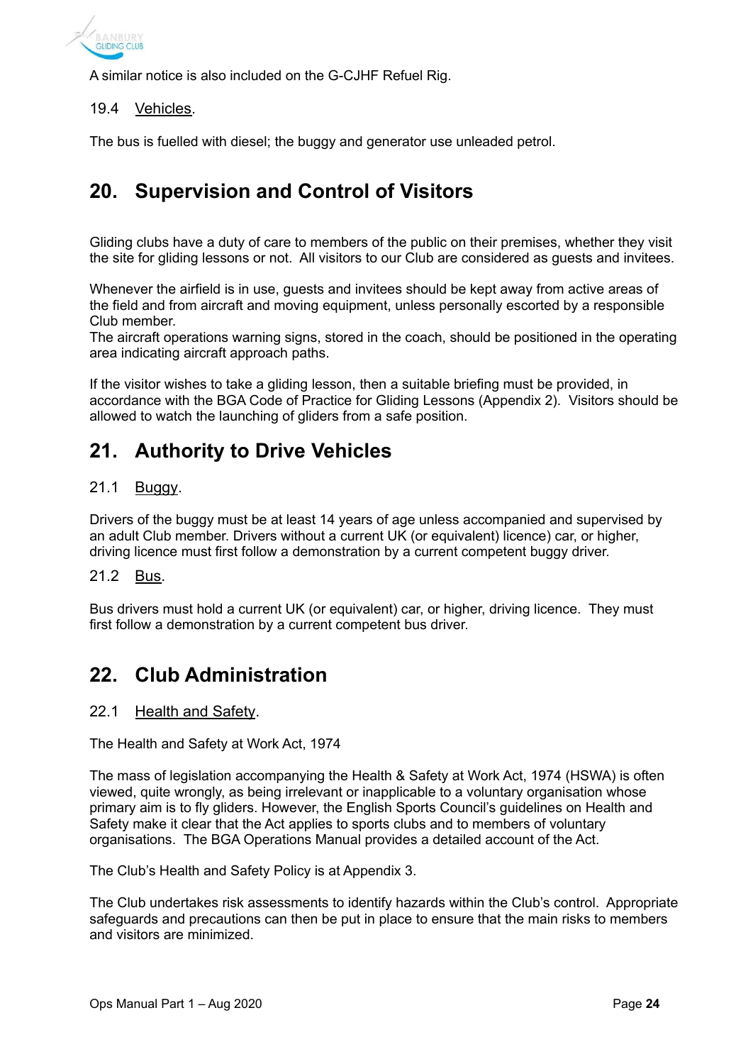A similar notice is also included on the G-CJHF Refuel Rig.

### 19.4 Vehicles.

The bus is fuelled with diesel; the buggy and generator use unleaded petrol.

## 20. Supervision and Control of Visitors

Gliding clubs have a duty of care to members of the public on their premises, whether they visit the site for gliding lessons or not. All visitors to our Club are considered as guests and invitees.

Whenever the airfield is in use, guests and invitees should be kept away from active areas of the field and from aircraft and moving equipment, unless personally escorted by a responsible Club member.
The aircraft operations warning signs, stored in the coach, should be positioned in the operating area indicating aircraft approach paths.

If the visitor wishes to take a gliding lesson, then a suitable briefing must be provided, in accordance with the BGA Code of Practice for Gliding Lessons (Appendix 2). Visitors should be allowed to watch the launching of gliders from a safe position.

## 21. Authority to Drive Vehicles

### 21.1 Buggy.

Drivers of the buggy must be at least 14 years of age unless accompanied and supervised by an adult Club member. Drivers without a current UK (or equivalent) licence) car, or higher, driving licence must first follow a demonstration by a current competent buggy driver.

### 21.2 Bus.

Bus drivers must hold a current UK (or equivalent) car, or higher, driving licence. They must first follow a demonstration by a current competent bus driver.

## 22. Club Administration

### 22.1 Health and Safety.

The Health and Safety at Work Act, 1974

The mass of legislation accompanying the Health & Safety at Work Act, 1974 (HSWA) is often viewed, quite wrongly, as being irrelevant or inapplicable to a voluntary organisation whose primary aim is to fly gliders. However, the English Sports Council's guidelines on Health and Safety make it clear that the Act applies to sports clubs and to members of voluntary organisations. The BGA Operations Manual provides a detailed account of the Act.

The Club's Health and Safety Policy is at Appendix 3.

The Club undertakes risk assessments to identify hazards within the Club's control. Appropriate safeguards and precautions can then be put in place to ensure that the main risks to members and visitors are minimized.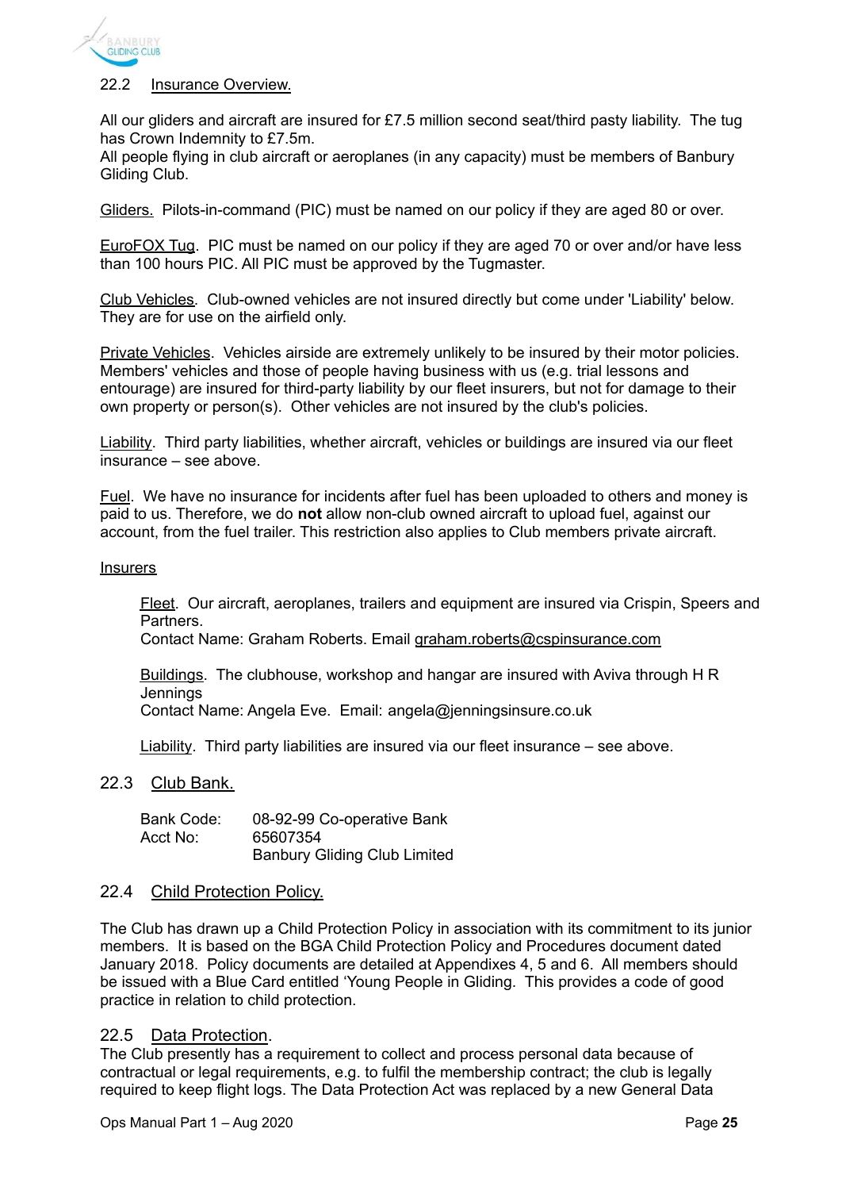## 22.2 Insurance Overview.

All our gliders and aircraft are insured for £7.5 million second seat/third pasty liability. The tug has Crown Indemnity to £7.5m.
All people flying in club aircraft or aeroplanes (in any capacity) must be members of Banbury Gliding Club.

Gliders. Pilots-in-command (PIC) must be named on our policy if they are aged 80 or over.

EuroFOX Tug. PIC must be named on our policy if they are aged 70 or over and/or have less than 100 hours PIC. All PIC must be approved by the Tugmaster.

Club Vehicles. Club-owned vehicles are not insured directly but come under 'Liability' below. They are for use on the airfield only.

Private Vehicles. Vehicles airside are extremely unlikely to be insured by their motor policies. Members' vehicles and those of people having business with us (e.g. trial lessons and entourage) are insured for third-party liability by our fleet insurers, but not for damage to their own property or person(s). Other vehicles are not insured by the club's policies.

Liability. Third party liabilities, whether aircraft, vehicles or buildings are insured via our fleet insurance – see above.

Fuel. We have no insurance for incidents after fuel has been uploaded to others and money is paid to us. Therefore, we do **not** allow non-club owned aircraft to upload fuel, against our account, from the fuel trailer. This restriction also applies to Club members private aircraft.

Insurers

> Fleet. Our aircraft, aeroplanes, trailers and equipment are insured via Crispin, Speers and Partners.
> Contact Name: Graham Roberts. Email graham.roberts@cspinsurance.com
>
> Buildings. The clubhouse, workshop and hangar are insured with Aviva through H R Jennings
> Contact Name: Angela Eve. Email: angela@jenningsinsure.co.uk
>
> Liability. Third party liabilities are insured via our fleet insurance – see above.

## 22.3 Club Bank.

| | |
|---|---|
| Bank Code: | 08-92-99 Co-operative Bank |
| Acct No: | 65607354 |
| | Banbury Gliding Club Limited |

## 22.4 Child Protection Policy.

The Club has drawn up a Child Protection Policy in association with its commitment to its junior members. It is based on the BGA Child Protection Policy and Procedures document dated January 2018. Policy documents are detailed at Appendixes 4, 5 and 6. All members should be issued with a Blue Card entitled 'Young People in Gliding. This provides a code of good practice in relation to child protection.

## 22.5 Data Protection.

The Club presently has a requirement to collect and process personal data because of contractual or legal requirements, e.g. to fulfil the membership contract; the club is legally required to keep flight logs. The Data Protection Act was replaced by a new General Data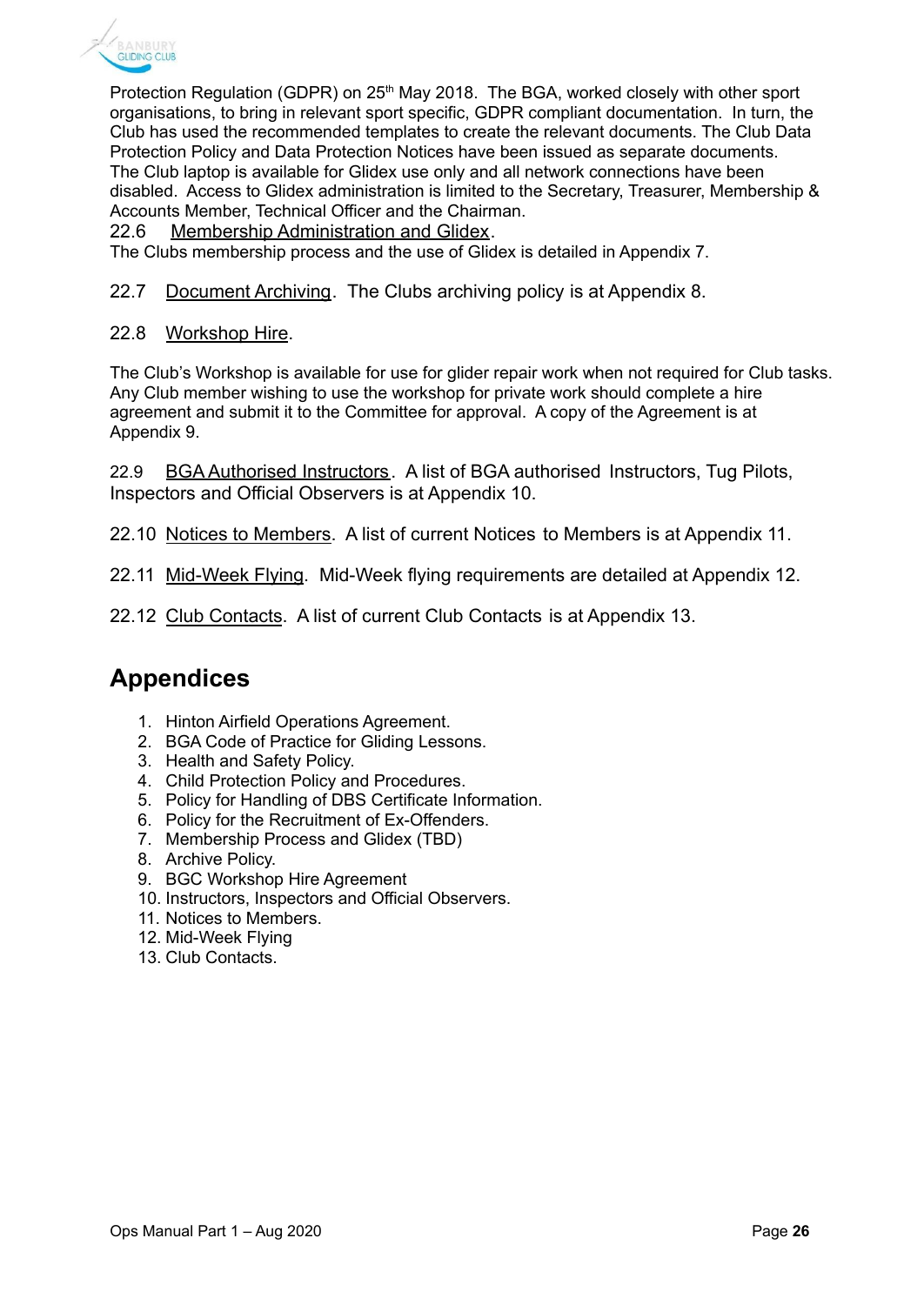Protection Regulation (GDPR) on 25th May 2018. The BGA, worked closely with other sport organisations, to bring in relevant sport specific, GDPR compliant documentation. In turn, the Club has used the recommended templates to create the relevant documents. The Club Data Protection Policy and Data Protection Notices have been issued as separate documents. The Club laptop is available for Glidex use only and all network connections have been disabled. Access to Glidex administration is limited to the Secretary, Treasurer, Membership & Accounts Member, Technical Officer and the Chairman.

22.6 Membership Administration and Glidex.
The Clubs membership process and the use of Glidex is detailed in Appendix 7.

22.7 Document Archiving. The Clubs archiving policy is at Appendix 8.

22.8 Workshop Hire.

The Club's Workshop is available for use for glider repair work when not required for Club tasks. Any Club member wishing to use the workshop for private work should complete a hire agreement and submit it to the Committee for approval. A copy of the Agreement is at Appendix 9.

22.9 BGA Authorised Instructors. A list of BGA authorised Instructors, Tug Pilots, Inspectors and Official Observers is at Appendix 10.

22.10 Notices to Members. A list of current Notices to Members is at Appendix 11.

22.11 Mid-Week Flying. Mid-Week flying requirements are detailed at Appendix 12.

22.12 Club Contacts. A list of current Club Contacts is at Appendix 13.

## Appendices

1. Hinton Airfield Operations Agreement.
2. BGA Code of Practice for Gliding Lessons.
3. Health and Safety Policy.
4. Child Protection Policy and Procedures.
5. Policy for Handling of DBS Certificate Information.
6. Policy for the Recruitment of Ex-Offenders.
7. Membership Process and Glidex (TBD)
8. Archive Policy.
9. BGC Workshop Hire Agreement
10. Instructors, Inspectors and Official Observers.
11. Notices to Members.
12. Mid-Week Flying
13. Club Contacts.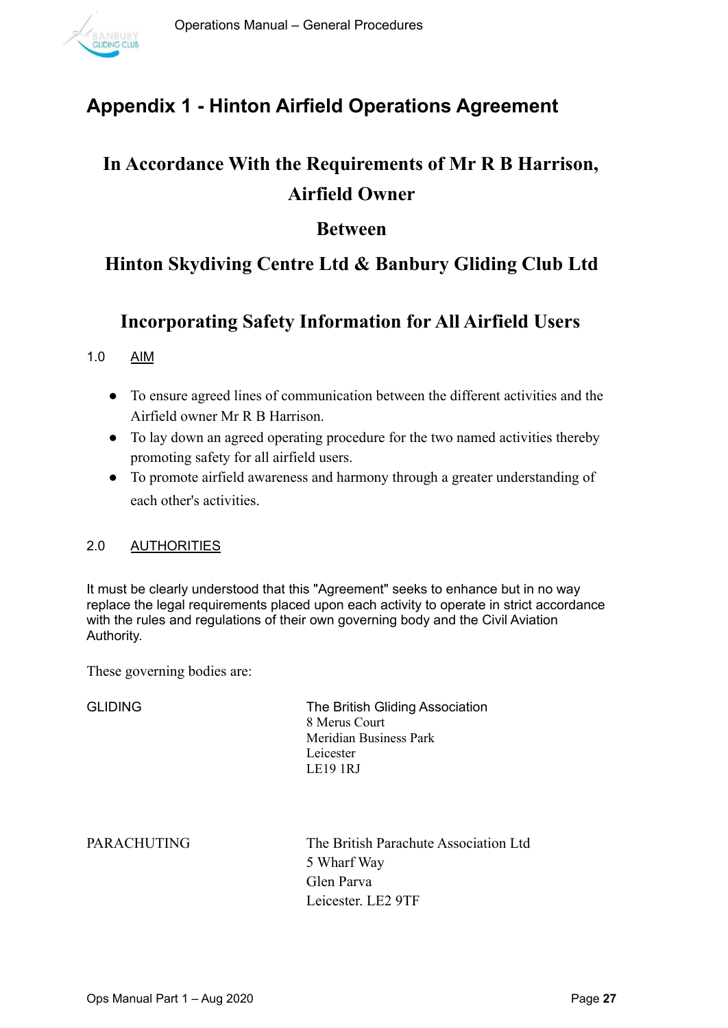# Appendix 1 - Hinton Airfield Operations Agreement

## In Accordance With the Requirements of Mr R B Harrison, Airfield Owner

## Between

## Hinton Skydiving Centre Ltd & Banbury Gliding Club Ltd

## Incorporating Safety Information for All Airfield Users

### 1.0 AIM

- To ensure agreed lines of communication between the different activities and the Airfield owner Mr R B Harrison.
- To lay down an agreed operating procedure for the two named activities thereby promoting safety for all airfield users.
- To promote airfield awareness and harmony through a greater understanding of each other's activities.

### 2.0 AUTHORITIES

It must be clearly understood that this "Agreement" seeks to enhance but in no way replace the legal requirements placed upon each activity to operate in strict accordance with the rules and regulations of their own governing body and the Civil Aviation Authority.

These governing bodies are:

| | |
|---|---|
| GLIDING | The British Gliding Association<br>8 Merus Court<br>Meridian Business Park<br>Leicester<br>LE19 1RJ |
| PARACHUTING | The British Parachute Association Ltd<br>5 Wharf Way<br>Glen Parva<br>Leicester. LE2 9TF |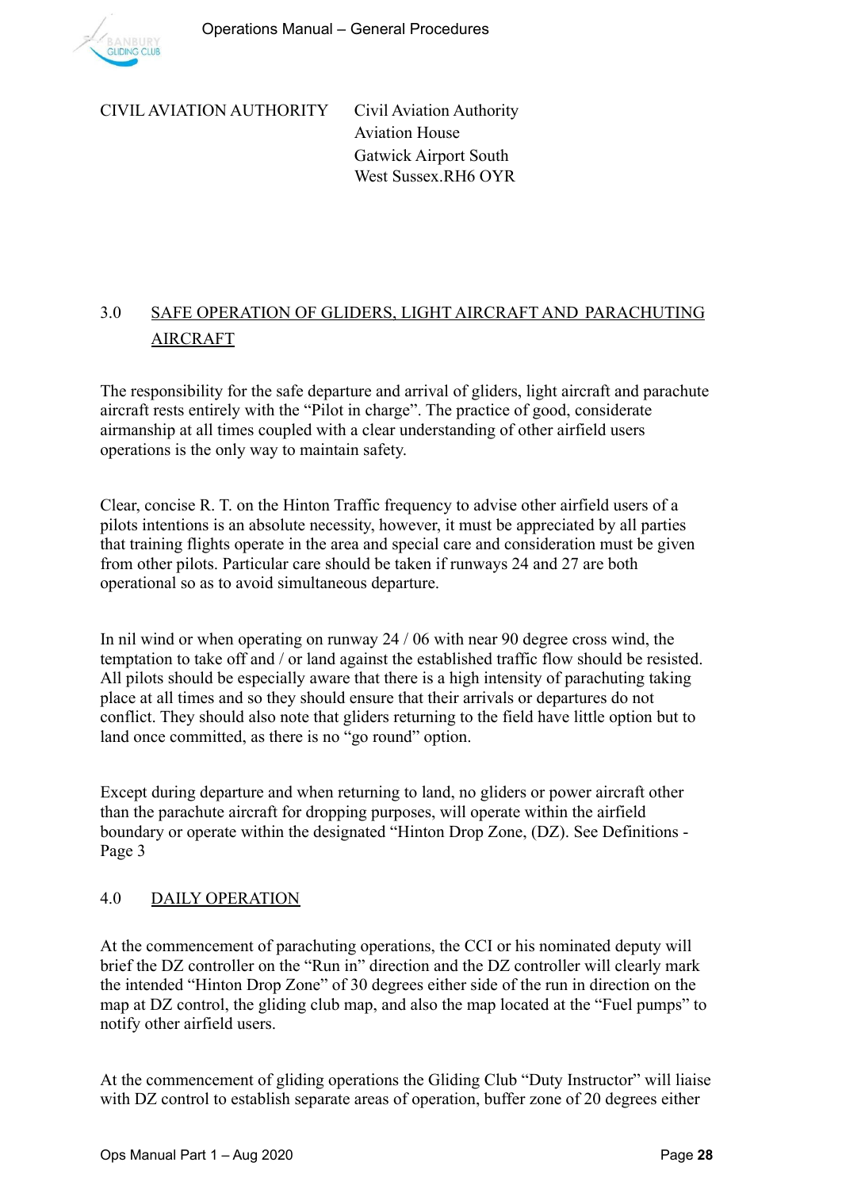CIVIL AVIATION AUTHORITY Civil Aviation Authority
Aviation House
Gatwick Airport South
West Sussex.RH6 OYR

## 3.0 SAFE OPERATION OF GLIDERS, LIGHT AIRCRAFT AND PARACHUTING AIRCRAFT

The responsibility for the safe departure and arrival of gliders, light aircraft and parachute aircraft rests entirely with the "Pilot in charge". The practice of good, considerate airmanship at all times coupled with a clear understanding of other airfield users operations is the only way to maintain safety.

Clear, concise R. T. on the Hinton Traffic frequency to advise other airfield users of a pilots intentions is an absolute necessity, however, it must be appreciated by all parties that training flights operate in the area and special care and consideration must be given from other pilots. Particular care should be taken if runways 24 and 27 are both operational so as to avoid simultaneous departure.

In nil wind or when operating on runway 24 / 06 with near 90 degree cross wind, the temptation to take off and / or land against the established traffic flow should be resisted. All pilots should be especially aware that there is a high intensity of parachuting taking place at all times and so they should ensure that their arrivals or departures do not conflict. They should also note that gliders returning to the field have little option but to land once committed, as there is no "go round" option.

Except during departure and when returning to land, no gliders or power aircraft other than the parachute aircraft for dropping purposes, will operate within the airfield boundary or operate within the designated "Hinton Drop Zone, (DZ). See Definitions - Page 3

## 4.0 DAILY OPERATION

At the commencement of parachuting operations, the CCI or his nominated deputy will brief the DZ controller on the "Run in" direction and the DZ controller will clearly mark the intended "Hinton Drop Zone" of 30 degrees either side of the run in direction on the map at DZ control, the gliding club map, and also the map located at the "Fuel pumps" to notify other airfield users.

At the commencement of gliding operations the Gliding Club "Duty Instructor" will liaise with DZ control to establish separate areas of operation, buffer zone of 20 degrees either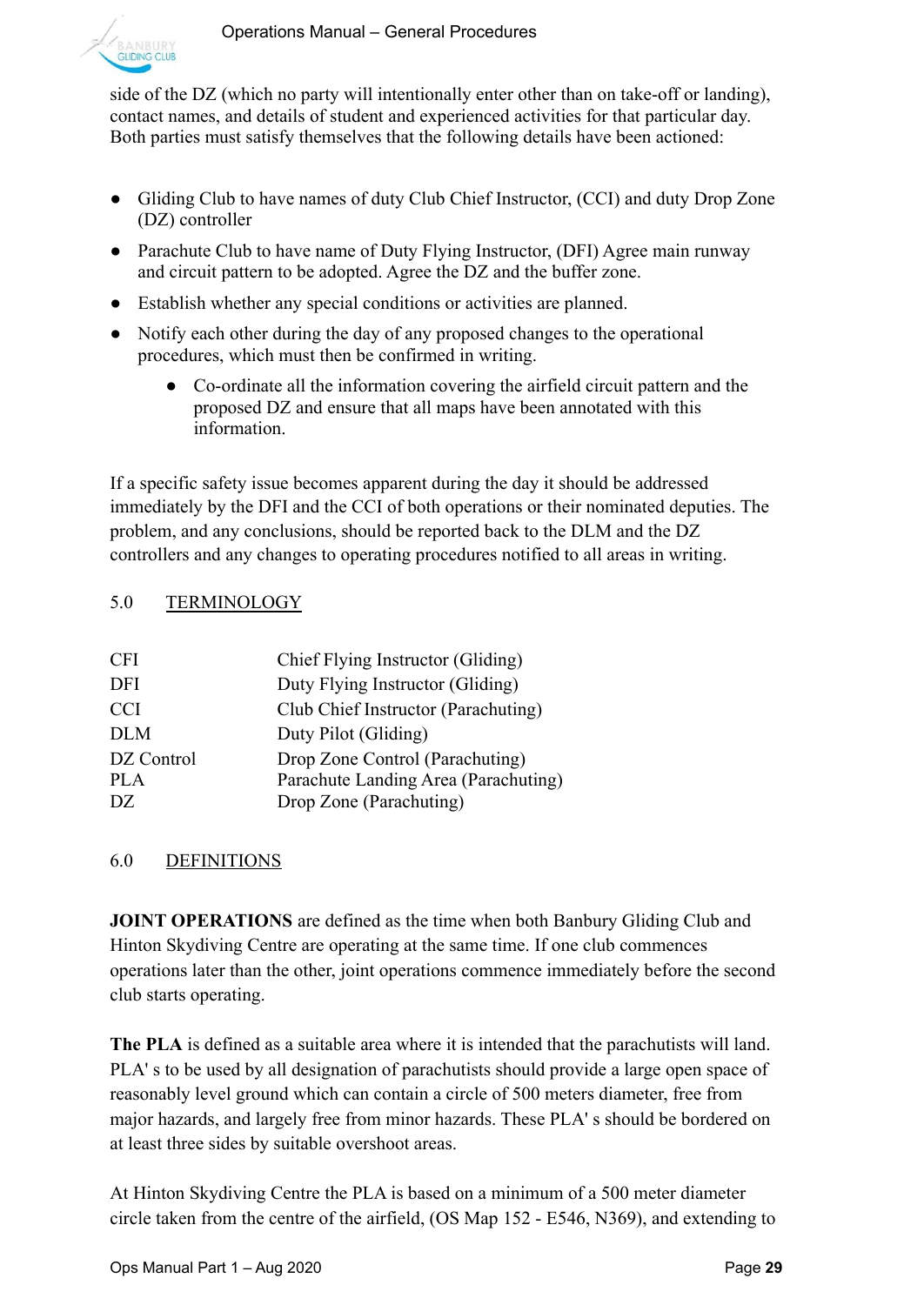side of the DZ (which no party will intentionally enter other than on take-off or landing), contact names, and details of student and experienced activities for that particular day. Both parties must satisfy themselves that the following details have been actioned:

- Gliding Club to have names of duty Club Chief Instructor, (CCI) and duty Drop Zone (DZ) controller
- Parachute Club to have name of Duty Flying Instructor, (DFI) Agree main runway and circuit pattern to be adopted. Agree the DZ and the buffer zone.
- Establish whether any special conditions or activities are planned.
- Notify each other during the day of any proposed changes to the operational procedures, which must then be confirmed in writing.
    - Co-ordinate all the information covering the airfield circuit pattern and the proposed DZ and ensure that all maps have been annotated with this information.

If a specific safety issue becomes apparent during the day it should be addressed immediately by the DFI and the CCI of both operations or their nominated deputies. The problem, and any conclusions, should be reported back to the DLM and the DZ controllers and any changes to operating procedures notified to all areas in writing.

## 5.0 TERMINOLOGY

| | |
|---|---|
| CFI | Chief Flying Instructor (Gliding) |
| DFI | Duty Flying Instructor (Gliding) |
| CCI | Club Chief Instructor (Parachuting) |
| DLM | Duty Pilot (Gliding) |
| DZ Control | Drop Zone Control (Parachuting) |
| PLA | Parachute Landing Area (Parachuting) |
| DZ | Drop Zone (Parachuting) |

## 6.0 DEFINITIONS

**JOINT OPERATIONS** are defined as the time when both Banbury Gliding Club and Hinton Skydiving Centre are operating at the same time. If one club commences operations later than the other, joint operations commence immediately before the second club starts operating.

**The PLA** is defined as a suitable area where it is intended that the parachutists will land. PLA' s to be used by all designation of parachutists should provide a large open space of reasonably level ground which can contain a circle of 500 meters diameter, free from major hazards, and largely free from minor hazards. These PLA' s should be bordered on at least three sides by suitable overshoot areas.

At Hinton Skydiving Centre the PLA is based on a minimum of a 500 meter diameter circle taken from the centre of the airfield, (OS Map 152 - E546, N369), and extending to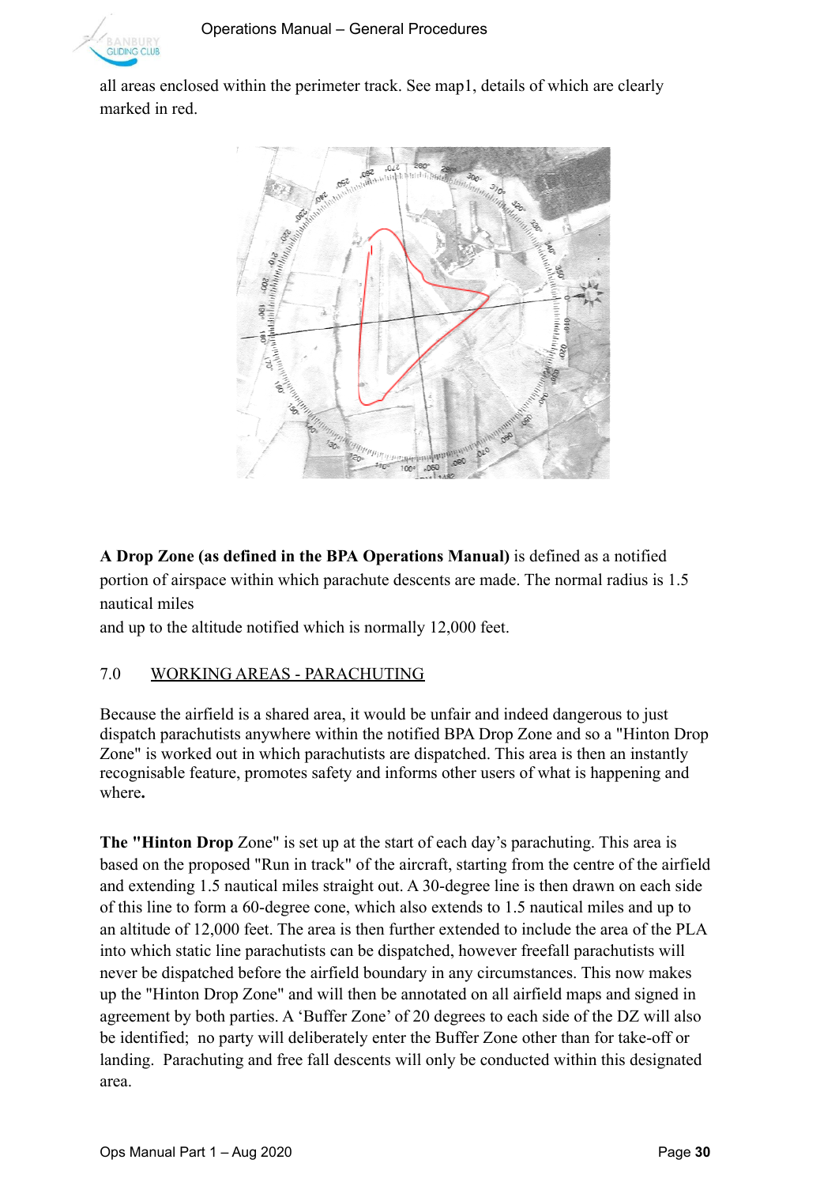all areas enclosed within the perimeter track. See map1, details of which are clearly marked in red.

**A Drop Zone (as defined in the BPA Operations Manual)** is defined as a notified portion of airspace within which parachute descents are made. The normal radius is 1.5 nautical miles
and up to the altitude notified which is normally 12,000 feet.

## 7.0 WORKING AREAS - PARACHUTING

Because the airfield is a shared area, it would be unfair and indeed dangerous to just dispatch parachutists anywhere within the notified BPA Drop Zone and so a "Hinton Drop Zone" is worked out in which parachutists are dispatched. This area is then an instantly recognisable feature, promotes safety and informs other users of what is happening and where**.**

**The "Hinton Drop** Zone" is set up at the start of each day's parachuting. This area is based on the proposed "Run in track" of the aircraft, starting from the centre of the airfield and extending 1.5 nautical miles straight out. A 30-degree line is then drawn on each side of this line to form a 60-degree cone, which also extends to 1.5 nautical miles and up to an altitude of 12,000 feet. The area is then further extended to include the area of the PLA into which static line parachutists can be dispatched, however freefall parachutists will never be dispatched before the airfield boundary in any circumstances. This now makes up the "Hinton Drop Zone" and will then be annotated on all airfield maps and signed in agreement by both parties. A 'Buffer Zone' of 20 degrees to each side of the DZ will also be identified; no party will deliberately enter the Buffer Zone other than for take-off or landing. Parachuting and free fall descents will only be conducted within this designated area.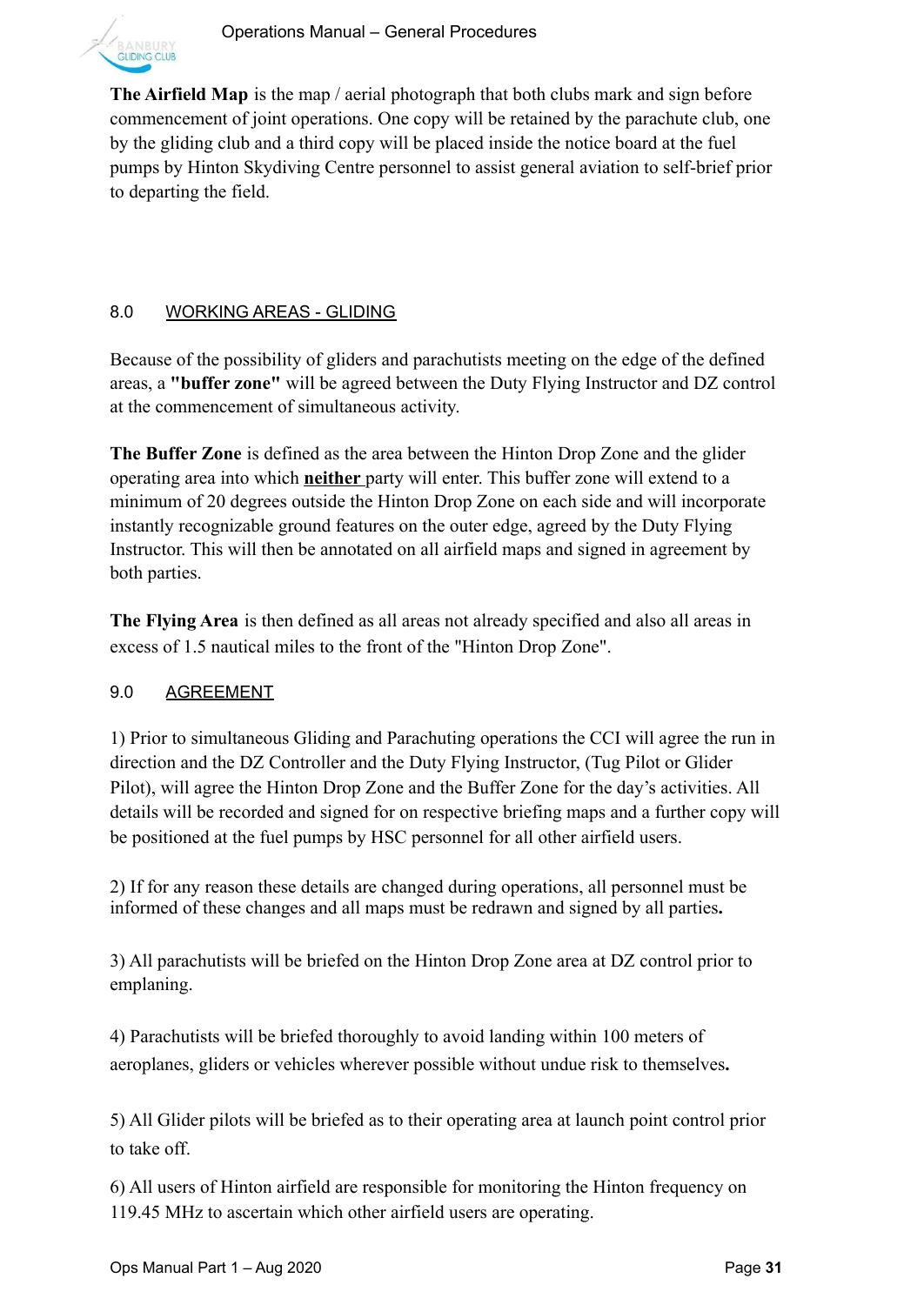**The Airfield Map** is the map / aerial photograph that both clubs mark and sign before commencement of joint operations. One copy will be retained by the parachute club, one by the gliding club and a third copy will be placed inside the notice board at the fuel pumps by Hinton Skydiving Centre personnel to assist general aviation to self-brief prior to departing the field.

## 8.0 WORKING AREAS - GLIDING

Because of the possibility of gliders and parachutists meeting on the edge of the defined areas, a **"buffer zone"** will be agreed between the Duty Flying Instructor and DZ control at the commencement of simultaneous activity.

**The Buffer Zone** is defined as the area between the Hinton Drop Zone and the glider operating area into which **neither** party will enter. This buffer zone will extend to a minimum of 20 degrees outside the Hinton Drop Zone on each side and will incorporate instantly recognizable ground features on the outer edge, agreed by the Duty Flying Instructor. This will then be annotated on all airfield maps and signed in agreement by both parties.

**The Flying Area** is then defined as all areas not already specified and also all areas in excess of 1.5 nautical miles to the front of the "Hinton Drop Zone".

## 9.0 AGREEMENT

1) Prior to simultaneous Gliding and Parachuting operations the CCI will agree the run in direction and the DZ Controller and the Duty Flying Instructor, (Tug Pilot or Glider Pilot), will agree the Hinton Drop Zone and the Buffer Zone for the day's activities. All details will be recorded and signed for on respective briefing maps and a further copy will be positioned at the fuel pumps by HSC personnel for all other airfield users.

2) If for any reason these details are changed during operations, all personnel must be informed of these changes and all maps must be redrawn and signed by all parties.

3) All parachutists will be briefed on the Hinton Drop Zone area at DZ control prior to emplaning.

4) Parachutists will be briefed thoroughly to avoid landing within 100 meters of aeroplanes, gliders or vehicles wherever possible without undue risk to themselves.

5) All Glider pilots will be briefed as to their operating area at launch point control prior to take off.

6) All users of Hinton airfield are responsible for monitoring the Hinton frequency on 119.45 MHz to ascertain which other airfield users are operating.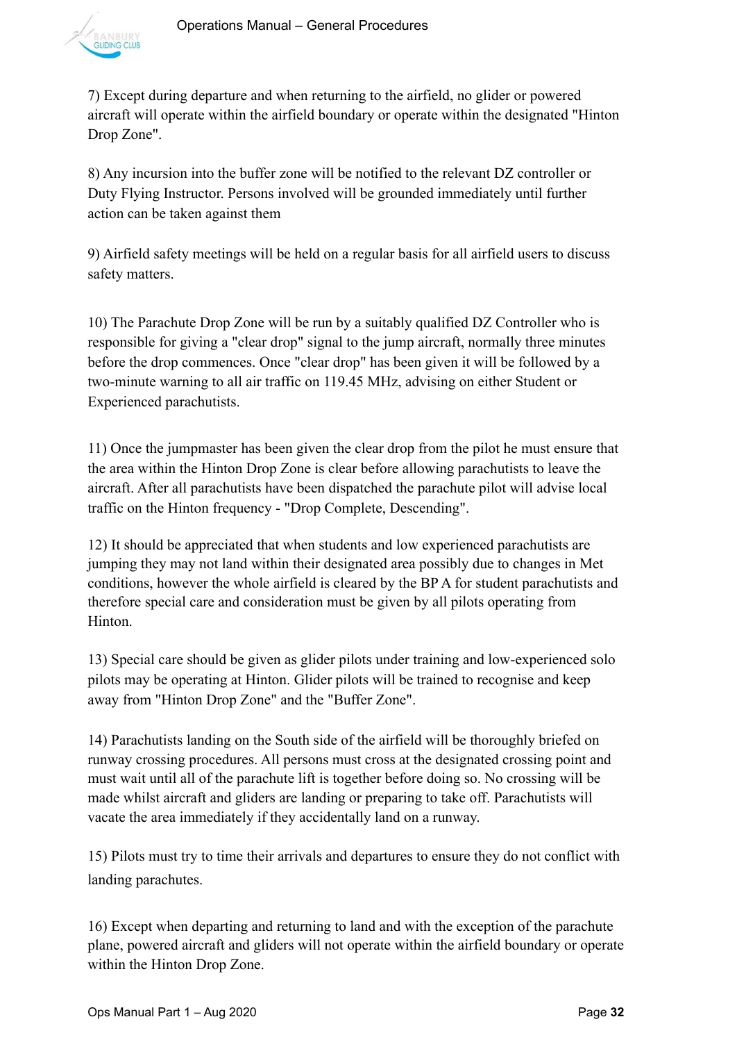7) Except during departure and when returning to the airfield, no glider or powered aircraft will operate within the airfield boundary or operate within the designated "Hinton Drop Zone".

8) Any incursion into the buffer zone will be notified to the relevant DZ controller or Duty Flying Instructor. Persons involved will be grounded immediately until further action can be taken against them

9) Airfield safety meetings will be held on a regular basis for all airfield users to discuss safety matters.

10) The Parachute Drop Zone will be run by a suitably qualified DZ Controller who is responsible for giving a "clear drop" signal to the jump aircraft, normally three minutes before the drop commences. Once "clear drop" has been given it will be followed by a two-minute warning to all air traffic on 119.45 MHz, advising on either Student or Experienced parachutists.

11) Once the jumpmaster has been given the clear drop from the pilot he must ensure that the area within the Hinton Drop Zone is clear before allowing parachutists to leave the aircraft. After all parachutists have been dispatched the parachute pilot will advise local traffic on the Hinton frequency - "Drop Complete, Descending".

12) It should be appreciated that when students and low experienced parachutists are jumping they may not land within their designated area possibly due to changes in Met conditions, however the whole airfield is cleared by the BP A for student parachutists and therefore special care and consideration must be given by all pilots operating from Hinton.

13) Special care should be given as glider pilots under training and low-experienced solo pilots may be operating at Hinton. Glider pilots will be trained to recognise and keep away from "Hinton Drop Zone" and the "Buffer Zone".

14) Parachutists landing on the South side of the airfield will be thoroughly briefed on runway crossing procedures. All persons must cross at the designated crossing point and must wait until all of the parachute lift is together before doing so. No crossing will be made whilst aircraft and gliders are landing or preparing to take off. Parachutists will vacate the area immediately if they accidentally land on a runway.

15) Pilots must try to time their arrivals and departures to ensure they do not conflict with landing parachutes.

16) Except when departing and returning to land and with the exception of the parachute plane, powered aircraft and gliders will not operate within the airfield boundary or operate within the Hinton Drop Zone.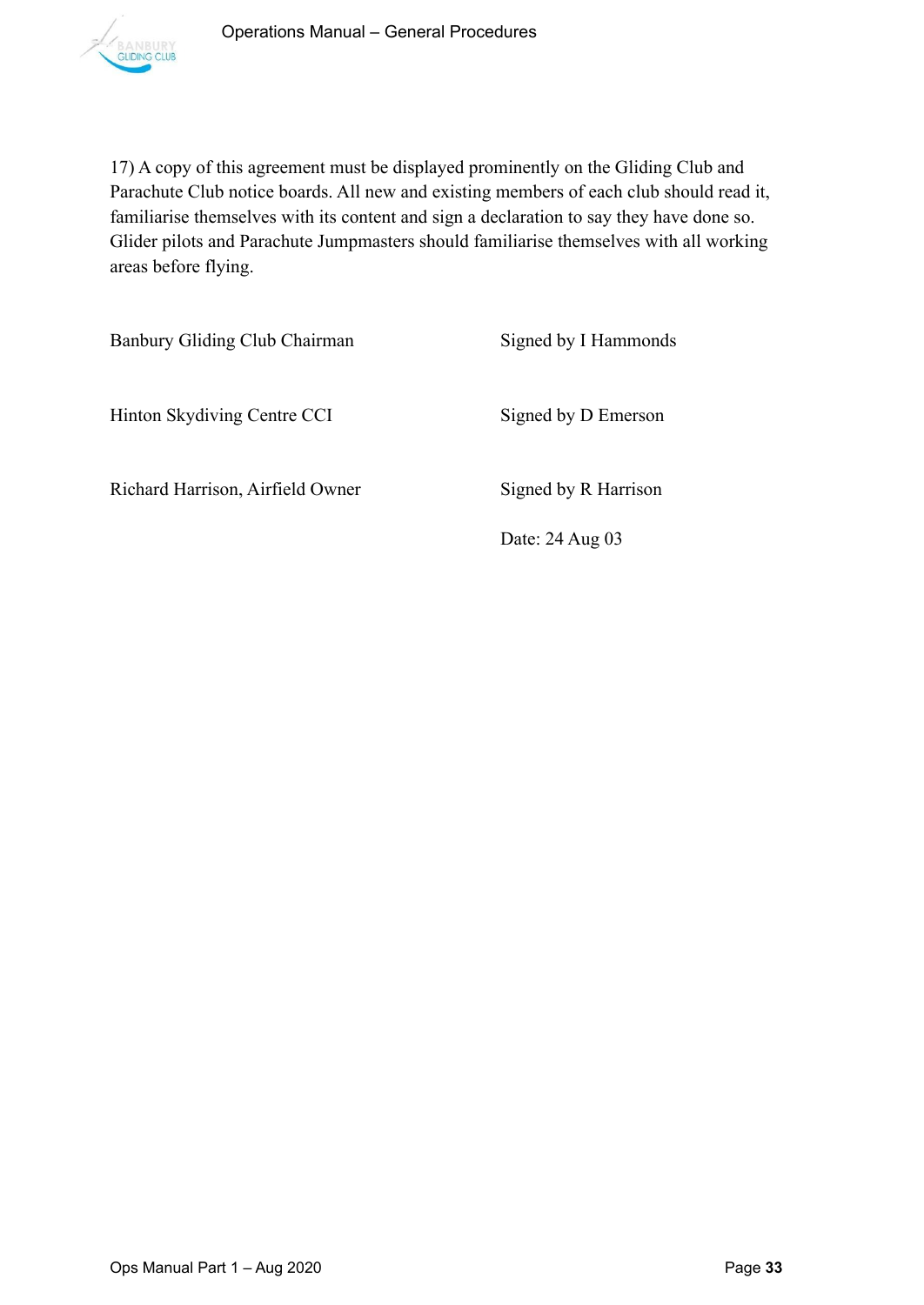17) A copy of this agreement must be displayed prominently on the Gliding Club and Parachute Club notice boards. All new and existing members of each club should read it, familiarise themselves with its content and sign a declaration to say they have done so. Glider pilots and Parachute Jumpmasters should familiarise themselves with all working areas before flying.

| | |
|---|---|
| Banbury Gliding Club Chairman | Signed by I Hammonds |
| Hinton Skydiving Centre CCI | Signed by D Emerson |
| Richard Harrison, Airfield Owner | Signed by R Harrison |
| | Date: 24 Aug 03 |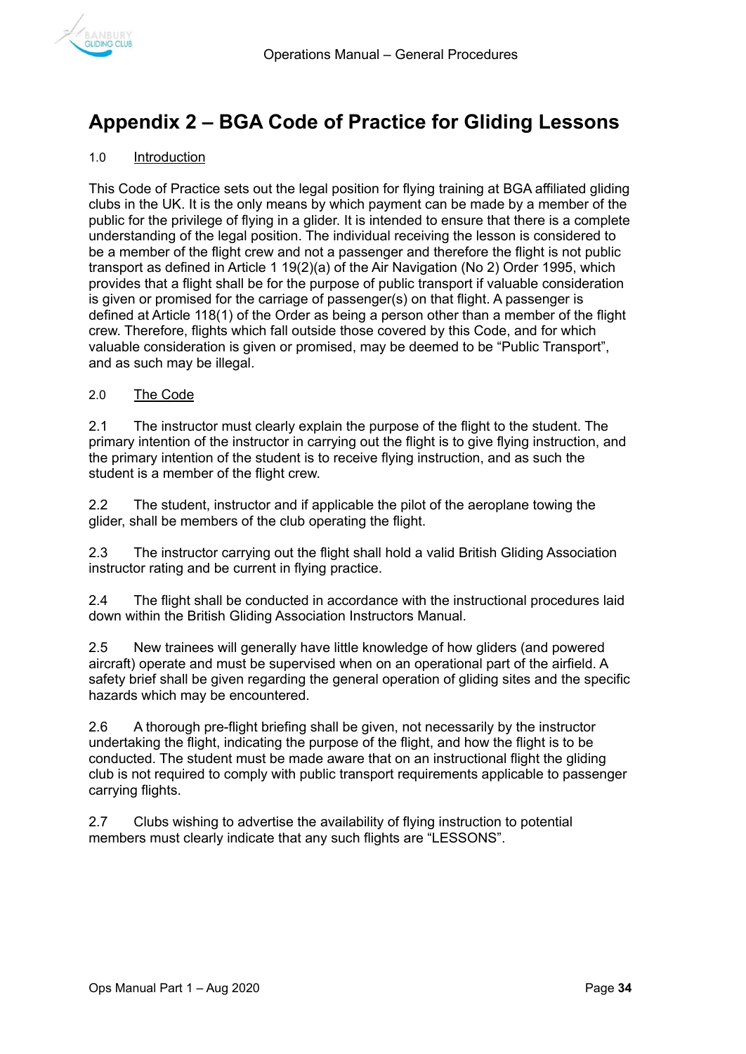# Appendix 2 – BGA Code of Practice for Gliding Lessons

1.0 Introduction

This Code of Practice sets out the legal position for flying training at BGA affiliated gliding clubs in the UK. It is the only means by which payment can be made by a member of the public for the privilege of flying in a glider. It is intended to ensure that there is a complete understanding of the legal position. The individual receiving the lesson is considered to be a member of the flight crew and not a passenger and therefore the flight is not public transport as defined in Article 1 19(2)(a) of the Air Navigation (No 2) Order 1995, which provides that a flight shall be for the purpose of public transport if valuable consideration is given or promised for the carriage of passenger(s) on that flight. A passenger is defined at Article 118(1) of the Order as being a person other than a member of the flight crew. Therefore, flights which fall outside those covered by this Code, and for which valuable consideration is given or promised, may be deemed to be "Public Transport", and as such may be illegal.

2.0 The Code

2.1 The instructor must clearly explain the purpose of the flight to the student. The primary intention of the instructor in carrying out the flight is to give flying instruction, and the primary intention of the student is to receive flying instruction, and as such the student is a member of the flight crew.

2.2 The student, instructor and if applicable the pilot of the aeroplane towing the glider, shall be members of the club operating the flight.

2.3 The instructor carrying out the flight shall hold a valid British Gliding Association instructor rating and be current in flying practice.

2.4 The flight shall be conducted in accordance with the instructional procedures laid down within the British Gliding Association Instructors Manual.

2.5 New trainees will generally have little knowledge of how gliders (and powered aircraft) operate and must be supervised when on an operational part of the airfield. A safety brief shall be given regarding the general operation of gliding sites and the specific hazards which may be encountered.

2.6 A thorough pre-flight briefing shall be given, not necessarily by the instructor undertaking the flight, indicating the purpose of the flight, and how the flight is to be conducted. The student must be made aware that on an instructional flight the gliding club is not required to comply with public transport requirements applicable to passenger carrying flights.

2.7 Clubs wishing to advertise the availability of flying instruction to potential members must clearly indicate that any such flights are "LESSONS".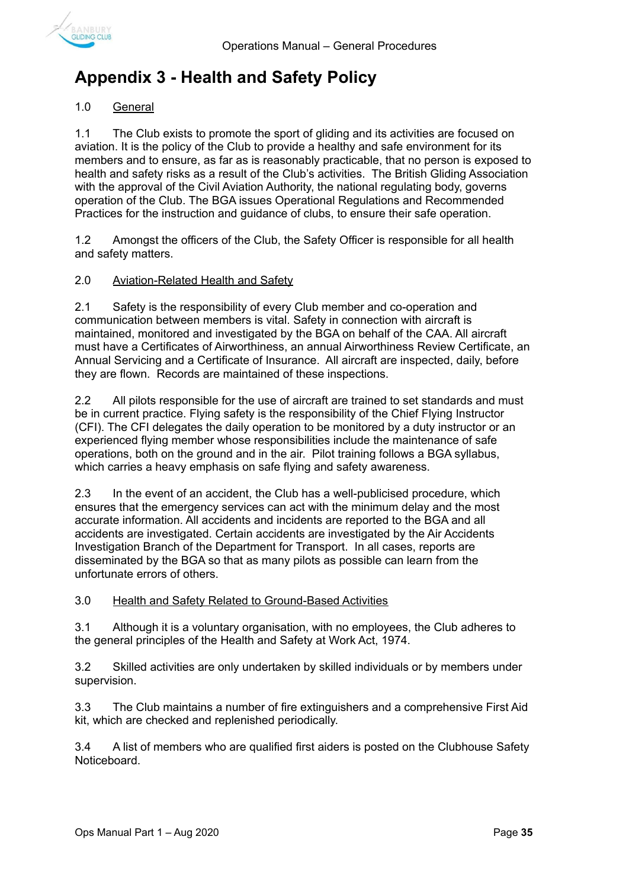# Appendix 3 - Health and Safety Policy

1.0 General

1.1 The Club exists to promote the sport of gliding and its activities are focused on aviation. It is the policy of the Club to provide a healthy and safe environment for its members and to ensure, as far as is reasonably practicable, that no person is exposed to health and safety risks as a result of the Club's activities. The British Gliding Association with the approval of the Civil Aviation Authority, the national regulating body, governs operation of the Club. The BGA issues Operational Regulations and Recommended Practices for the instruction and guidance of clubs, to ensure their safe operation.

1.2 Amongst the officers of the Club, the Safety Officer is responsible for all health and safety matters.

2.0 Aviation-Related Health and Safety

2.1 Safety is the responsibility of every Club member and co-operation and communication between members is vital. Safety in connection with aircraft is maintained, monitored and investigated by the BGA on behalf of the CAA. All aircraft must have a Certificates of Airworthiness, an annual Airworthiness Review Certificate, an Annual Servicing and a Certificate of Insurance. All aircraft are inspected, daily, before they are flown. Records are maintained of these inspections.

2.2 All pilots responsible for the use of aircraft are trained to set standards and must be in current practice. Flying safety is the responsibility of the Chief Flying Instructor (CFI). The CFI delegates the daily operation to be monitored by a duty instructor or an experienced flying member whose responsibilities include the maintenance of safe operations, both on the ground and in the air. Pilot training follows a BGA syllabus, which carries a heavy emphasis on safe flying and safety awareness.

2.3 In the event of an accident, the Club has a well-publicised procedure, which ensures that the emergency services can act with the minimum delay and the most accurate information. All accidents and incidents are reported to the BGA and all accidents are investigated. Certain accidents are investigated by the Air Accidents Investigation Branch of the Department for Transport. In all cases, reports are disseminated by the BGA so that as many pilots as possible can learn from the unfortunate errors of others.

3.0 Health and Safety Related to Ground-Based Activities

3.1 Although it is a voluntary organisation, with no employees, the Club adheres to the general principles of the Health and Safety at Work Act, 1974.

3.2 Skilled activities are only undertaken by skilled individuals or by members under supervision.

3.3 The Club maintains a number of fire extinguishers and a comprehensive First Aid kit, which are checked and replenished periodically.

3.4 A list of members who are qualified first aiders is posted on the Clubhouse Safety Noticeboard.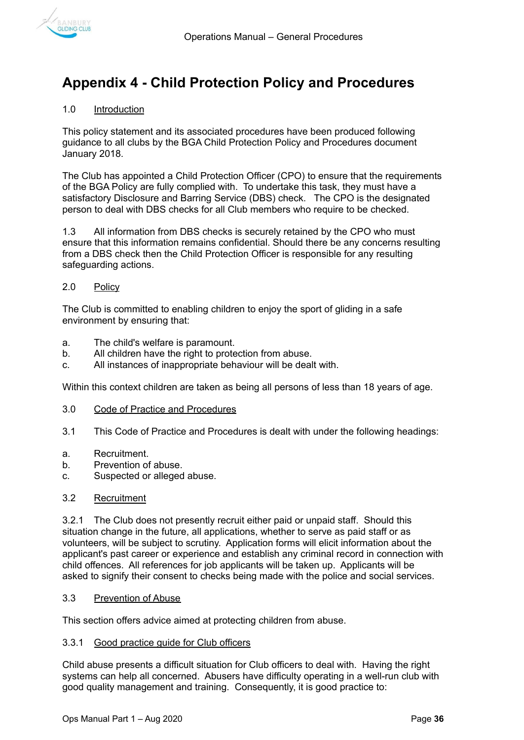# Appendix 4 - Child Protection Policy and Procedures

1.0 Introduction

This policy statement and its associated procedures have been produced following guidance to all clubs by the BGA Child Protection Policy and Procedures document January 2018.

The Club has appointed a Child Protection Officer (CPO) to ensure that the requirements of the BGA Policy are fully complied with. To undertake this task, they must have a satisfactory Disclosure and Barring Service (DBS) check. The CPO is the designated person to deal with DBS checks for all Club members who require to be checked.

1.3 All information from DBS checks is securely retained by the CPO who must ensure that this information remains confidential. Should there be any concerns resulting from a DBS check then the Child Protection Officer is responsible for any resulting safeguarding actions.

2.0 Policy

The Club is committed to enabling children to enjoy the sport of gliding in a safe environment by ensuring that:

a. The child's welfare is paramount.
b. All children have the right to protection from abuse.
c. All instances of inappropriate behaviour will be dealt with.

Within this context children are taken as being all persons of less than 18 years of age.

3.0 Code of Practice and Procedures

3.1 This Code of Practice and Procedures is dealt with under the following headings:

a. Recruitment.
b. Prevention of abuse.
c. Suspected or alleged abuse.

3.2 Recruitment

3.2.1 The Club does not presently recruit either paid or unpaid staff. Should this situation change in the future, all applications, whether to serve as paid staff or as volunteers, will be subject to scrutiny. Application forms will elicit information about the applicant's past career or experience and establish any criminal record in connection with child offences. All references for job applicants will be taken up. Applicants will be asked to signify their consent to checks being made with the police and social services.

3.3 Prevention of Abuse

This section offers advice aimed at protecting children from abuse.

3.3.1 Good practice guide for Club officers

Child abuse presents a difficult situation for Club officers to deal with. Having the right systems can help all concerned. Abusers have difficulty operating in a well-run club with good quality management and training. Consequently, it is good practice to: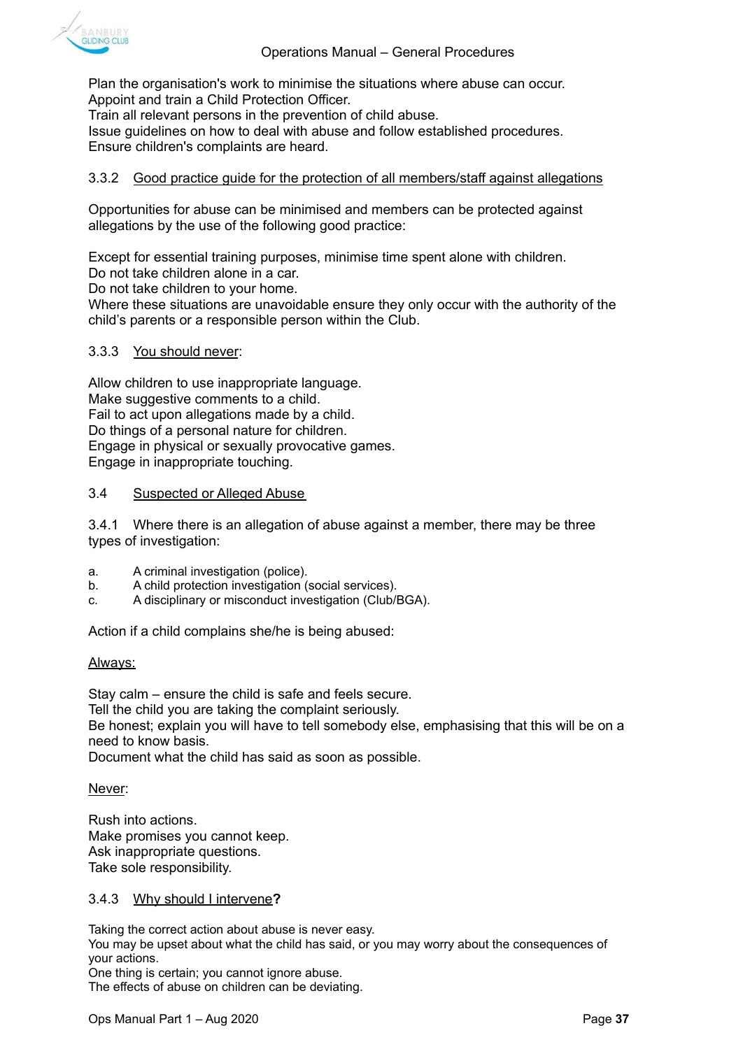Plan the organisation's work to minimise the situations where abuse can occur.
Appoint and train a Child Protection Officer.
Train all relevant persons in the prevention of child abuse.
Issue guidelines on how to deal with abuse and follow established procedures.
Ensure children's complaints are heard.

### 3.3.2 Good practice guide for the protection of all members/staff against allegations

Opportunities for abuse can be minimised and members can be protected against allegations by the use of the following good practice:

Except for essential training purposes, minimise time spent alone with children.
Do not take children alone in a car.
Do not take children to your home.
Where these situations are unavoidable ensure they only occur with the authority of the child's parents or a responsible person within the Club.

### 3.3.3 You should never:

Allow children to use inappropriate language.
Make suggestive comments to a child.
Fail to act upon allegations made by a child.
Do things of a personal nature for children.
Engage in physical or sexually provocative games.
Engage in inappropriate touching.

## 3.4 Suspected or Alleged Abuse

3.4.1 Where there is an allegation of abuse against a member, there may be three types of investigation:

a. A criminal investigation (police).
b. A child protection investigation (social services).
c. A disciplinary or misconduct investigation (Club/BGA).

Action if a child complains she/he is being abused:

Always:

Stay calm – ensure the child is safe and feels secure.
Tell the child you are taking the complaint seriously.
Be honest; explain you will have to tell somebody else, emphasising that this will be on a need to know basis.
Document what the child has said as soon as possible.

Never:

Rush into actions.
Make promises you cannot keep.
Ask inappropriate questions.
Take sole responsibility.

### 3.4.3 Why should I intervene?

Taking the correct action about abuse is never easy.
You may be upset about what the child has said, or you may worry about the consequences of your actions.
One thing is certain; you cannot ignore abuse.
The effects of abuse on children can be deviating.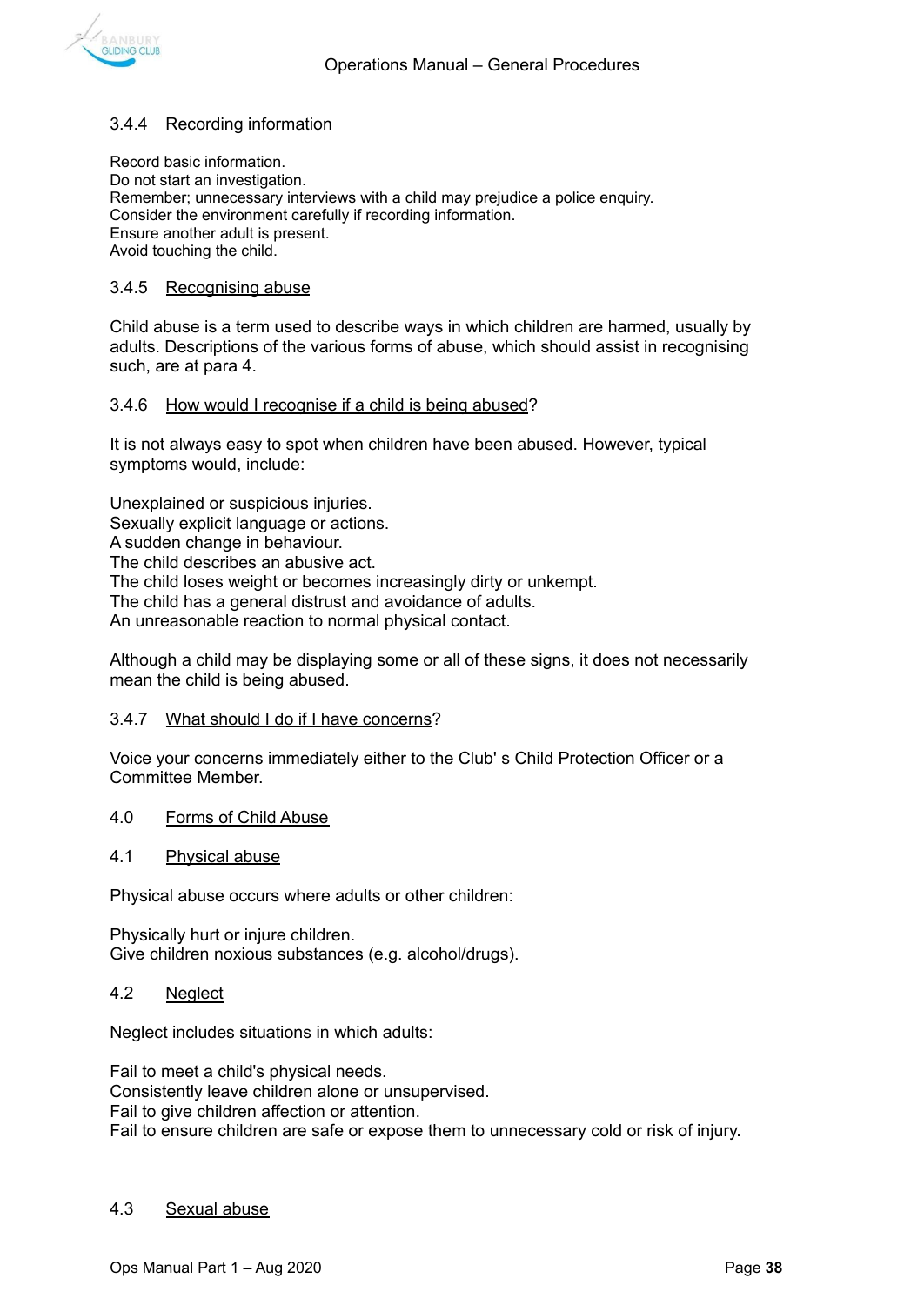### 3.4.4 Recording information

Record basic information.
Do not start an investigation.
Remember; unnecessary interviews with a child may prejudice a police enquiry.
Consider the environment carefully if recording information.
Ensure another adult is present.
Avoid touching the child.

### 3.4.5 Recognising abuse

Child abuse is a term used to describe ways in which children are harmed, usually by adults. Descriptions of the various forms of abuse, which should assist in recognising such, are at para 4.

### 3.4.6 How would I recognise if a child is being abused?

It is not always easy to spot when children have been abused. However, typical symptoms would, include:

Unexplained or suspicious injuries.
Sexually explicit language or actions.
A sudden change in behaviour.
The child describes an abusive act.
The child loses weight or becomes increasingly dirty or unkempt.
The child has a general distrust and avoidance of adults.
An unreasonable reaction to normal physical contact.

Although a child may be displaying some or all of these signs, it does not necessarily mean the child is being abused.

### 3.4.7 What should I do if I have concerns?

Voice your concerns immediately either to the Club' s Child Protection Officer or a Committee Member.

## 4.0 Forms of Child Abuse

### 4.1 Physical abuse

Physical abuse occurs where adults or other children:

Physically hurt or injure children.
Give children noxious substances (e.g. alcohol/drugs).

### 4.2 Neglect

Neglect includes situations in which adults:

Fail to meet a child's physical needs.
Consistently leave children alone or unsupervised.
Fail to give children affection or attention.
Fail to ensure children are safe or expose them to unnecessary cold or risk of injury.

### 4.3 Sexual abuse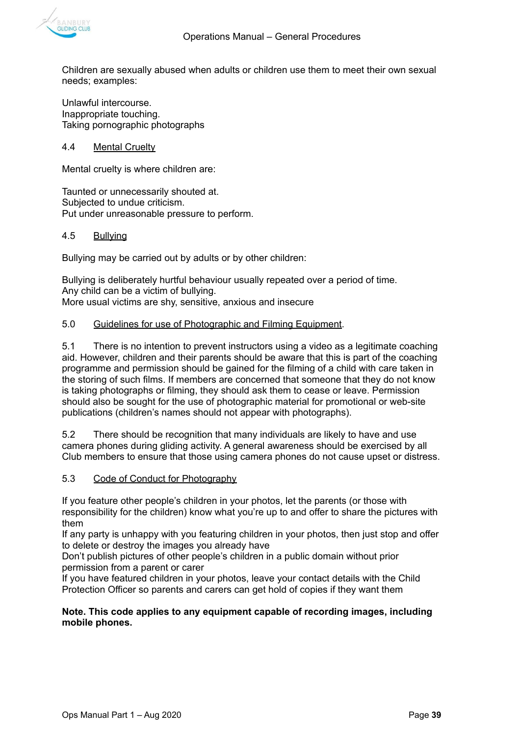Children are sexually abused when adults or children use them to meet their own sexual needs; examples:

Unlawful intercourse.
Inappropriate touching.
Taking pornographic photographs

### 4.4 Mental Cruelty

Mental cruelty is where children are:

Taunted or unnecessarily shouted at.
Subjected to undue criticism.
Put under unreasonable pressure to perform.

### 4.5 Bullying

Bullying may be carried out by adults or by other children:

Bullying is deliberately hurtful behaviour usually repeated over a period of time.
Any child can be a victim of bullying.
More usual victims are shy, sensitive, anxious and insecure

## 5.0 Guidelines for use of Photographic and Filming Equipment.

5.1 There is no intention to prevent instructors using a video as a legitimate coaching aid. However, children and their parents should be aware that this is part of the coaching programme and permission should be gained for the filming of a child with care taken in the storing of such films. If members are concerned that someone that they do not know is taking photographs or filming, they should ask them to cease or leave. Permission should also be sought for the use of photographic material for promotional or web-site publications (children's names should not appear with photographs).

5.2 There should be recognition that many individuals are likely to have and use camera phones during gliding activity. A general awareness should be exercised by all Club members to ensure that those using camera phones do not cause upset or distress.

### 5.3 Code of Conduct for Photography

If you feature other people's children in your photos, let the parents (or those with responsibility for the children) know what you're up to and offer to share the pictures with them
If any party is unhappy with you featuring children in your photos, then just stop and offer to delete or destroy the images you already have
Don't publish pictures of other people's children in a public domain without prior permission from a parent or carer
If you have featured children in your photos, leave your contact details with the Child Protection Officer so parents and carers can get hold of copies if they want them

**Note. This code applies to any equipment capable of recording images, including mobile phones.**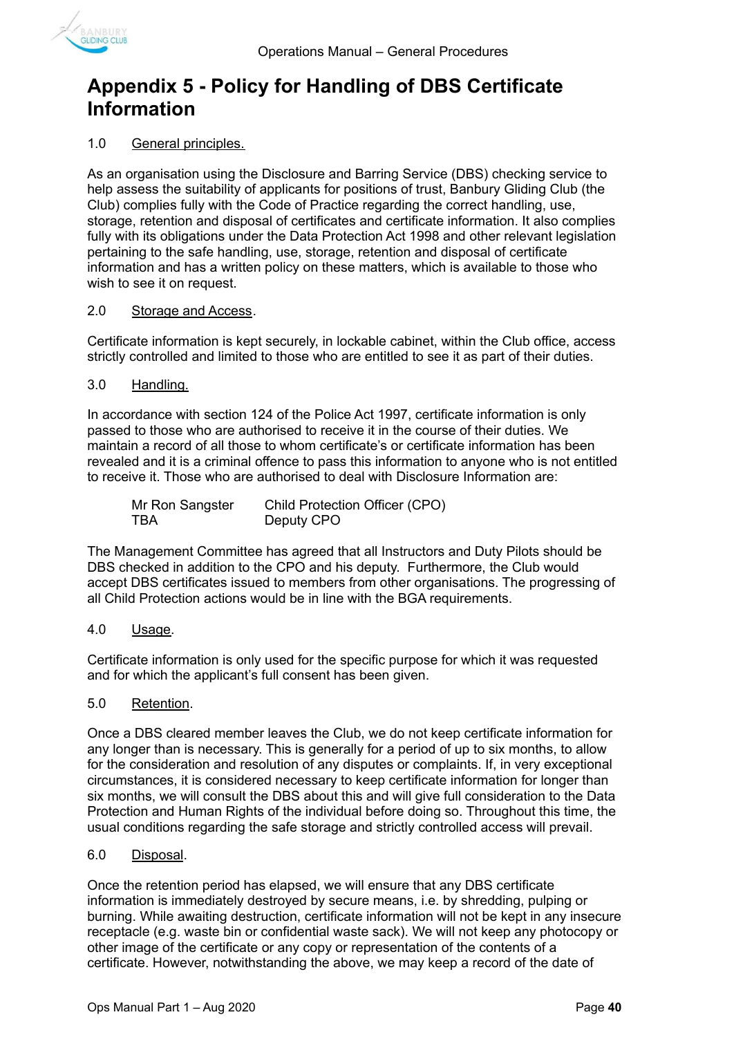# Appendix 5 - Policy for Handling of DBS Certificate Information

1.0 General principles.

As an organisation using the Disclosure and Barring Service (DBS) checking service to help assess the suitability of applicants for positions of trust, Banbury Gliding Club (the Club) complies fully with the Code of Practice regarding the correct handling, use, storage, retention and disposal of certificates and certificate information. It also complies fully with its obligations under the Data Protection Act 1998 and other relevant legislation pertaining to the safe handling, use, storage, retention and disposal of certificate information and has a written policy on these matters, which is available to those who wish to see it on request.

2.0 Storage and Access.

Certificate information is kept securely, in lockable cabinet, within the Club office, access strictly controlled and limited to those who are entitled to see it as part of their duties.

3.0 Handling.

In accordance with section 124 of the Police Act 1997, certificate information is only passed to those who are authorised to receive it in the course of their duties. We maintain a record of all those to whom certificate's or certificate information has been revealed and it is a criminal offence to pass this information to anyone who is not entitled to receive it. Those who are authorised to deal with Disclosure Information are:

| | |
|---|---|
| Mr Ron Sangster | Child Protection Officer (CPO) |
| TBA | Deputy CPO |

The Management Committee has agreed that all Instructors and Duty Pilots should be DBS checked in addition to the CPO and his deputy. Furthermore, the Club would accept DBS certificates issued to members from other organisations. The progressing of all Child Protection actions would be in line with the BGA requirements.

4.0 Usage.

Certificate information is only used for the specific purpose for which it was requested and for which the applicant's full consent has been given.

5.0 Retention.

Once a DBS cleared member leaves the Club, we do not keep certificate information for any longer than is necessary. This is generally for a period of up to six months, to allow for the consideration and resolution of any disputes or complaints. If, in very exceptional circumstances, it is considered necessary to keep certificate information for longer than six months, we will consult the DBS about this and will give full consideration to the Data Protection and Human Rights of the individual before doing so. Throughout this time, the usual conditions regarding the safe storage and strictly controlled access will prevail.

6.0 Disposal.

Once the retention period has elapsed, we will ensure that any DBS certificate information is immediately destroyed by secure means, i.e. by shredding, pulping or burning. While awaiting destruction, certificate information will not be kept in any insecure receptacle (e.g. waste bin or confidential waste sack). We will not keep any photocopy or other image of the certificate or any copy or representation of the contents of a certificate. However, notwithstanding the above, we may keep a record of the date of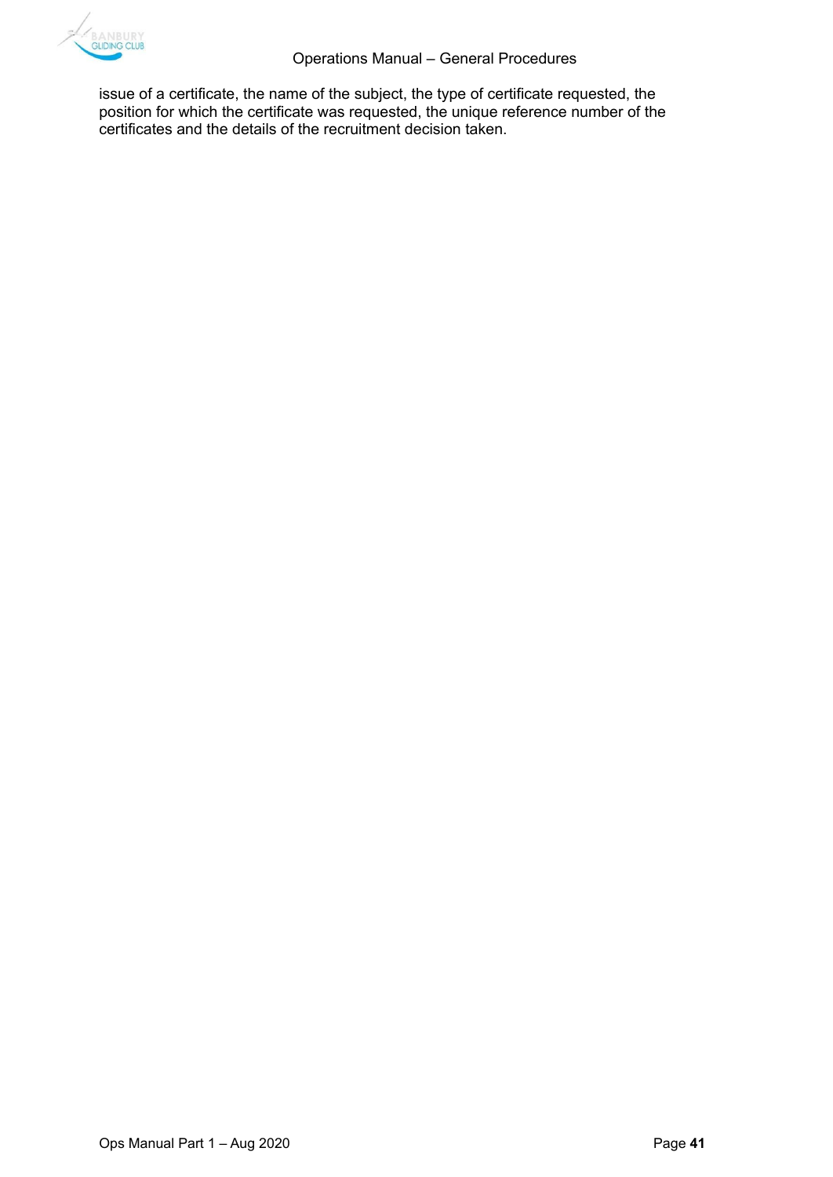issue of a certificate, the name of the subject, the type of certificate requested, the position for which the certificate was requested, the unique reference number of the certificates and the details of the recruitment decision taken.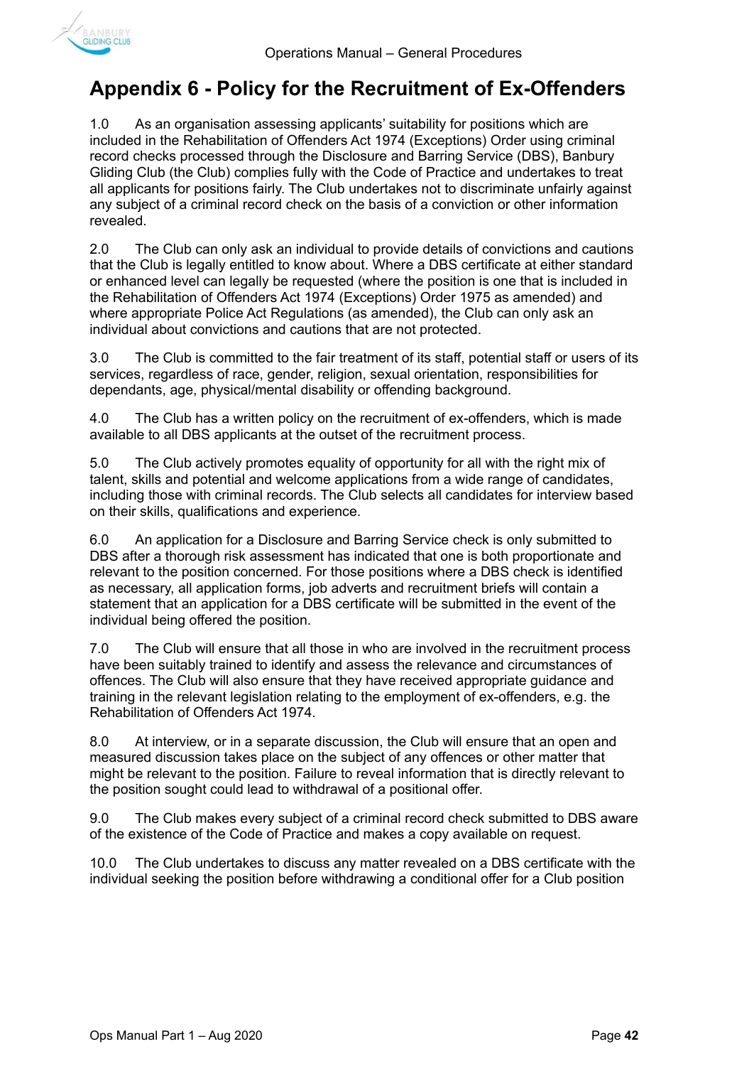# Appendix 6 - Policy for the Recruitment of Ex-Offenders

1.0 As an organisation assessing applicants' suitability for positions which are included in the Rehabilitation of Offenders Act 1974 (Exceptions) Order using criminal record checks processed through the Disclosure and Barring Service (DBS), Banbury Gliding Club (the Club) complies fully with the Code of Practice and undertakes to treat all applicants for positions fairly. The Club undertakes not to discriminate unfairly against any subject of a criminal record check on the basis of a conviction or other information revealed.

2.0 The Club can only ask an individual to provide details of convictions and cautions that the Club is legally entitled to know about. Where a DBS certificate at either standard or enhanced level can legally be requested (where the position is one that is included in the Rehabilitation of Offenders Act 1974 (Exceptions) Order 1975 as amended) and where appropriate Police Act Regulations (as amended), the Club can only ask an individual about convictions and cautions that are not protected.

3.0 The Club is committed to the fair treatment of its staff, potential staff or users of its services, regardless of race, gender, religion, sexual orientation, responsibilities for dependants, age, physical/mental disability or offending background.

4.0 The Club has a written policy on the recruitment of ex-offenders, which is made available to all DBS applicants at the outset of the recruitment process.

5.0 The Club actively promotes equality of opportunity for all with the right mix of talent, skills and potential and welcome applications from a wide range of candidates, including those with criminal records. The Club selects all candidates for interview based on their skills, qualifications and experience.

6.0 An application for a Disclosure and Barring Service check is only submitted to DBS after a thorough risk assessment has indicated that one is both proportionate and relevant to the position concerned. For those positions where a DBS check is identified as necessary, all application forms, job adverts and recruitment briefs will contain a statement that an application for a DBS certificate will be submitted in the event of the individual being offered the position.

7.0 The Club will ensure that all those in who are involved in the recruitment process have been suitably trained to identify and assess the relevance and circumstances of offences. The Club will also ensure that they have received appropriate guidance and training in the relevant legislation relating to the employment of ex-offenders, e.g. the Rehabilitation of Offenders Act 1974.

8.0 At interview, or in a separate discussion, the Club will ensure that an open and measured discussion takes place on the subject of any offences or other matter that might be relevant to the position. Failure to reveal information that is directly relevant to the position sought could lead to withdrawal of a positional offer.

9.0 The Club makes every subject of a criminal record check submitted to DBS aware of the existence of the Code of Practice and makes a copy available on request.

10.0 The Club undertakes to discuss any matter revealed on a DBS certificate with the individual seeking the position before withdrawing a conditional offer for a Club position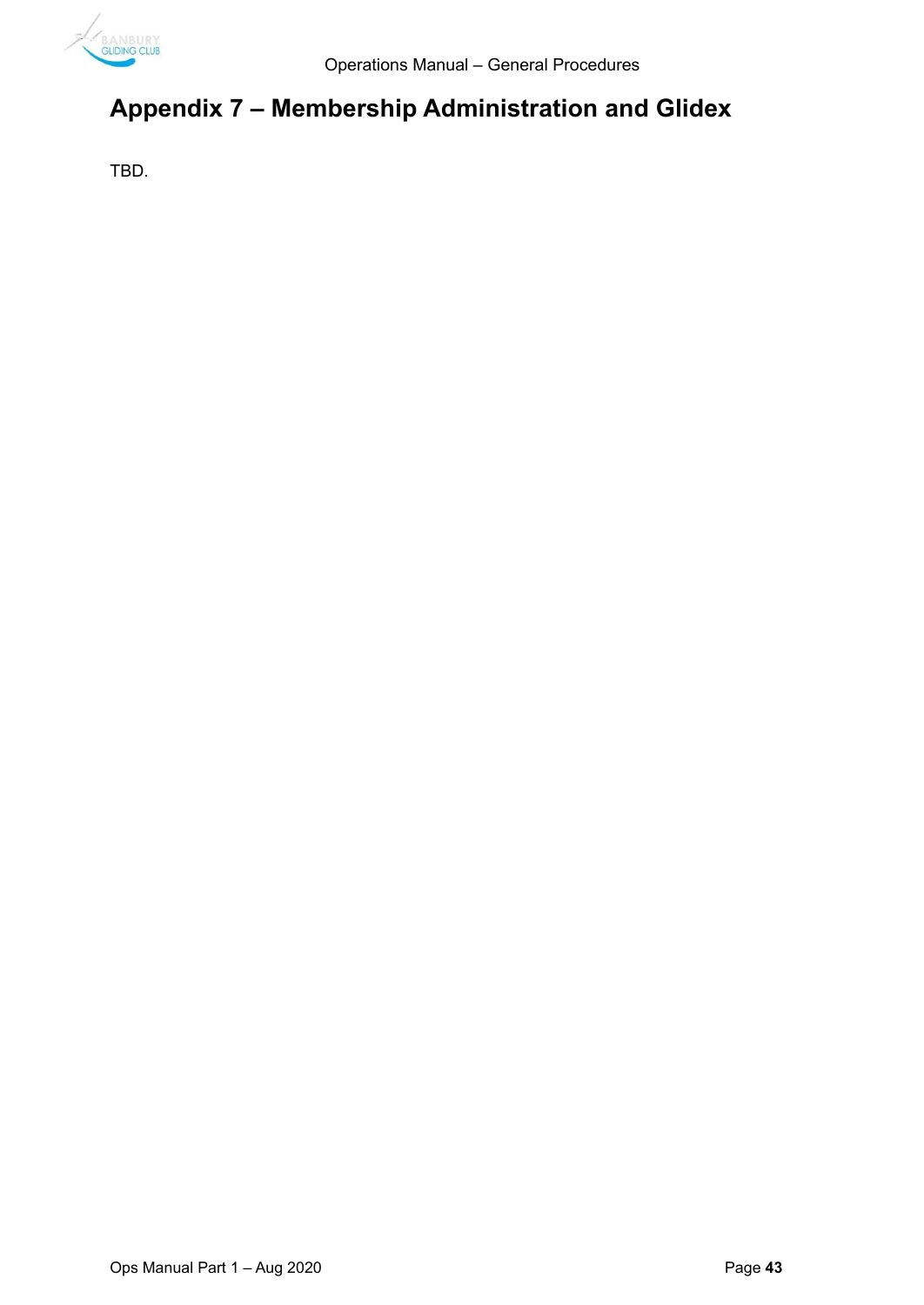# Appendix 7 – Membership Administration and Glidex

TBD.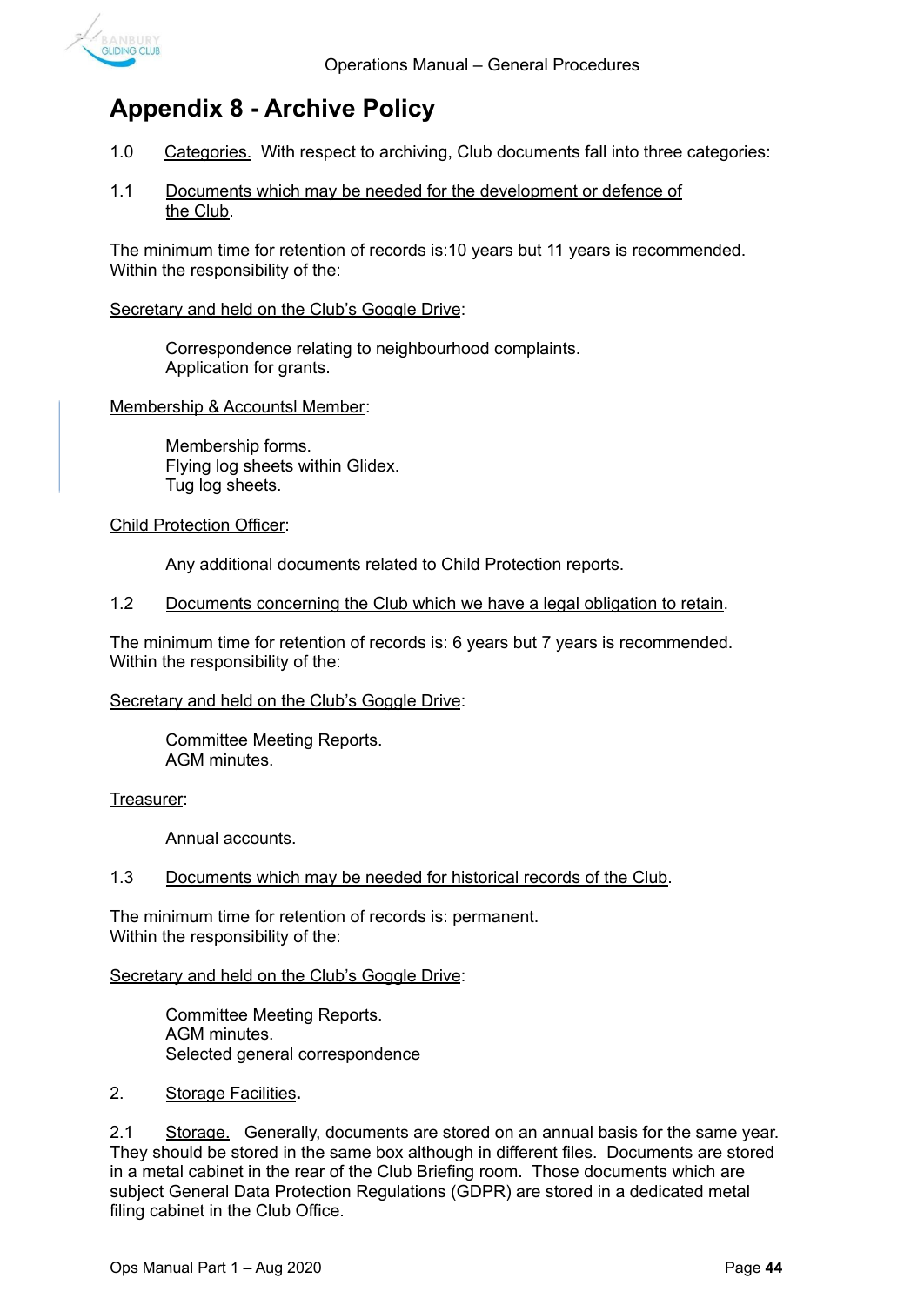# Appendix 8 - Archive Policy

1.0 Categories. With respect to archiving, Club documents fall into three categories:

1.1 Documents which may be needed for the development or defence of the Club.

The minimum time for retention of records is:10 years but 11 years is recommended. Within the responsibility of the:

Secretary and held on the Club's Goggle Drive:

Correspondence relating to neighbourhood complaints.
Application for grants.

Membership & Accountsl Member:

Membership forms.
Flying log sheets within Glidex.
Tug log sheets.

Child Protection Officer:

Any additional documents related to Child Protection reports.

1.2 Documents concerning the Club which we have a legal obligation to retain.

The minimum time for retention of records is: 6 years but 7 years is recommended. Within the responsibility of the:

Secretary and held on the Club's Goggle Drive:

Committee Meeting Reports.
AGM minutes.

Treasurer:

Annual accounts.

1.3 Documents which may be needed for historical records of the Club.

The minimum time for retention of records is: permanent. Within the responsibility of the:

Secretary and held on the Club's Goggle Drive:

Committee Meeting Reports.
AGM minutes.
Selected general correspondence

2. Storage Facilities**.**

2.1 Storage. Generally, documents are stored on an annual basis for the same year. They should be stored in the same box although in different files. Documents are stored in a metal cabinet in the rear of the Club Briefing room. Those documents which are subject General Data Protection Regulations (GDPR) are stored in a dedicated metal filing cabinet in the Club Office.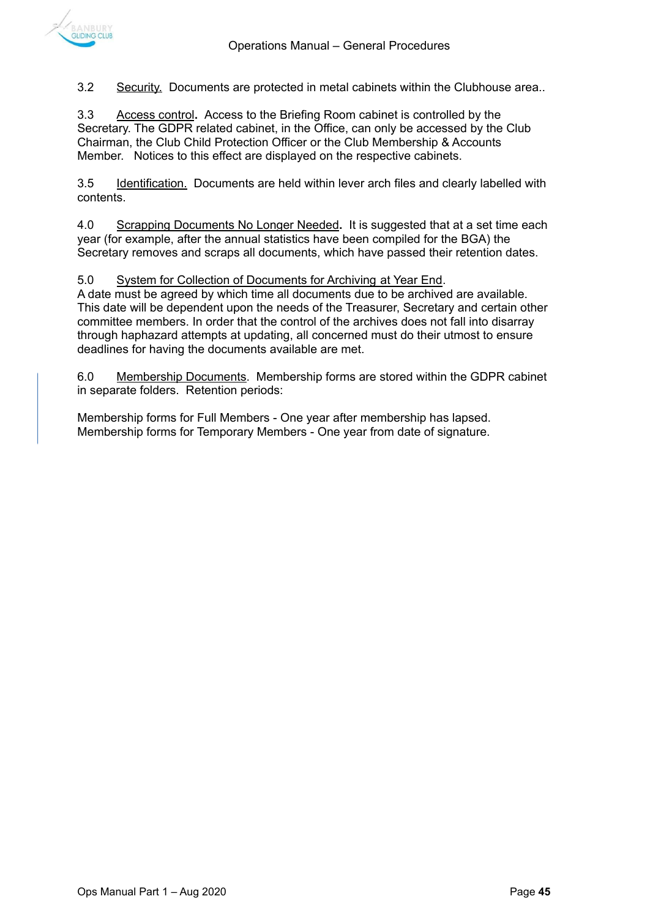3.2 Security. Documents are protected in metal cabinets within the Clubhouse area..

3.3 Access control**.** Access to the Briefing Room cabinet is controlled by the Secretary. The GDPR related cabinet, in the Office, can only be accessed by the Club Chairman, the Club Child Protection Officer or the Club Membership & Accounts Member. Notices to this effect are displayed on the respective cabinets.

3.5 Identification. Documents are held within lever arch files and clearly labelled with contents.

4.0 Scrapping Documents No Longer Needed**.** It is suggested that at a set time each year (for example, after the annual statistics have been compiled for the BGA) the Secretary removes and scraps all documents, which have passed their retention dates.

5.0 System for Collection of Documents for Archiving at Year End.
A date must be agreed by which time all documents due to be archived are available. This date will be dependent upon the needs of the Treasurer, Secretary and certain other committee members. In order that the control of the archives does not fall into disarray through haphazard attempts at updating, all concerned must do their utmost to ensure deadlines for having the documents available are met.

6.0 Membership Documents. Membership forms are stored within the GDPR cabinet in separate folders. Retention periods:

Membership forms for Full Members - One year after membership has lapsed.
Membership forms for Temporary Members - One year from date of signature.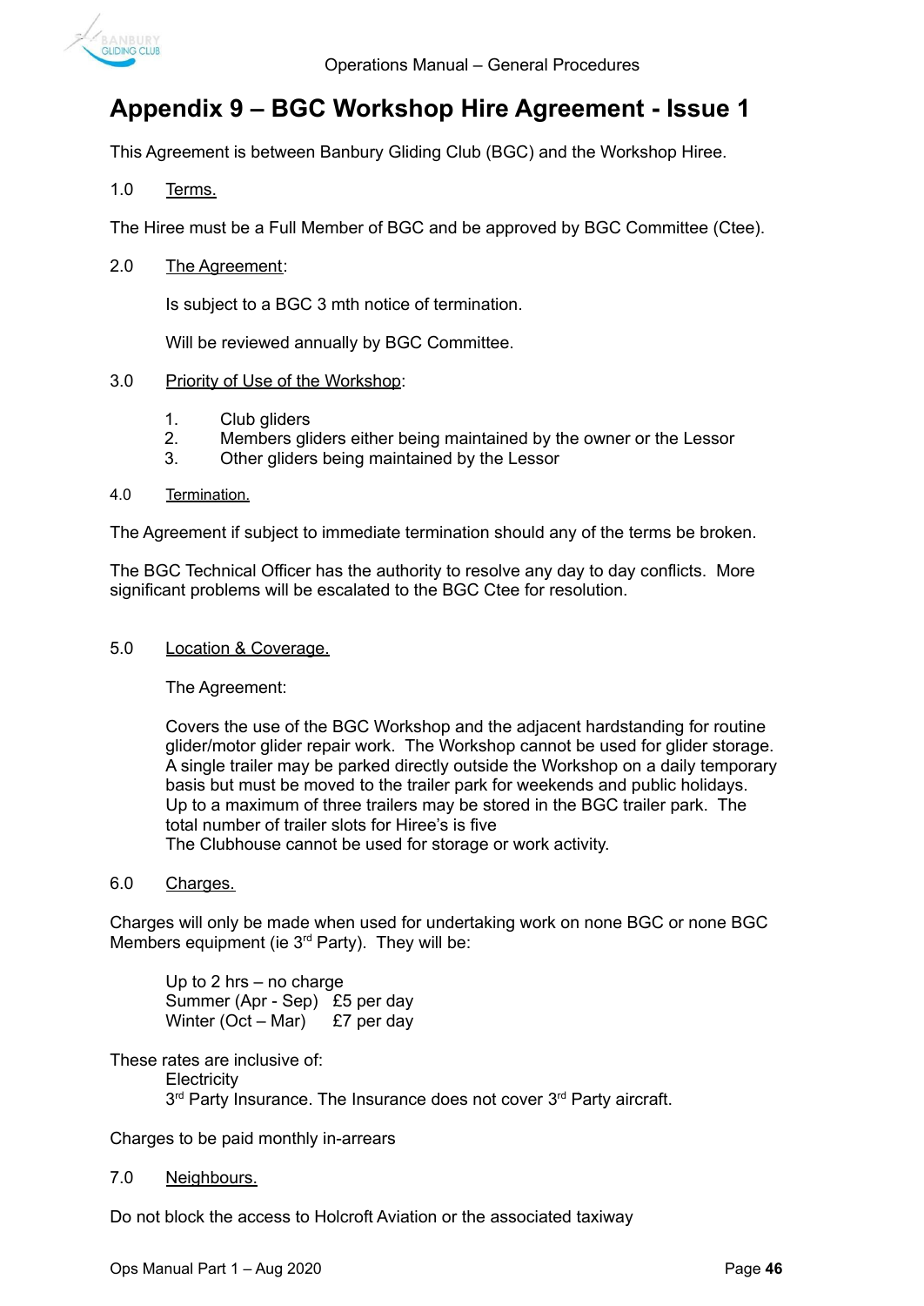# Appendix 9 – BGC Workshop Hire Agreement - Issue 1

This Agreement is between Banbury Gliding Club (BGC) and the Workshop Hiree.

1.0 Terms.

The Hiree must be a Full Member of BGC and be approved by BGC Committee (Ctee).

2.0 The Agreement:

Is subject to a BGC 3 mth notice of termination.

Will be reviewed annually by BGC Committee.

3.0 Priority of Use of the Workshop:

1. Club gliders
2. Members gliders either being maintained by the owner or the Lessor
3. Other gliders being maintained by the Lessor

4.0 Termination.

The Agreement if subject to immediate termination should any of the terms be broken.

The BGC Technical Officer has the authority to resolve any day to day conflicts. More significant problems will be escalated to the BGC Ctee for resolution.

5.0 Location & Coverage.

The Agreement:

Covers the use of the BGC Workshop and the adjacent hardstanding for routine glider/motor glider repair work. The Workshop cannot be used for glider storage. A single trailer may be parked directly outside the Workshop on a daily temporary basis but must be moved to the trailer park for weekends and public holidays. Up to a maximum of three trailers may be stored in the BGC trailer park. The total number of trailer slots for Hiree's is five
The Clubhouse cannot be used for storage or work activity.

6.0 Charges.

Charges will only be made when used for undertaking work on none BGC or none BGC Members equipment (ie 3rd Party). They will be:

Up to 2 hrs – no charge
Summer (Apr - Sep) £5 per day
Winter (Oct – Mar) £7 per day

These rates are inclusive of:
Electricity
3rd Party Insurance. The Insurance does not cover 3rd Party aircraft.

Charges to be paid monthly in-arrears

7.0 Neighbours.

Do not block the access to Holcroft Aviation or the associated taxiway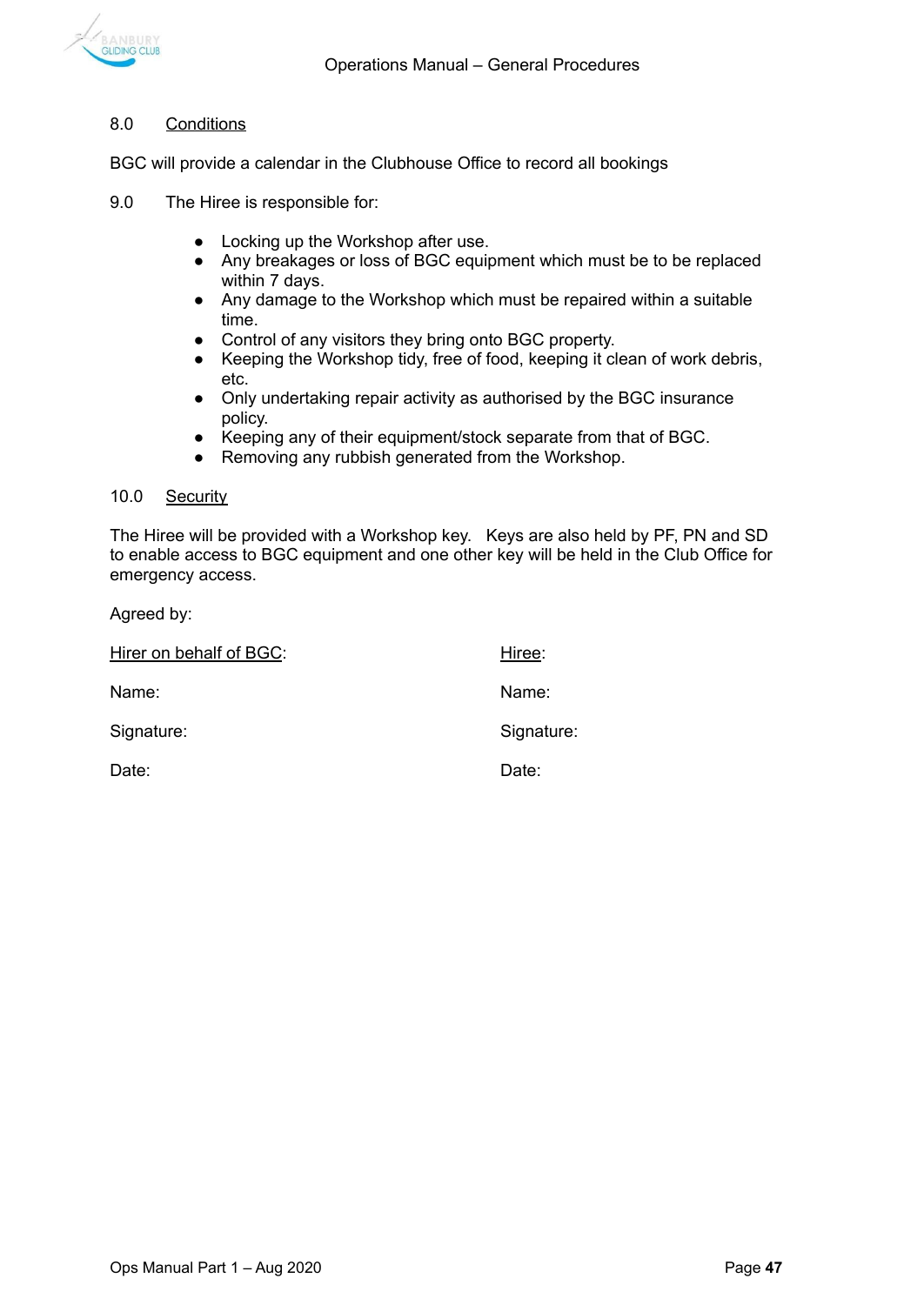## 8.0 Conditions

BGC will provide a calendar in the Clubhouse Office to record all bookings

## 9.0 The Hiree is responsible for:

- Locking up the Workshop after use.
- Any breakages or loss of BGC equipment which must be to be replaced within 7 days.
- Any damage to the Workshop which must be repaired within a suitable time.
- Control of any visitors they bring onto BGC property.
- Keeping the Workshop tidy, free of food, keeping it clean of work debris, etc.
- Only undertaking repair activity as authorised by the BGC insurance policy.
- Keeping any of their equipment/stock separate from that of BGC.
- Removing any rubbish generated from the Workshop.

## 10.0 Security

The Hiree will be provided with a Workshop key. Keys are also held by PF, PN and SD to enable access to BGC equipment and one other key will be held in the Club Office for emergency access.

Agreed by:

| Hirer on behalf of BGC: | Hiree: |
| --- | --- |
| Name: | Name: |
| Signature: | Signature: |
| Date: | Date: |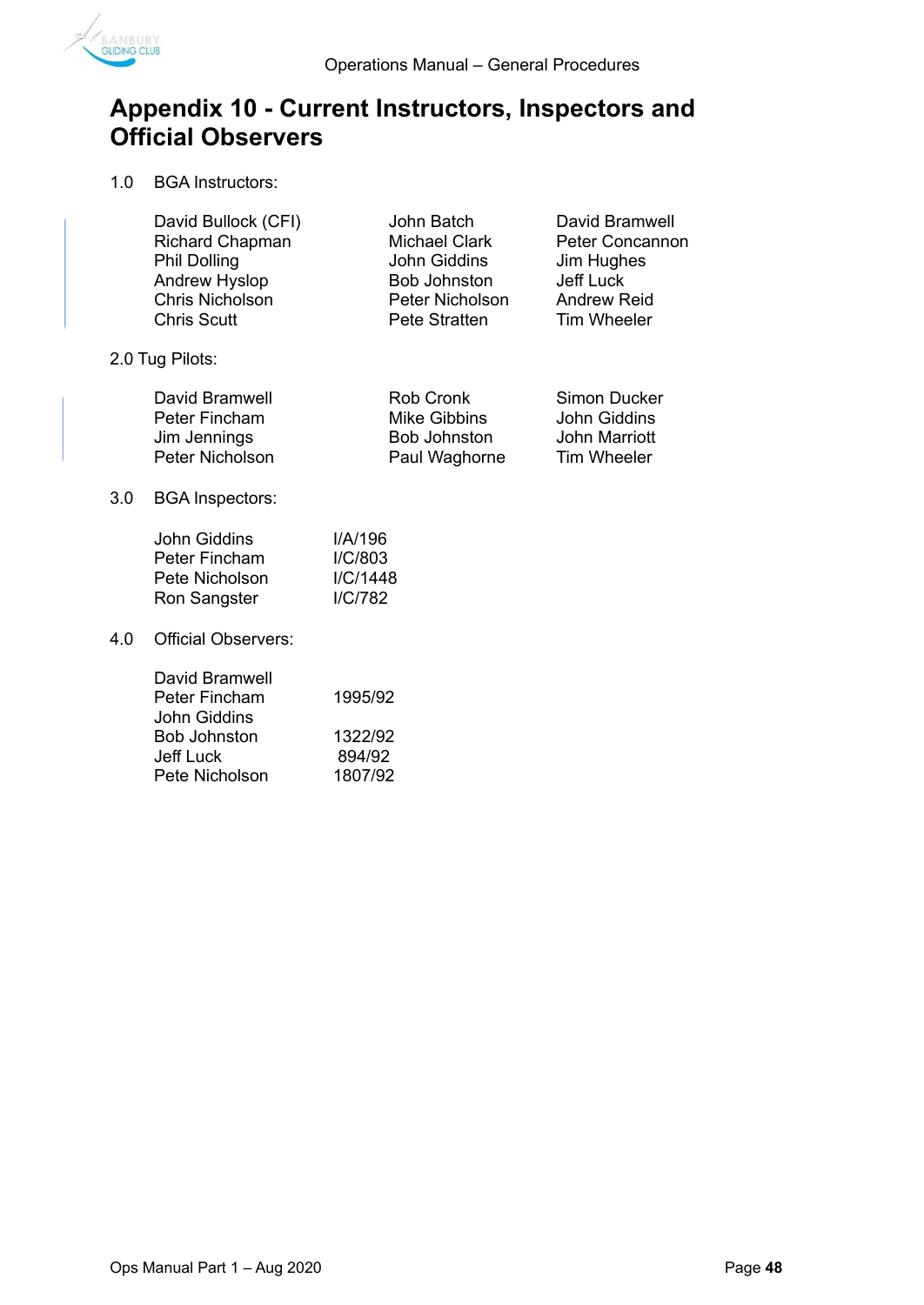# Appendix 10 - Current Instructors, Inspectors and Official Observers

1.0 BGA Instructors:

| | | |
|---|---|---|
| David Bullock (CFI) | John Batch | David Bramwell |
| Richard Chapman | Michael Clark | Peter Concannon |
| Phil Dolling | John Giddins | Jim Hughes |
| Andrew Hyslop | Bob Johnston | Jeff Luck |
| Chris Nicholson | Peter Nicholson | Andrew Reid |
| Chris Scutt | Pete Stratten | Tim Wheeler |

2.0 Tug Pilots:

| | | |
|---|---|---|
| David Bramwell | Rob Cronk | Simon Ducker |
| Peter Fincham | Mike Gibbins | John Giddins |
| Jim Jennings | Bob Johnston | John Marriott |
| Peter Nicholson | Paul Waghorne | Tim Wheeler |

3.0 BGA Inspectors:

| | |
|---|---|
| John Giddins | I/A/196 |
| Peter Fincham | I/C/803 |
| Pete Nicholson | I/C/1448 |
| Ron Sangster | I/C/782 |

4.0 Official Observers:

| | |
|---|---|
| David Bramwell | |
| Peter Fincham | 1995/92 |
| John Giddins | |
| Bob Johnston | 1322/92 |
| Jeff Luck | 894/92 |
| Pete Nicholson | 1807/92 |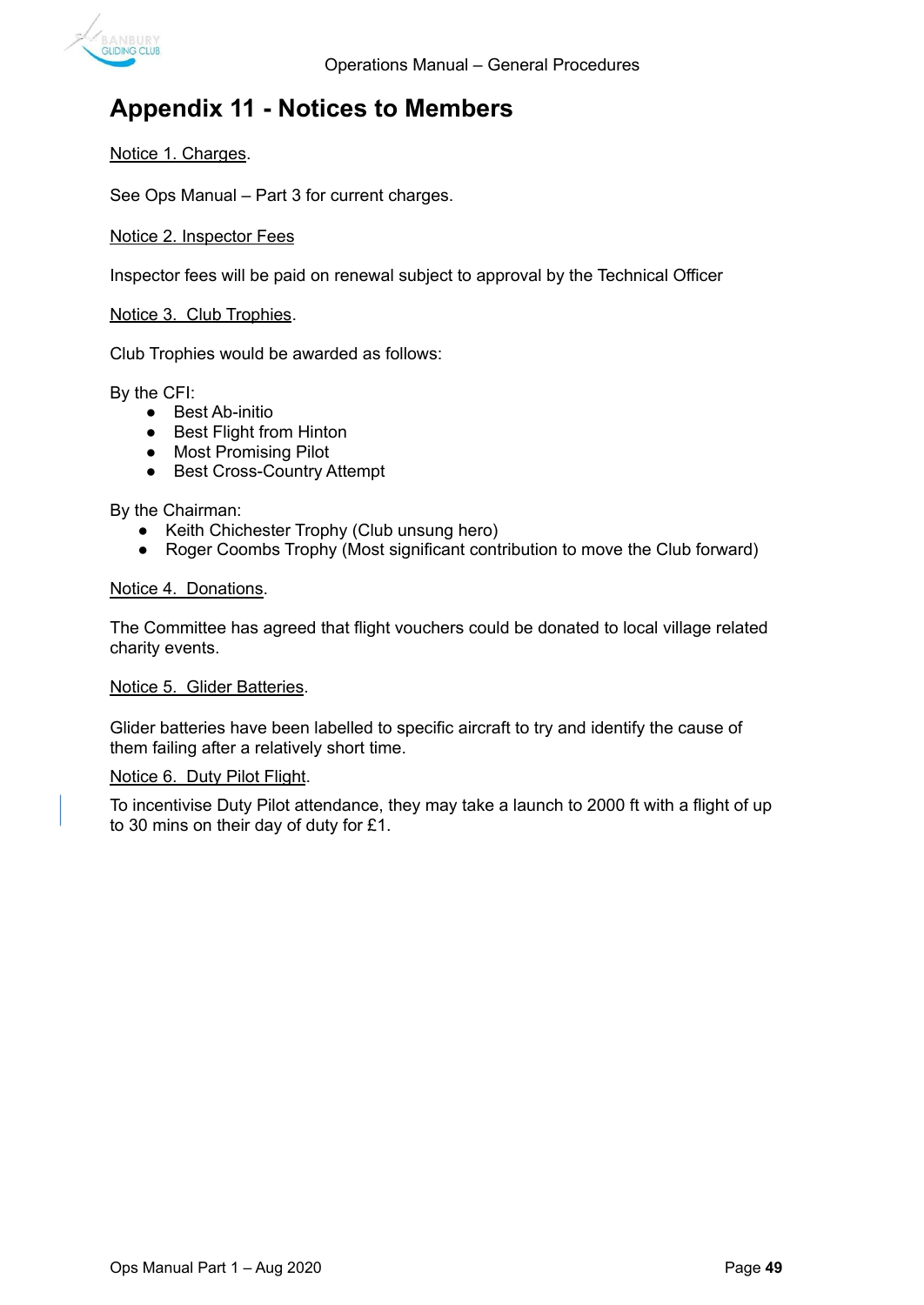# Appendix 11 - Notices to Members

<u>Notice 1. Charges</u>.

See Ops Manual – Part 3 for current charges.

<u>Notice 2. Inspector Fees</u>

Inspector fees will be paid on renewal subject to approval by the Technical Officer

<u>Notice 3. Club Trophies</u>.

Club Trophies would be awarded as follows:

By the CFI:

- Best Ab-initio
- Best Flight from Hinton
- Most Promising Pilot
- Best Cross-Country Attempt

By the Chairman:

- Keith Chichester Trophy (Club unsung hero)
- Roger Coombs Trophy (Most significant contribution to move the Club forward)

<u>Notice 4. Donations</u>.

The Committee has agreed that flight vouchers could be donated to local village related charity events.

<u>Notice 5. Glider Batteries</u>.

Glider batteries have been labelled to specific aircraft to try and identify the cause of them failing after a relatively short time.

<u>Notice 6. Duty Pilot Flight</u>.

To incentivise Duty Pilot attendance, they may take a launch to 2000 ft with a flight of up to 30 mins on their day of duty for £1.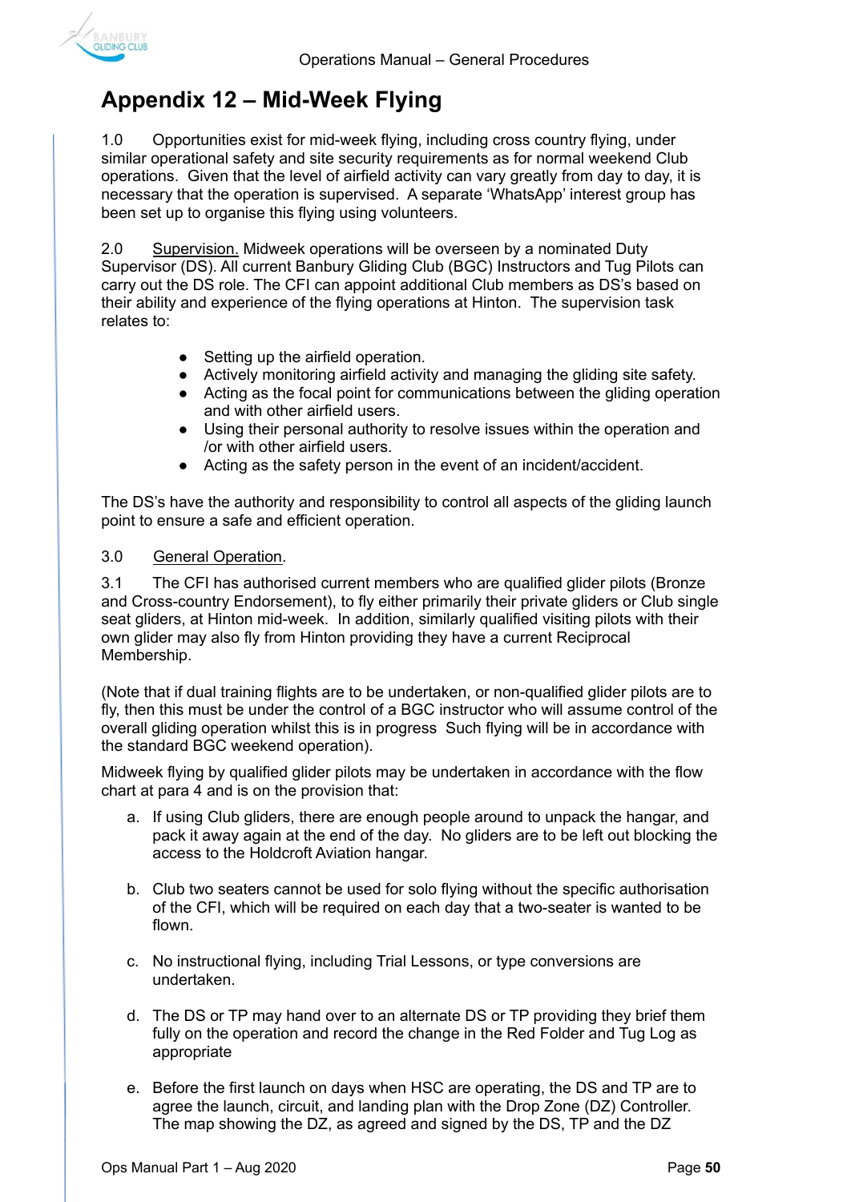# Appendix 12 – Mid-Week Flying

1.0 Opportunities exist for mid-week flying, including cross country flying, under similar operational safety and site security requirements as for normal weekend Club operations. Given that the level of airfield activity can vary greatly from day to day, it is necessary that the operation is supervised. A separate 'WhatsApp' interest group has been set up to organise this flying using volunteers.

2.0 Supervision. Midweek operations will be overseen by a nominated Duty Supervisor (DS). All current Banbury Gliding Club (BGC) Instructors and Tug Pilots can carry out the DS role. The CFI can appoint additional Club members as DS's based on their ability and experience of the flying operations at Hinton. The supervision task relates to:

- Setting up the airfield operation.
- Actively monitoring airfield activity and managing the gliding site safety.
- Acting as the focal point for communications between the gliding operation and with other airfield users.
- Using their personal authority to resolve issues within the operation and /or with other airfield users.
- Acting as the safety person in the event of an incident/accident.

The DS's have the authority and responsibility to control all aspects of the gliding launch point to ensure a safe and efficient operation.

3.0 General Operation.

3.1 The CFI has authorised current members who are qualified glider pilots (Bronze and Cross-country Endorsement), to fly either primarily their private gliders or Club single seat gliders, at Hinton mid-week. In addition, similarly qualified visiting pilots with their own glider may also fly from Hinton providing they have a current Reciprocal Membership.

(Note that if dual training flights are to be undertaken, or non-qualified glider pilots are to fly, then this must be under the control of a BGC instructor who will assume control of the overall gliding operation whilst this is in progress Such flying will be in accordance with the standard BGC weekend operation).

Midweek flying by qualified glider pilots may be undertaken in accordance with the flow chart at para 4 and is on the provision that:

a. If using Club gliders, there are enough people around to unpack the hangar, and pack it away again at the end of the day. No gliders are to be left out blocking the access to the Holdcroft Aviation hangar.

b. Club two seaters cannot be used for solo flying without the specific authorisation of the CFI, which will be required on each day that a two-seater is wanted to be flown.

c. No instructional flying, including Trial Lessons, or type conversions are undertaken.

d. The DS or TP may hand over to an alternate DS or TP providing they brief them fully on the operation and record the change in the Red Folder and Tug Log as appropriate

e. Before the first launch on days when HSC are operating, the DS and TP are to agree the launch, circuit, and landing plan with the Drop Zone (DZ) Controller. The map showing the DZ, as agreed and signed by the DS, TP and the DZ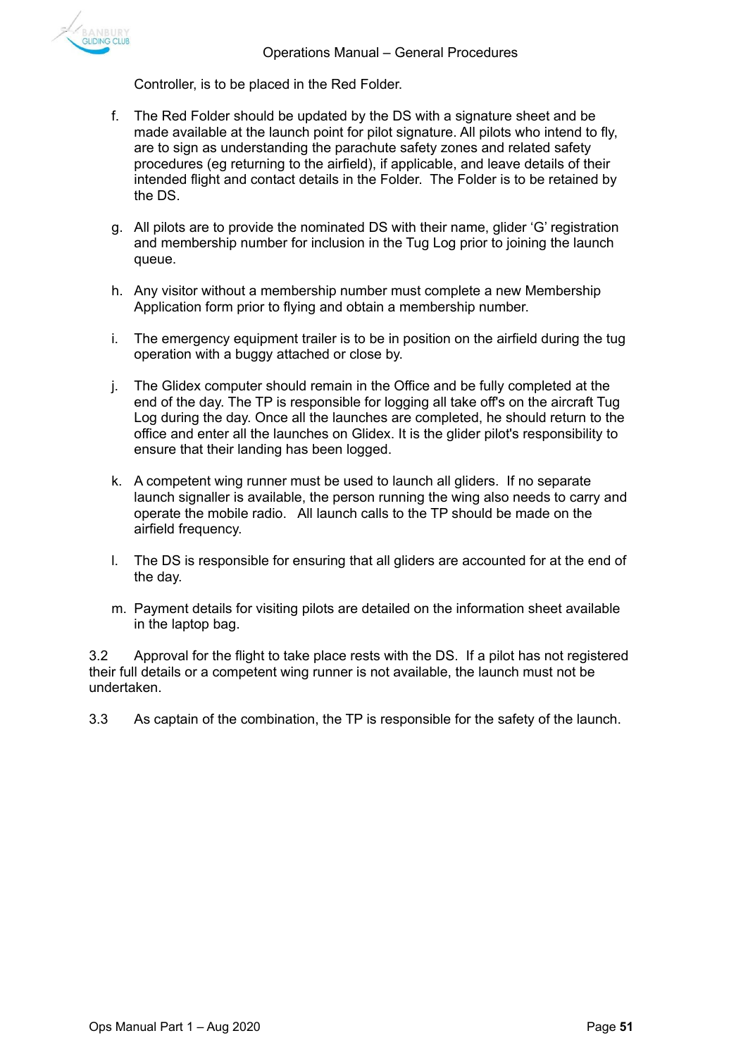Controller, is to be placed in the Red Folder.

f. The Red Folder should be updated by the DS with a signature sheet and be made available at the launch point for pilot signature. All pilots who intend to fly, are to sign as understanding the parachute safety zones and related safety procedures (eg returning to the airfield), if applicable, and leave details of their intended flight and contact details in the Folder. The Folder is to be retained by the DS.

g. All pilots are to provide the nominated DS with their name, glider 'G' registration and membership number for inclusion in the Tug Log prior to joining the launch queue.

h. Any visitor without a membership number must complete a new Membership Application form prior to flying and obtain a membership number.

i. The emergency equipment trailer is to be in position on the airfield during the tug operation with a buggy attached or close by.

j. The Glidex computer should remain in the Office and be fully completed at the end of the day. The TP is responsible for logging all take off's on the aircraft Tug Log during the day. Once all the launches are completed, he should return to the office and enter all the launches on Glidex. It is the glider pilot's responsibility to ensure that their landing has been logged.

k. A competent wing runner must be used to launch all gliders. If no separate launch signaller is available, the person running the wing also needs to carry and operate the mobile radio. All launch calls to the TP should be made on the airfield frequency.

l. The DS is responsible for ensuring that all gliders are accounted for at the end of the day.

m. Payment details for visiting pilots are detailed on the information sheet available in the laptop bag.

3.2 Approval for the flight to take place rests with the DS. If a pilot has not registered their full details or a competent wing runner is not available, the launch must not be undertaken.

3.3 As captain of the combination, the TP is responsible for the safety of the launch.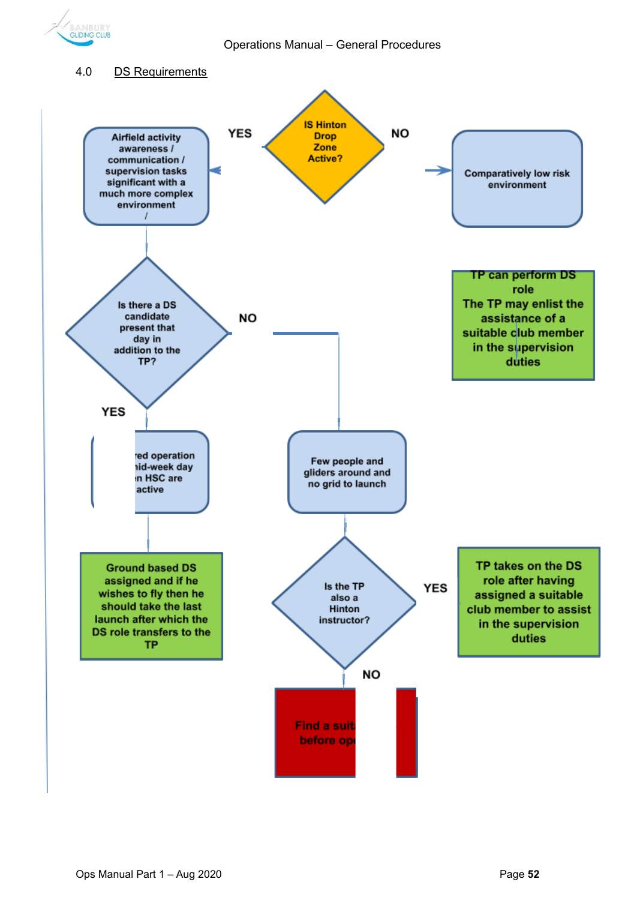## 4.0 DS Requirements

IS Hinton Drop Zone Active?

YES

Airfield activity awareness / communication / supervision tasks significant with a much more complex environment

NO

Comparatively low risk environment

TP can perform DS role
The TP may enlist the assistance of a suitable club member in the supervision duties

Is there a DS candidate present that day in addition to the TP?

NO

YES

red operation
nid-week day
n HSC are
active

Few people and gliders around and no grid to launch

Ground based DS assigned and if he wishes to fly then he should take the last launch after which the DS role transfers to the TP

Is the TP also a Hinton instructor?

YES

TP takes on the DS role after having assigned a suitable club member to assist in the supervision duties

NO

Find a suit
before op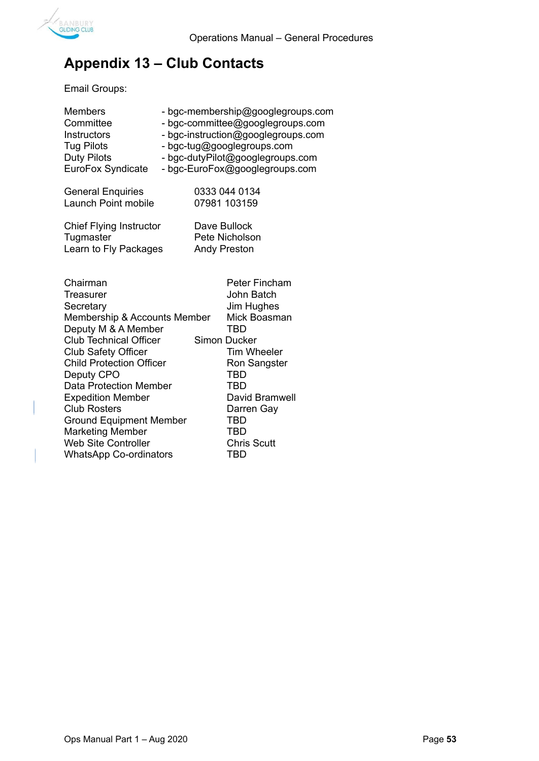# Appendix 13 – Club Contacts

Email Groups:

| | |
|---|---|
| Members | - bgc-membership@googlegroups.com |
| Committee | - bgc-committee@googlegroups.com |
| Instructors | - bgc-instruction@googlegroups.com |
| Tug Pilots | - bgc-tug@googlegroups.com |
| Duty Pilots | - bgc-dutyPilot@googlegroups.com |
| EuroFox Syndicate | - bgc-EuroFox@googlegroups.com |

| | |
|---|---|
| General Enquiries | 0333 044 0134 |
| Launch Point mobile | 07981 103159 |

| | |
|---|---|
| Chief Flying Instructor | Dave Bullock |
| Tugmaster | Pete Nicholson |
| Learn to Fly Packages | Andy Preston |

| | |
|---|---|
| Chairman | Peter Fincham |
| Treasurer | John Batch |
| Secretary | Jim Hughes |
| Membership & Accounts Member | Mick Boasman |
| Deputy M & A Member | TBD |
| Club Technical Officer | Simon Ducker |
| Club Safety Officer | Tim Wheeler |
| Child Protection Officer | Ron Sangster |
| Deputy CPO | TBD |
| Data Protection Member | TBD |
| Expedition Member | David Bramwell |
| Club Rosters | Darren Gay |
| Ground Equipment Member | TBD |
| Marketing Member | TBD |
| Web Site Controller | Chris Scutt |
| WhatsApp Co-ordinators | TBD |

Ops Manual Part 1 – Aug 2020